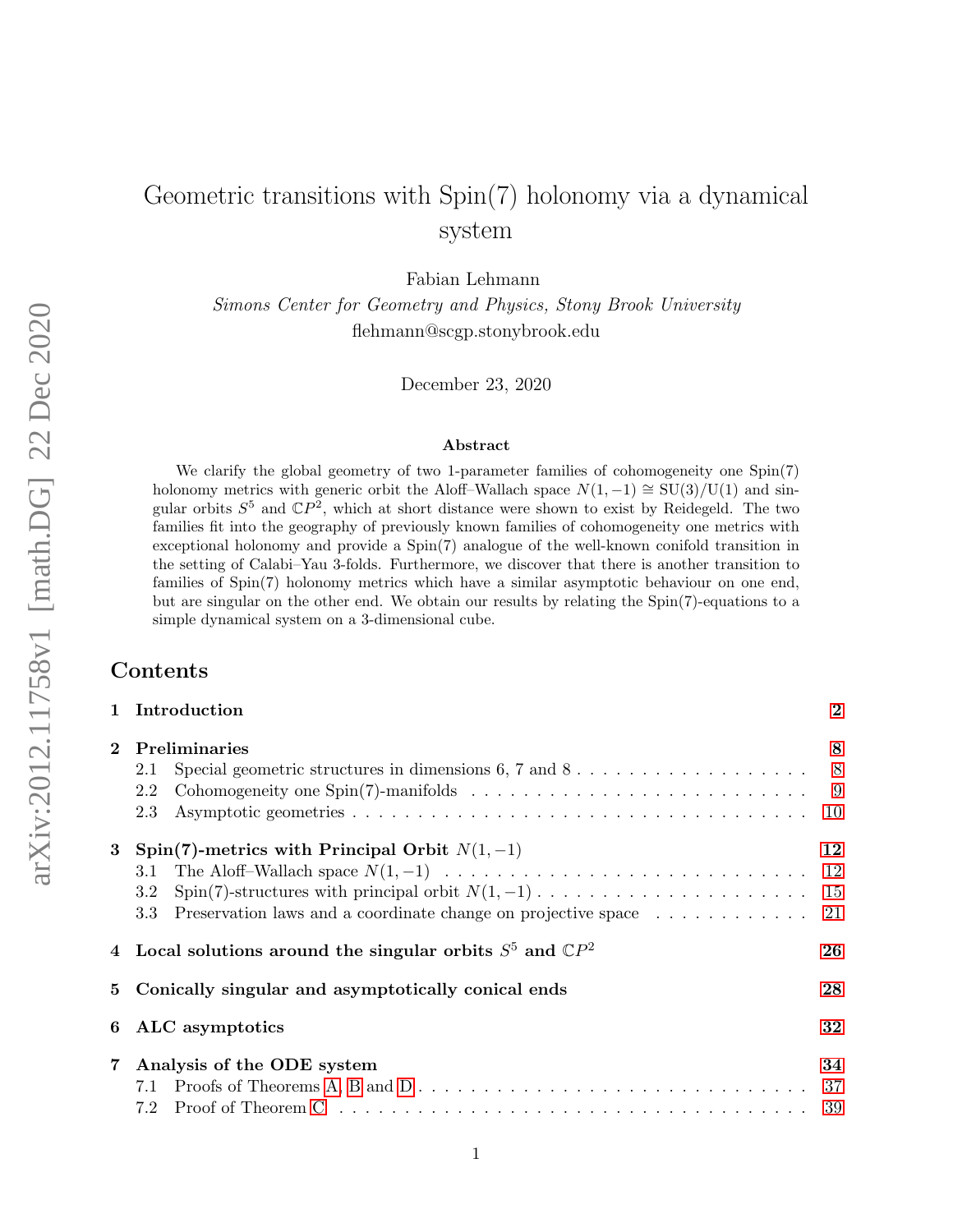# Geometric transitions with Spin(7) holonomy via a dynamical system

Fabian Lehmann

*Simons Center for Geometry and Physics, Stony Brook University*

flehmann@scgp.stonybrook.edu

December 23, 2020

## Abstract

We clarify the global geometry of two 1-parameter families of cohomogeneity one Spin(7) holonomy metrics with generic orbit the Aloff–Wallach space $N(1,-1) \cong \mathrm{SU}(3)/\mathrm{U}(1)$ and singular orbits $S^5$ and $\mathbb{C}P^2$, which at short distance were shown to exist by Reidegeld. The two families fit into the geography of previously known families of cohomogeneity one metrics with exceptional holonomy and provide a Spin(7) analogue of the well-known conifold transition in the setting of Calabi–Yau 3-folds. Furthermore, we discover that there is another transition to families of Spin(7) holonomy metrics which have a similar asymptotic behaviour on one end, but are singular on the other end. We obtain our results by relating the Spin(7)-equations to a simple dynamical system on a 3-dimensional cube.

## Contents

- **1 Introduction** — 2
- **2 Preliminaries** — 8
  - 2.1 Special geometric structures in dimensions 6, 7 and 8 — 8
  - 2.2 Cohomogeneity one Spin(7)-manifolds — 9
  - 2.3 Asymptotic geometries — 10
- **3 Spin(7)-metrics with Principal Orbit $N(1,-1)$** — 12
  - 3.1 The Aloff–Wallach space $N(1,-1)$ — 12
  - 3.2 Spin(7)-structures with principal orbit $N(1,-1)$ — 15
  - 3.3 Preservation laws and a coordinate change on projective space — 21
- **4 Local solutions around the singular orbits $S^5$ and $\mathbb{C}P^2$** — 26
- **5 Conically singular and asymptotically conical ends** — 28
- **6 ALC asymptotics** — 32
- **7 Analysis of the ODE system** — 34
  - 7.1 Proofs of Theorems A, B and D — 37
  - 7.2 Proof of Theorem C — 39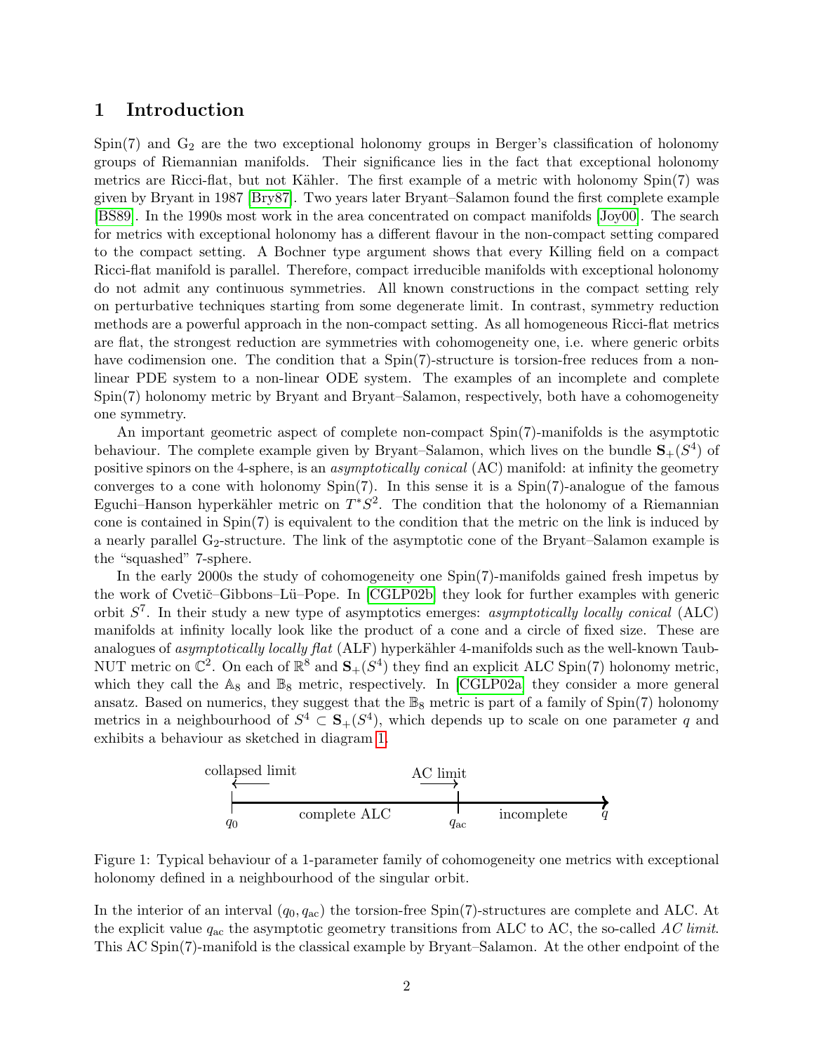## 1 Introduction

Spin(7) and $G_2$ are the two exceptional holonomy groups in Berger's classification of holonomy groups of Riemannian manifolds. Their significance lies in the fact that exceptional holonomy metrics are Ricci-flat, but not Kähler. The first example of a metric with holonomy Spin(7) was given by Bryant in 1987 [Bry87]. Two years later Bryant–Salamon found the first complete example [BS89]. In the 1990s most work in the area concentrated on compact manifolds [Joy00]. The search for metrics with exceptional holonomy has a different flavour in the non-compact setting compared to the compact setting. A Bochner type argument shows that every Killing field on a compact Ricci-flat manifold is parallel. Therefore, compact irreducible manifolds with exceptional holonomy do not admit any continuous symmetries. All known constructions in the compact setting rely on perturbative techniques starting from some degenerate limit. In contrast, symmetry reduction methods are a powerful approach in the non-compact setting. As all homogeneous Ricci-flat metrics are flat, the strongest reduction are symmetries with cohomogeneity one, i.e. where generic orbits have codimension one. The condition that a Spin(7)-structure is torsion-free reduces from a non-linear PDE system to a non-linear ODE system. The examples of an incomplete and complete Spin(7) holonomy metric by Bryant and Bryant–Salamon, respectively, both have a cohomogeneity one symmetry.

An important geometric aspect of complete non-compact Spin(7)-manifolds is the asymptotic behaviour. The complete example given by Bryant–Salamon, which lives on the bundle $\mathbf{S}_+(S^4)$ of positive spinors on the 4-sphere, is an *asymptotically conical* (AC) manifold: at infinity the geometry converges to a cone with holonomy Spin(7). In this sense it is a Spin(7)-analogue of the famous Eguchi–Hanson hyperkähler metric on $T^*S^2$. The condition that the holonomy of a Riemannian cone is contained in Spin(7) is equivalent to the condition that the metric on the link is induced by a nearly parallel $G_2$-structure. The link of the asymptotic cone of the Bryant–Salamon example is the "squashed" 7-sphere.

In the early 2000s the study of cohomogeneity one Spin(7)-manifolds gained fresh impetus by the work of Cvetič–Gibbons–Lü–Pope. In [CGLP02b] they look for further examples with generic orbit $S^7$. In their study a new type of asymptotics emerges: *asymptotically locally conical* (ALC) manifolds at infinity locally look like the product of a cone and a circle of fixed size. These are analogues of *asymptotically locally flat* (ALF) hyperkähler 4-manifolds such as the well-known Taub-NUT metric on $\mathbb{C}^2$. On each of $\mathbb{R}^8$ and $\mathbf{S}_+(S^4)$ they find an explicit ALC Spin(7) holonomy metric, which they call the $\mathbb{A}_8$ and $\mathbb{B}_8$ metric, respectively. In [CGLP02a] they consider a more general ansatz. Based on numerics, they suggest that the $\mathbb{B}_8$ metric is part of a family of Spin(7) holonomy metrics in a neighbourhood of $S^4 \subset \mathbf{S}_+(S^4)$, which depends up to scale on one parameter $q$ and exhibits a behaviour as sketched in diagram 1.

collapsed limit ← | $q_0$ — complete ALC — $q_{\text{ac}}$ (AC limit →) — incomplete — $q$

Figure 1: Typical behaviour of a 1-parameter family of cohomogeneity one metrics with exceptional holonomy defined in a neighbourhood of the singular orbit.

In the interior of an interval $(q_0, q_{\text{ac}})$ the torsion-free Spin(7)-structures are complete and ALC. At the explicit value $q_{\text{ac}}$ the asymptotic geometry transitions from ALC to AC, the so-called *AC limit*. This AC Spin(7)-manifold is the classical example by Bryant–Salamon. At the other endpoint of the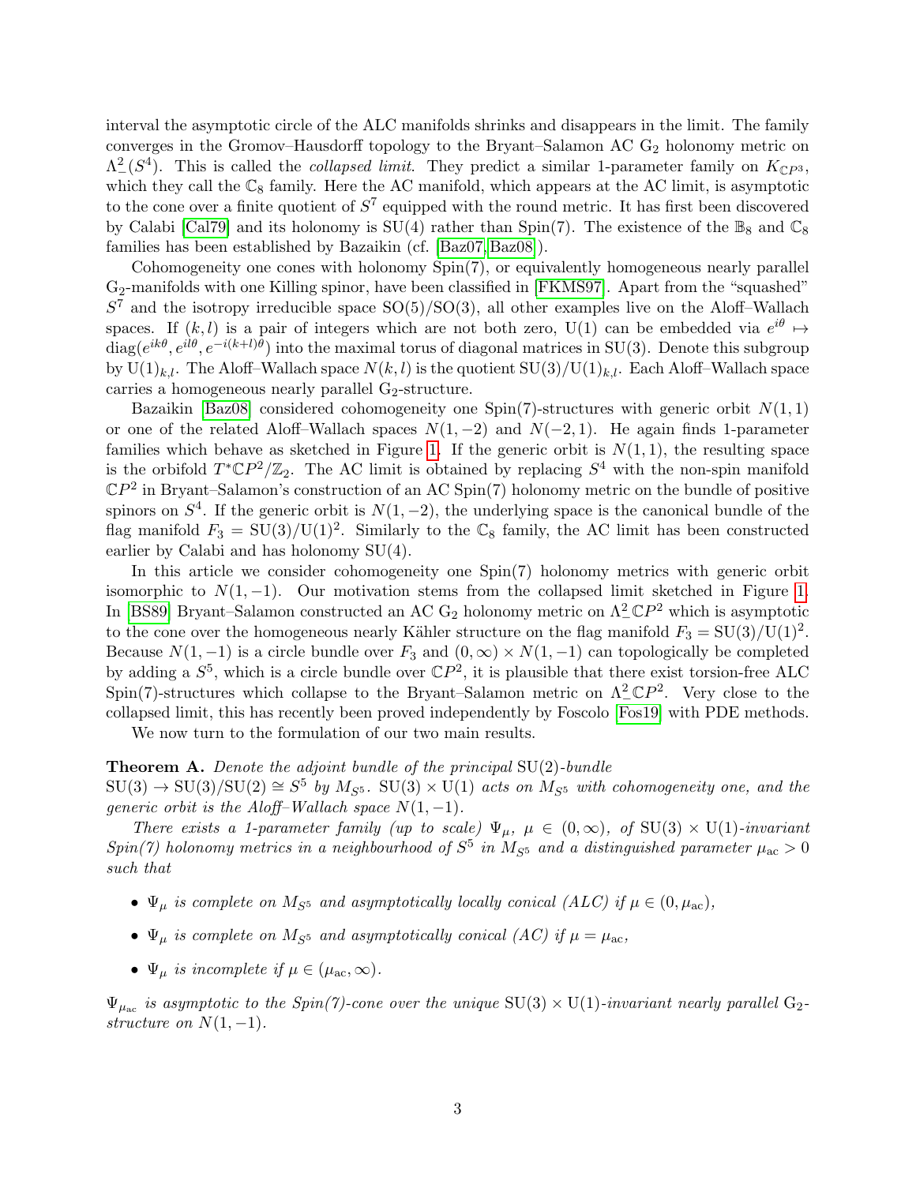interval the asymptotic circle of the ALC manifolds shrinks and disappears in the limit. The family converges in the Gromov–Hausdorff topology to the Bryant–Salamon AC $G_2$ holonomy metric on $\Lambda^2_-(S^4)$. This is called the *collapsed limit*. They predict a similar 1-parameter family on $K_{\mathbb{C}P^3}$, which they call the $\mathbb{C}_8$ family. Here the AC manifold, which appears at the AC limit, is asymptotic to the cone over a finite quotient of $S^7$ equipped with the round metric. It has first been discovered by Calabi [Cal79] and its holonomy is SU(4) rather than Spin(7). The existence of the $\mathbb{B}_8$ and $\mathbb{C}_8$ families has been established by Bazaikin (cf. [Baz07, Baz08]).

Cohomogeneity one cones with holonomy Spin(7), or equivalently homogeneous nearly parallel $G_2$-manifolds with one Killing spinor, have been classified in [FKMS97]. Apart from the "squashed" $S^7$ and the isotropy irreducible space SO(5)/SO(3), all other examples live on the Aloff–Wallach spaces. If $(k, l)$ is a pair of integers which are not both zero, U(1) can be embedded via $e^{i\theta} \mapsto \mathrm{diag}(e^{ik\theta}, e^{il\theta}, e^{-i(k+l)\theta})$ into the maximal torus of diagonal matrices in SU(3). Denote this subgroup by $\mathrm{U}(1)_{k,l}$. The Aloff–Wallach space $N(k, l)$ is the quotient $\mathrm{SU}(3)/\mathrm{U}(1)_{k,l}$. Each Aloff–Wallach space carries a homogeneous nearly parallel $G_2$-structure.

Bazaikin [Baz08] considered cohomogeneity one Spin(7)-structures with generic orbit $N(1, 1)$ or one of the related Aloff–Wallach spaces $N(1, -2)$ and $N(-2, 1)$. He again finds 1-parameter families which behave as sketched in Figure 1. If the generic orbit is $N(1, 1)$, the resulting space is the orbifold $T^*\mathbb{C}P^2/\mathbb{Z}_2$. The AC limit is obtained by replacing $S^4$ with the non-spin manifold $\mathbb{C}P^2$ in Bryant–Salamon's construction of an AC Spin(7) holonomy metric on the bundle of positive spinors on $S^4$. If the generic orbit is $N(1, -2)$, the underlying space is the canonical bundle of the flag manifold $F_3 = \mathrm{SU}(3)/\mathrm{U}(1)^2$. Similarly to the $\mathbb{C}_8$ family, the AC limit has been constructed earlier by Calabi and has holonomy SU(4).

In this article we consider cohomogeneity one Spin(7) holonomy metrics with generic orbit isomorphic to $N(1, -1)$. Our motivation stems from the collapsed limit sketched in Figure 1. In [BS89] Bryant–Salamon constructed an AC $G_2$ holonomy metric on $\Lambda^2_-\mathbb{C}P^2$ which is asymptotic to the cone over the homogeneous nearly Kähler structure on the flag manifold $F_3 = \mathrm{SU}(3)/\mathrm{U}(1)^2$. Because $N(1, -1)$ is a circle bundle over $F_3$ and $(0, \infty) \times N(1, -1)$ can topologically be completed by adding a $S^5$, which is a circle bundle over $\mathbb{C}P^2$, it is plausible that there exist torsion-free ALC Spin(7)-structures which collapse to the Bryant–Salamon metric on $\Lambda^2_-\mathbb{C}P^2$. Very close to the collapsed limit, this has recently been proved independently by Foscolo [Fos19] with PDE methods.

We now turn to the formulation of our two main results.

**Theorem A.** *Denote the adjoint bundle of the principal* SU(2)*-bundle* $\mathrm{SU}(3) \to \mathrm{SU}(3)/\mathrm{SU}(2) \cong S^5$ *by* $M_{S^5}$. $\mathrm{SU}(3) \times \mathrm{U}(1)$ *acts on* $M_{S^5}$ *with cohomogeneity one, and the generic orbit is the Aloff–Wallach space* $N(1, -1)$.

*There exists a 1-parameter family (up to scale)* $\Psi_\mu$, $\mu \in (0, \infty)$, *of* $\mathrm{SU}(3) \times \mathrm{U}(1)$*-invariant Spin(7) holonomy metrics in a neighbourhood of* $S^5$ *in* $M_{S^5}$ *and a distinguished parameter* $\mu_{\mathrm{ac}} > 0$ *such that*

- $\Psi_\mu$ *is complete on* $M_{S^5}$ *and asymptotically locally conical (ALC) if* $\mu \in (0, \mu_{\mathrm{ac}})$,
- $\Psi_\mu$ *is complete on* $M_{S^5}$ *and asymptotically conical (AC) if* $\mu = \mu_{\mathrm{ac}}$,
- $\Psi_\mu$ *is incomplete if* $\mu \in (\mu_{\mathrm{ac}}, \infty)$.

$\Psi_{\mu_{\mathrm{ac}}}$ *is asymptotic to the Spin(7)-cone over the unique* $\mathrm{SU}(3) \times \mathrm{U}(1)$*-invariant nearly parallel* $G_2$*-structure on* $N(1, -1)$.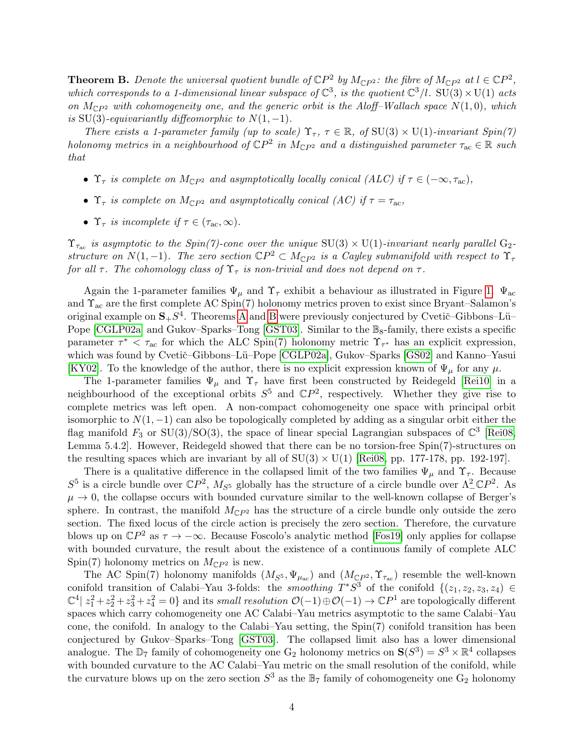**Theorem B.** *Denote the universal quotient bundle of $\mathbb{C}P^2$ by $M_{\mathbb{C}P^2}$: the fibre of $M_{\mathbb{C}P^2}$ at $l \in \mathbb{C}P^2$, which corresponds to a 1-dimensional linear subspace of $\mathbb{C}^3$, is the quotient $\mathbb{C}^3/l$. $\mathrm{SU}(3) \times \mathrm{U}(1)$ acts on $M_{\mathbb{C}P^2}$ with cohomogeneity one, and the generic orbit is the Aloff–Wallach space $N(1,0)$, which is $\mathrm{SU}(3)$-equivariantly diffeomorphic to $N(1,-1)$.*

*There exists a 1-parameter family (up to scale) $\Upsilon_\tau$, $\tau \in \mathbb{R}$, of $\mathrm{SU}(3) \times \mathrm{U}(1)$-invariant Spin(7) holonomy metrics in a neighbourhood of $\mathbb{C}P^2$ in $M_{\mathbb{C}P^2}$ and a distinguished parameter $\tau_{\mathrm{ac}} \in \mathbb{R}$ such that*

- *$\Upsilon_\tau$ is complete on $M_{\mathbb{C}P^2}$ and asymptotically locally conical (ALC) if $\tau \in (-\infty, \tau_{\mathrm{ac}})$,*
- *$\Upsilon_\tau$ is complete on $M_{\mathbb{C}P^2}$ and asymptotically conical (AC) if $\tau = \tau_{\mathrm{ac}}$,*
- *$\Upsilon_\tau$ is incomplete if $\tau \in (\tau_{\mathrm{ac}}, \infty)$.*

*$\Upsilon_{\tau_{\mathrm{ac}}}$ is asymptotic to the Spin(7)-cone over the unique $\mathrm{SU}(3) \times \mathrm{U}(1)$-invariant nearly parallel $\mathrm{G}_2$-structure on $N(1,-1)$. The zero section $\mathbb{C}P^2 \subset M_{\mathbb{C}P^2}$ is a Cayley submanifold with respect to $\Upsilon_\tau$ for all $\tau$. The cohomology class of $\Upsilon_\tau$ is non-trivial and does not depend on $\tau$.*

Again the 1-parameter families $\Psi_\mu$ and $\Upsilon_\tau$ exhibit a behaviour as illustrated in Figure 1. $\Psi_{\mathrm{ac}}$ and $\Upsilon_{\mathrm{ac}}$ are the first complete AC Spin(7) holonomy metrics proven to exist since Bryant–Salamon's original example on $\mathbf{S}_+S^4$. Theorems A and B were previously conjectured by Cvetič–Gibbons–Lü–Pope [CGLP02a] and Gukov–Sparks–Tong [GST03]. Similar to the $\mathbb{B}_8$-family, there exists a specific parameter $\tau^* < \tau_{\mathrm{ac}}$ for which the ALC Spin(7) holonomy metric $\Upsilon_{\tau^*}$ has an explicit expression, which was found by Cvetič–Gibbons–Lü–Pope [CGLP02a], Gukov–Sparks [GS02] and Kanno–Yasui [KY02]. To the knowledge of the author, there is no explicit expression known of $\Psi_\mu$ for any $\mu$.

The 1-parameter families $\Psi_\mu$ and $\Upsilon_\tau$ have first been constructed by Reidegeld [Rei10] in a neighbourhood of the exceptional orbits $S^5$ and $\mathbb{C}P^2$, respectively. Whether they give rise to complete metrics was left open. A non-compact cohomogeneity one space with principal orbit isomorphic to $N(1,-1)$ can also be topologically completed by adding as a singular orbit either the flag manifold $F_3$ or $\mathrm{SU}(3)/\mathrm{SO}(3)$, the space of linear special Lagrangian subspaces of $\mathbb{C}^3$ [Rei08, Lemma 5.4.2]. However, Reidegeld showed that there can be no torsion-free Spin(7)-structures on the resulting spaces which are invariant by all of $\mathrm{SU}(3) \times \mathrm{U}(1)$ [Rei08, pp. 177-178, pp. 192-197].

There is a qualitative difference in the collapsed limit of the two families $\Psi_\mu$ and $\Upsilon_\tau$. Because $S^5$ is a circle bundle over $\mathbb{C}P^2$, $M_{S^5}$ globally has the structure of a circle bundle over $\Lambda^2_-\mathbb{C}P^2$. As $\mu \to 0$, the collapse occurs with bounded curvature similar to the well-known collapse of Berger's sphere. In contrast, the manifold $M_{\mathbb{C}P^2}$ has the structure of a circle bundle only outside the zero section. The fixed locus of the circle action is precisely the zero section. Therefore, the curvature blows up on $\mathbb{C}P^2$ as $\tau \to -\infty$. Because Foscolo's analytic method [Fos19] only applies for collapse with bounded curvature, the result about the existence of a continuous family of complete ALC Spin(7) holonomy metrics on $M_{\mathbb{C}P^2}$ is new.

The AC Spin(7) holonomy manifolds $(M_{S^5}, \Psi_{\mu_{\mathrm{ac}}})$ and $(M_{\mathbb{C}P^2}, \Upsilon_{\tau_{\mathrm{ac}}})$ resemble the well-known conifold transition of Calabi–Yau 3-folds: the *smoothing* $T^*S^3$ of the conifold $\{(z_1, z_2, z_3, z_4) \in \mathbb{C}^4 |\ z_1^2 + z_2^2 + z_3^2 + z_4^2 = 0\}$ and its *small resolution* $\mathcal{O}(-1) \oplus \mathcal{O}(-1) \to \mathbb{C}P^1$ are topologically different spaces which carry cohomogeneity one AC Calabi–Yau metrics asymptotic to the same Calabi–Yau cone, the conifold. In analogy to the Calabi–Yau setting, the Spin(7) conifold transition has been conjectured by Gukov–Sparks–Tong [GST03]. The collapsed limit also has a lower dimensional analogue. The $\mathbb{D}_7$ family of cohomogeneity one $\mathrm{G}_2$ holonomy metrics on $\mathbf{S}(S^3) = S^3 \times \mathbb{R}^4$ collapses with bounded curvature to the AC Calabi–Yau metric on the small resolution of the conifold, while the curvature blows up on the zero section $S^3$ as the $\mathbb{B}_7$ family of cohomogeneity one $\mathrm{G}_2$ holonomy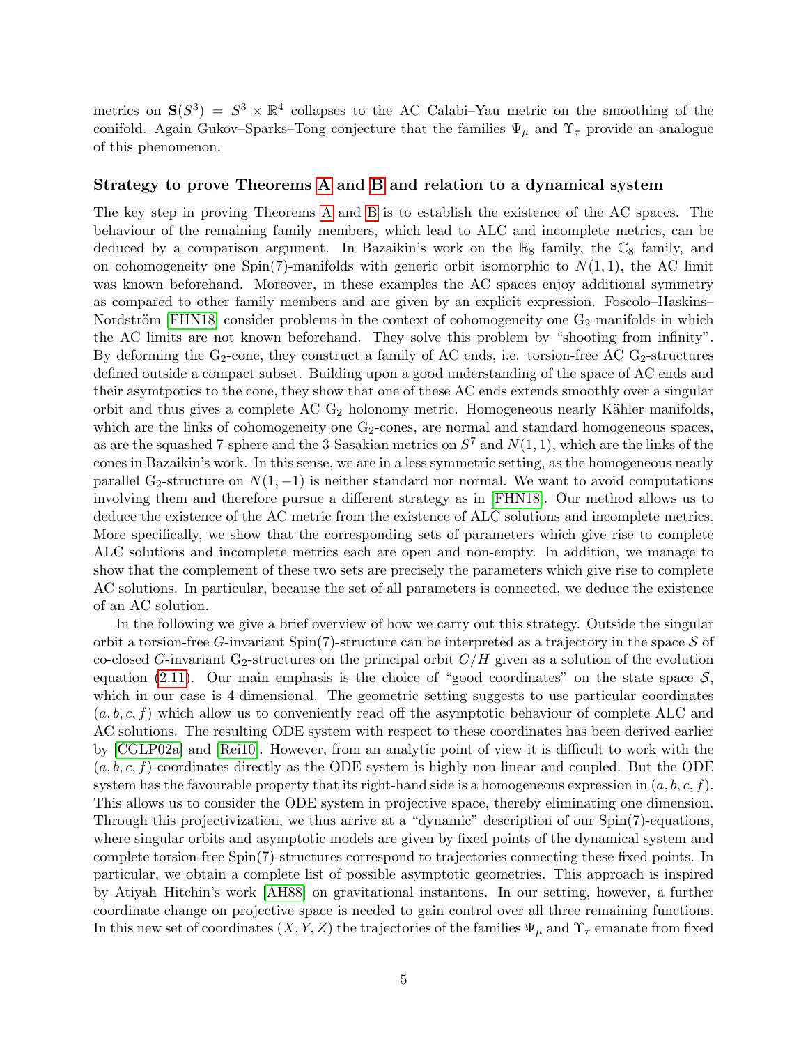metrics on $\mathbf{S}(S^3) = S^3 \times \mathbb{R}^4$ collapses to the AC Calabi–Yau metric on the smoothing of the conifold. Again Gukov–Sparks–Tong conjecture that the families $\Psi_\mu$ and $\Upsilon_\tau$ provide an analogue of this phenomenon.

### Strategy to prove Theorems A and B and relation to a dynamical system

The key step in proving Theorems A and B is to establish the existence of the AC spaces. The behaviour of the remaining family members, which lead to ALC and incomplete metrics, can be deduced by a comparison argument. In Bazaikin's work on the $\mathbb{B}_8$ family, the $\mathbb{C}_8$ family, and on cohomogeneity one Spin(7)-manifolds with generic orbit isomorphic to $N(1,1)$, the AC limit was known beforehand. Moreover, in these examples the AC spaces enjoy additional symmetry as compared to other family members and are given by an explicit expression. Foscolo–Haskins–Nordström [FHN18] consider problems in the context of cohomogeneity one $\mathrm{G}_2$-manifolds in which the AC limits are not known beforehand. They solve this problem by "shooting from infinity". By deforming the $\mathrm{G}_2$-cone, they construct a family of AC ends, i.e. torsion-free AC $\mathrm{G}_2$-structures defined outside a compact subset. Building upon a good understanding of the space of AC ends and their asymtpotics to the cone, they show that one of these AC ends extends smoothly over a singular orbit and thus gives a complete AC $\mathrm{G}_2$ holonomy metric. Homogeneous nearly Kähler manifolds, which are the links of cohomogeneity one $\mathrm{G}_2$-cones, are normal and standard homogeneous spaces, as are the squashed 7-sphere and the 3-Sasakian metrics on $S^7$ and $N(1,1)$, which are the links of the cones in Bazaikin's work. In this sense, we are in a less symmetric setting, as the homogeneous nearly parallel $\mathrm{G}_2$-structure on $N(1,-1)$ is neither standard nor normal. We want to avoid computations involving them and therefore pursue a different strategy as in [FHN18]. Our method allows us to deduce the existence of the AC metric from the existence of ALC solutions and incomplete metrics. More specifically, we show that the corresponding sets of parameters which give rise to complete ALC solutions and incomplete metrics each are open and non-empty. In addition, we manage to show that the complement of these two sets are precisely the parameters which give rise to complete AC solutions. In particular, because the set of all parameters is connected, we deduce the existence of an AC solution.

In the following we give a brief overview of how we carry out this strategy. Outside the singular orbit a torsion-free $G$-invariant Spin(7)-structure can be interpreted as a trajectory in the space $\mathcal{S}$ of co-closed $G$-invariant $\mathrm{G}_2$-structures on the principal orbit $G/H$ given as a solution of the evolution equation (2.11). Our main emphasis is the choice of "good coordinates" on the state space $\mathcal{S}$, which in our case is 4-dimensional. The geometric setting suggests to use particular coordinates $(a, b, c, f)$ which allow us to conveniently read off the asymptotic behaviour of complete ALC and AC solutions. The resulting ODE system with respect to these coordinates has been derived earlier by [CGLP02a] and [Rei10]. However, from an analytic point of view it is difficult to work with the $(a, b, c, f)$-coordinates directly as the ODE system is highly non-linear and coupled. But the ODE system has the favourable property that its right-hand side is a homogeneous expression in $(a, b, c, f)$. This allows us to consider the ODE system in projective space, thereby eliminating one dimension. Through this projectivization, we thus arrive at a "dynamic" description of our Spin(7)-equations, where singular orbits and asymptotic models are given by fixed points of the dynamical system and complete torsion-free Spin(7)-structures correspond to trajectories connecting these fixed points. In particular, we obtain a complete list of possible asymptotic geometries. This approach is inspired by Atiyah–Hitchin's work [AH88] on gravitational instantons. In our setting, however, a further coordinate change on projective space is needed to gain control over all three remaining functions. In this new set of coordinates $(X, Y, Z)$ the trajectories of the families $\Psi_\mu$ and $\Upsilon_\tau$ emanate from fixed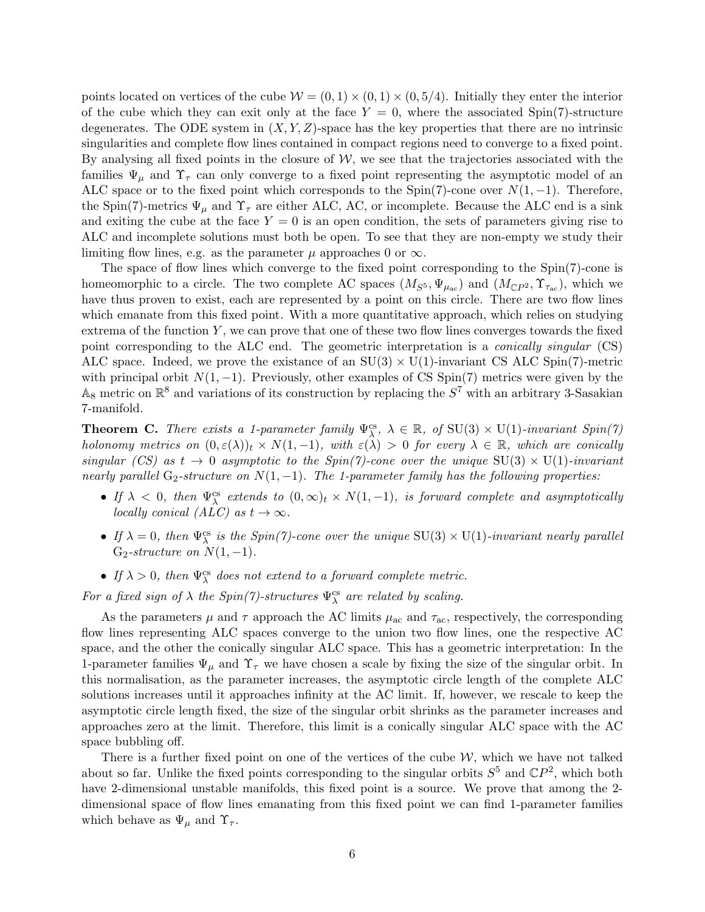points located on vertices of the cube $\mathcal{W} = (0,1) \times (0,1) \times (0,5/4)$. Initially they enter the interior of the cube which they can exit only at the face $Y = 0$, where the associated Spin(7)-structure degenerates. The ODE system in $(X, Y, Z)$-space has the key properties that there are no intrinsic singularities and complete flow lines contained in compact regions need to converge to a fixed point. By analysing all fixed points in the closure of $\mathcal{W}$, we see that the trajectories associated with the families $\Psi_\mu$ and $\Upsilon_\tau$ can only converge to a fixed point representing the asymptotic model of an ALC space or to the fixed point which corresponds to the Spin(7)-cone over $N(1,-1)$. Therefore, the Spin(7)-metrics $\Psi_\mu$ and $\Upsilon_\tau$ are either ALC, AC, or incomplete. Because the ALC end is a sink and exiting the cube at the face $Y = 0$ is an open condition, the sets of parameters giving rise to ALC and incomplete solutions must both be open. To see that they are non-empty we study their limiting flow lines, e.g. as the parameter $\mu$ approaches 0 or $\infty$.

The space of flow lines which converge to the fixed point corresponding to the Spin(7)-cone is homeomorphic to a circle. The two complete AC spaces $(M_{S^5}, \Psi_{\mu_{\text{ac}}})$ and $(M_{\mathbb{C}P^2}, \Upsilon_{\tau_{\text{ac}}})$, which we have thus proven to exist, each are represented by a point on this circle. There are two flow lines which emanate from this fixed point. With a more quantitative approach, which relies on studying extrema of the function $Y$, we can prove that one of these two flow lines converges towards the fixed point corresponding to the ALC end. The geometric interpretation is a *conically singular* (CS) ALC space. Indeed, we prove the existance of an $\mathrm{SU}(3) \times \mathrm{U}(1)$-invariant CS ALC Spin(7)-metric with principal orbit $N(1,-1)$. Previously, other examples of CS Spin(7) metrics were given by the $\mathbb{A}_8$ metric on $\mathbb{R}^8$ and variations of its construction by replacing the $S^7$ with an arbitrary 3-Sasakian 7-manifold.

**Theorem C.** *There exists a 1-parameter family $\Psi^{\text{cs}}_\lambda$, $\lambda \in \mathbb{R}$, of $\mathrm{SU}(3) \times \mathrm{U}(1)$-invariant Spin(7) holonomy metrics on $(0, \varepsilon(\lambda))_t \times N(1,-1)$, with $\varepsilon(\lambda) > 0$ for every $\lambda \in \mathbb{R}$, which are conically singular (CS) as $t \to 0$ asymptotic to the Spin(7)-cone over the unique $\mathrm{SU}(3) \times \mathrm{U}(1)$-invariant nearly parallel $\mathrm{G}_2$-structure on $N(1,-1)$. The 1-parameter family has the following properties:*

- *If $\lambda < 0$, then $\Psi^{\text{cs}}_\lambda$ extends to $(0,\infty)_t \times N(1,-1)$, is forward complete and asymptotically locally conical (ALC) as $t \to \infty$.*
- *If $\lambda = 0$, then $\Psi^{\text{cs}}_\lambda$ is the Spin(7)-cone over the unique $\mathrm{SU}(3) \times \mathrm{U}(1)$-invariant nearly parallel $\mathrm{G}_2$-structure on $N(1,-1)$.*
- *If $\lambda > 0$, then $\Psi^{\text{cs}}_\lambda$ does not extend to a forward complete metric.*

*For a fixed sign of $\lambda$ the Spin(7)-structures $\Psi^{\text{cs}}_\lambda$ are related by scaling.*

As the parameters $\mu$ and $\tau$ approach the AC limits $\mu_{\text{ac}}$ and $\tau_{\text{ac}}$, respectively, the corresponding flow lines representing ALC spaces converge to the union two flow lines, one the respective AC space, and the other the conically singular ALC space. This has a geometric interpretation: In the 1-parameter families $\Psi_\mu$ and $\Upsilon_\tau$ we have chosen a scale by fixing the size of the singular orbit. In this normalisation, as the parameter increases, the asymptotic circle length of the complete ALC solutions increases until it approaches infinity at the AC limit. If, however, we rescale to keep the asymptotic circle length fixed, the size of the singular orbit shrinks as the parameter increases and approaches zero at the limit. Therefore, this limit is a conically singular ALC space with the AC space bubbling off.

There is a further fixed point on one of the vertices of the cube $\mathcal{W}$, which we have not talked about so far. Unlike the fixed points corresponding to the singular orbits $S^5$ and $\mathbb{C}P^2$, which both have 2-dimensional unstable manifolds, this fixed point is a source. We prove that among the 2-dimensional space of flow lines emanating from this fixed point we can find 1-parameter families which behave as $\Psi_\mu$ and $\Upsilon_\tau$.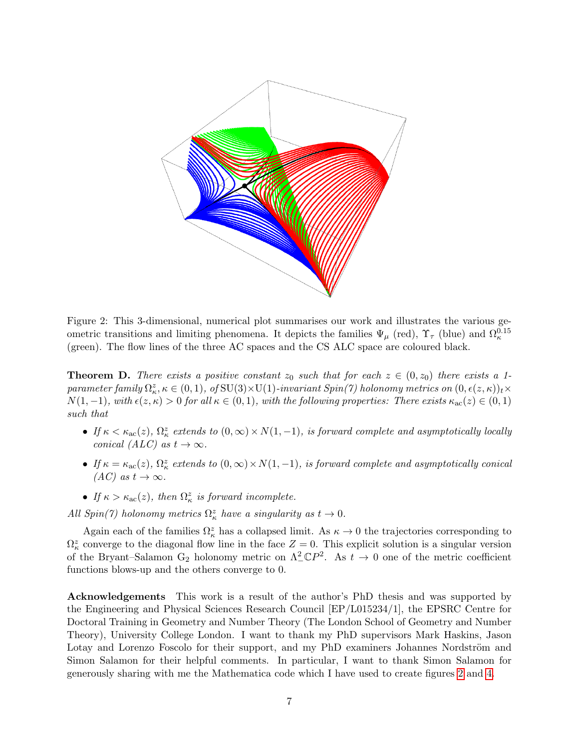Figure 2: This 3-dimensional, numerical plot summarises our work and illustrates the various geometric transitions and limiting phenomena. It depicts the families $\Psi_\mu$ (red), $\Upsilon_\tau$ (blue) and $\Omega_\kappa^{0.15}$ (green). The flow lines of the three AC spaces and the CS ALC space are coloured black.

**Theorem D.** *There exists a positive constant $z_0$ such that for each $z \in (0, z_0)$ there exists a 1-parameter family $\Omega_\kappa^z, \kappa \in (0,1)$, of $\mathrm{SU}(3)\times\mathrm{U}(1)$-invariant Spin(7) holonomy metrics on $(0, \epsilon(z,\kappa))_t \times N(1,-1)$, with $\epsilon(z,\kappa) > 0$ for all $\kappa \in (0,1)$, with the following properties: There exists $\kappa_{\mathrm{ac}}(z) \in (0,1)$ such that*

- *If $\kappa < \kappa_{\mathrm{ac}}(z)$, $\Omega_\kappa^z$ extends to $(0,\infty) \times N(1,-1)$, is forward complete and asymptotically locally conical (ALC) as $t \to \infty$.*
- *If $\kappa = \kappa_{\mathrm{ac}}(z)$, $\Omega_\kappa^z$ extends to $(0,\infty) \times N(1,-1)$, is forward complete and asymptotically conical (AC) as $t \to \infty$.*
- *If $\kappa > \kappa_{\mathrm{ac}}(z)$, then $\Omega_\kappa^z$ is forward incomplete.*

*All Spin(7) holonomy metrics $\Omega_\kappa^z$ have a singularity as $t \to 0$.*

Again each of the families $\Omega_\kappa^z$ has a collapsed limit. As $\kappa \to 0$ the trajectories corresponding to $\Omega_\kappa^z$ converge to the diagonal flow line in the face $Z = 0$. This explicit solution is a singular version of the Bryant–Salamon $\mathrm{G}_2$ holonomy metric on $\Lambda^2_-\mathbb{C}P^2$. As $t \to 0$ one of the metric coefficient functions blows-up and the others converge to 0.

**Acknowledgements** This work is a result of the author's PhD thesis and was supported by the Engineering and Physical Sciences Research Council [EP/L015234/1], the EPSRC Centre for Doctoral Training in Geometry and Number Theory (The London School of Geometry and Number Theory), University College London. I want to thank my PhD supervisors Mark Haskins, Jason Lotay and Lorenzo Foscolo for their support, and my PhD examiners Johannes Nordström and Simon Salamon for their helpful comments. In particular, I want to thank Simon Salamon for generously sharing with me the Mathematica code which I have used to create figures 2 and 4.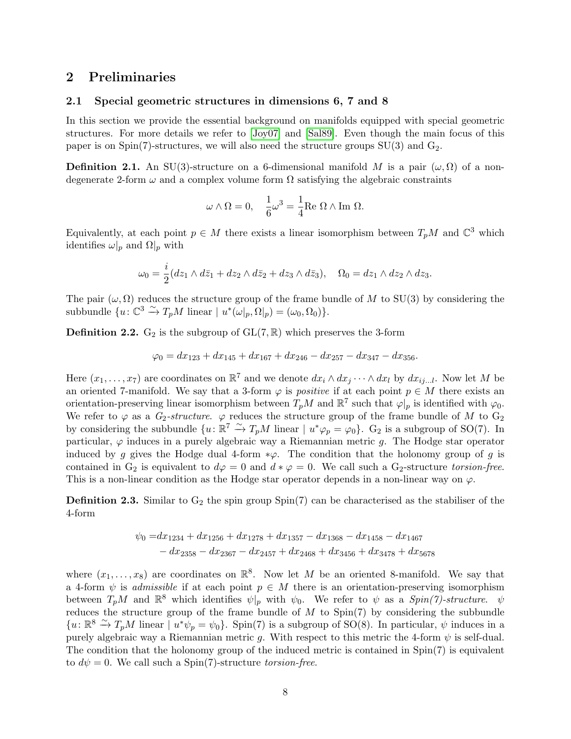## 2 Preliminaries

### 2.1 Special geometric structures in dimensions 6, 7 and 8

In this section we provide the essential background on manifolds equipped with special geometric structures. For more details we refer to [Joy07] and [Sal89]. Even though the main focus of this paper is on Spin(7)-structures, we will also need the structure groups SU(3) and $\mathrm{G}_2$.

**Definition 2.1.** An SU(3)-structure on a 6-dimensional manifold $M$ is a pair $(\omega, \Omega)$ of a non-degenerate 2-form $\omega$ and a complex volume form $\Omega$ satisfying the algebraic constraints

$$\omega \wedge \Omega = 0, \quad \frac{1}{6}\omega^3 = \frac{1}{4}\mathrm{Re}\ \Omega \wedge \mathrm{Im}\ \Omega.$$

Equivalently, at each point $p \in M$ there exists a linear isomorphism between $T_pM$ and $\mathbb{C}^3$ which identifies $\omega|_p$ and $\Omega|_p$ with

$$\omega_0 = \frac{i}{2}(dz_1 \wedge d\bar{z}_1 + dz_2 \wedge d\bar{z}_2 + dz_3 \wedge d\bar{z}_3), \quad \Omega_0 = dz_1 \wedge dz_2 \wedge dz_3.$$

The pair $(\omega, \Omega)$ reduces the structure group of the frame bundle of $M$ to SU(3) by considering the subbundle $\{u \colon \mathbb{C}^3 \xrightarrow{\sim} T_pM \text{ linear} \mid u^*(\omega|_p, \Omega|_p) = (\omega_0, \Omega_0)\}$.

**Definition 2.2.** $\mathrm{G}_2$ is the subgroup of $\mathrm{GL}(7, \mathbb{R})$ which preserves the 3-form

$$\varphi_0 = dx_{123} + dx_{145} + dx_{167} + dx_{246} - dx_{257} - dx_{347} - dx_{356}.$$

Here $(x_1, \ldots, x_7)$ are coordinates on $\mathbb{R}^7$ and we denote $dx_i \wedge dx_j \cdots \wedge dx_l$ by $dx_{ij\ldots l}$. Now let $M$ be an oriented 7-manifold. We say that a 3-form $\varphi$ is *positive* if at each point $p \in M$ there exists an orientation-preserving linear isomorphism between $T_pM$ and $\mathbb{R}^7$ such that $\varphi|_p$ is identified with $\varphi_0$. We refer to $\varphi$ as a *$G_2$-structure*. $\varphi$ reduces the structure group of the frame bundle of $M$ to $\mathrm{G}_2$ by considering the subbundle $\{u \colon \mathbb{R}^7 \xrightarrow{\sim} T_pM \text{ linear} \mid u^*\varphi_p = \varphi_0\}$. $\mathrm{G}_2$ is a subgroup of SO(7). In particular, $\varphi$ induces in a purely algebraic way a Riemannian metric $g$. The Hodge star operator induced by $g$ gives the Hodge dual 4-form $*\varphi$. The condition that the holonomy group of $g$ is contained in $\mathrm{G}_2$ is equivalent to $d\varphi = 0$ and $d * \varphi = 0$. We call such a $\mathrm{G}_2$-structure *torsion-free*. This is a non-linear condition as the Hodge star operator depends in a non-linear way on $\varphi$.

**Definition 2.3.** Similar to $\mathrm{G}_2$ the spin group Spin(7) can be characterised as the stabiliser of the 4-form

$$\begin{aligned}\psi_0 =& dx_{1234} + dx_{1256} + dx_{1278} + dx_{1357} - dx_{1368} - dx_{1458} - dx_{1467} \\ &- dx_{2358} - dx_{2367} - dx_{2457} + dx_{2468} + dx_{3456} + dx_{3478} + dx_{5678}\end{aligned}$$

where $(x_1, \ldots, x_8)$ are coordinates on $\mathbb{R}^8$. Now let $M$ be an oriented 8-manifold. We say that a 4-form $\psi$ is *admissible* if at each point $p \in M$ there is an orientation-preserving isomorphism between $T_pM$ and $\mathbb{R}^8$ which identifies $\psi|_p$ with $\psi_0$. We refer to $\psi$ as a *Spin(7)-structure*. $\psi$ reduces the structure group of the frame bundle of $M$ to Spin(7) by considering the subbundle $\{u \colon \mathbb{R}^8 \xrightarrow{\sim} T_pM \text{ linear} \mid u^*\psi_p = \psi_0\}$. Spin(7) is a subgroup of SO(8). In particular, $\psi$ induces in a purely algebraic way a Riemannian metric $g$. With respect to this metric the 4-form $\psi$ is self-dual. The condition that the holonomy group of the induced metric is contained in Spin(7) is equivalent to $d\psi = 0$. We call such a Spin(7)-structure *torsion-free*.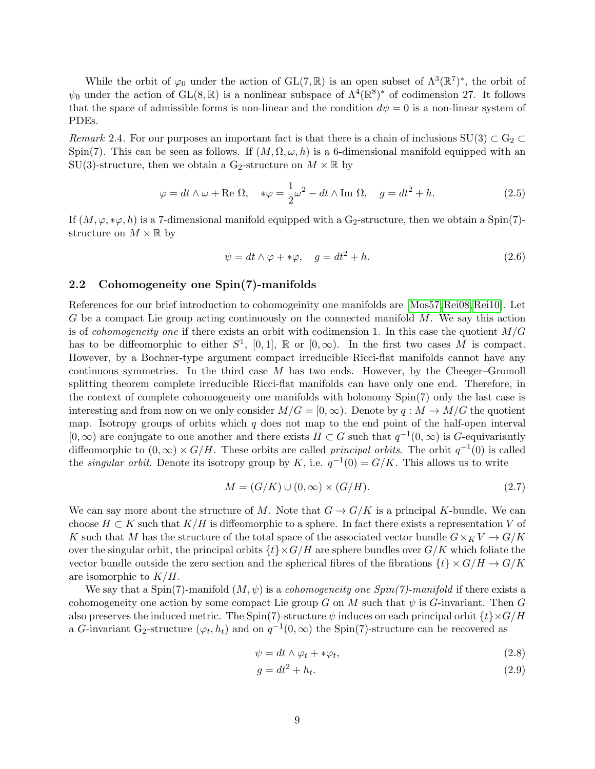While the orbit of $\varphi_0$ under the action of $\mathrm{GL}(7,\mathbb{R})$ is an open subset of $\Lambda^3(\mathbb{R}^7)^*$, the orbit of $\psi_0$ under the action of $\mathrm{GL}(8,\mathbb{R})$ is a nonlinear subspace of $\Lambda^4(\mathbb{R}^8)^*$ of codimension 27. It follows that the space of admissible forms is non-linear and the condition $d\psi = 0$ is a non-linear system of PDEs.

*Remark* 2.4. For our purposes an important fact is that there is a chain of inclusions $\mathrm{SU}(3) \subset \mathrm{G}_2 \subset \mathrm{Spin}(7)$. This can be seen as follows. If $(M, \Omega, \omega, h)$ is a 6-dimensional manifold equipped with an $\mathrm{SU}(3)$-structure, then we obtain a $\mathrm{G}_2$-structure on $M \times \mathbb{R}$ by

$$\varphi = dt \wedge \omega + \mathrm{Re}\ \Omega, \quad *\varphi = \frac{1}{2}\omega^2 - dt \wedge \mathrm{Im}\ \Omega, \quad g = dt^2 + h. \tag{2.5}$$

If $(M, \varphi, *\varphi, h)$ is a 7-dimensional manifold equipped with a $\mathrm{G}_2$-structure, then we obtain a $\mathrm{Spin}(7)$-structure on $M \times \mathbb{R}$ by

$$\psi = dt \wedge \varphi + *\varphi, \quad g = dt^2 + h. \tag{2.6}$$

## 2.2 Cohomogeneity one Spin(7)-manifolds

References for our brief introduction to cohomogeinity one manifolds are [Mos57, Rei08, Rei10]. Let $G$ be a compact Lie group acting continuously on the connected manifold $M$. We say this action is of *cohomogeneity one* if there exists an orbit with codimension 1. In this case the quotient $M/G$ has to be diffeomorphic to either $S^1$, $[0,1]$, $\mathbb{R}$ or $[0,\infty)$. In the first two cases $M$ is compact. However, by a Bochner-type argument compact irreducible Ricci-flat manifolds cannot have any continuous symmetries. In the third case $M$ has two ends. However, by the Cheeger–Gromoll splitting theorem complete irreducible Ricci-flat manifolds can have only one end. Therefore, in the context of complete cohomogeneity one manifolds with holonomy $\mathrm{Spin}(7)$ only the last case is interesting and from now on we only consider $M/G = [0,\infty)$. Denote by $q : M \to M/G$ the quotient map. Isotropy groups of orbits which $q$ does not map to the end point of the half-open interval $[0,\infty)$ are conjugate to one another and there exists $H \subset G$ such that $q^{-1}(0,\infty)$ is $G$-equivariantly diffeomorphic to $(0,\infty) \times G/H$. These orbits are called *principal orbits*. The orbit $q^{-1}(0)$ is called the *singular orbit*. Denote its isotropy group by $K$, i.e. $q^{-1}(0) = G/K$. This allows us to write

$$M = (G/K) \cup (0,\infty) \times (G/H). \tag{2.7}$$

We can say more about the structure of $M$. Note that $G \to G/K$ is a principal $K$-bundle. We can choose $H \subset K$ such that $K/H$ is diffeomorphic to a sphere. In fact there exists a representation $V$ of $K$ such that $M$ has the structure of the total space of the associated vector bundle $G \times_K V \to G/K$ over the singular orbit, the principal orbits $\{t\} \times G/H$ are sphere bundles over $G/K$ which foliate the vector bundle outside the zero section and the spherical fibres of the fibrations $\{t\} \times G/H \to G/K$ are isomorphic to $K/H$.

We say that a $\mathrm{Spin}(7)$-manifold $(M, \psi)$ is a *cohomogeneity one Spin(7)-manifold* if there exists a cohomogeneity one action by some compact Lie group $G$ on $M$ such that $\psi$ is $G$-invariant. Then $G$ also preserves the induced metric. The $\mathrm{Spin}(7)$-structure $\psi$ induces on each principal orbit $\{t\} \times G/H$ a $G$-invariant $\mathrm{G}_2$-structure $(\varphi_t, h_t)$ and on $q^{-1}(0,\infty)$ the $\mathrm{Spin}(7)$-structure can be recovered as

$$\psi = dt \wedge \varphi_t + *\varphi_t, \tag{2.8}$$

$$g = dt^2 + h_t. \tag{2.9}$$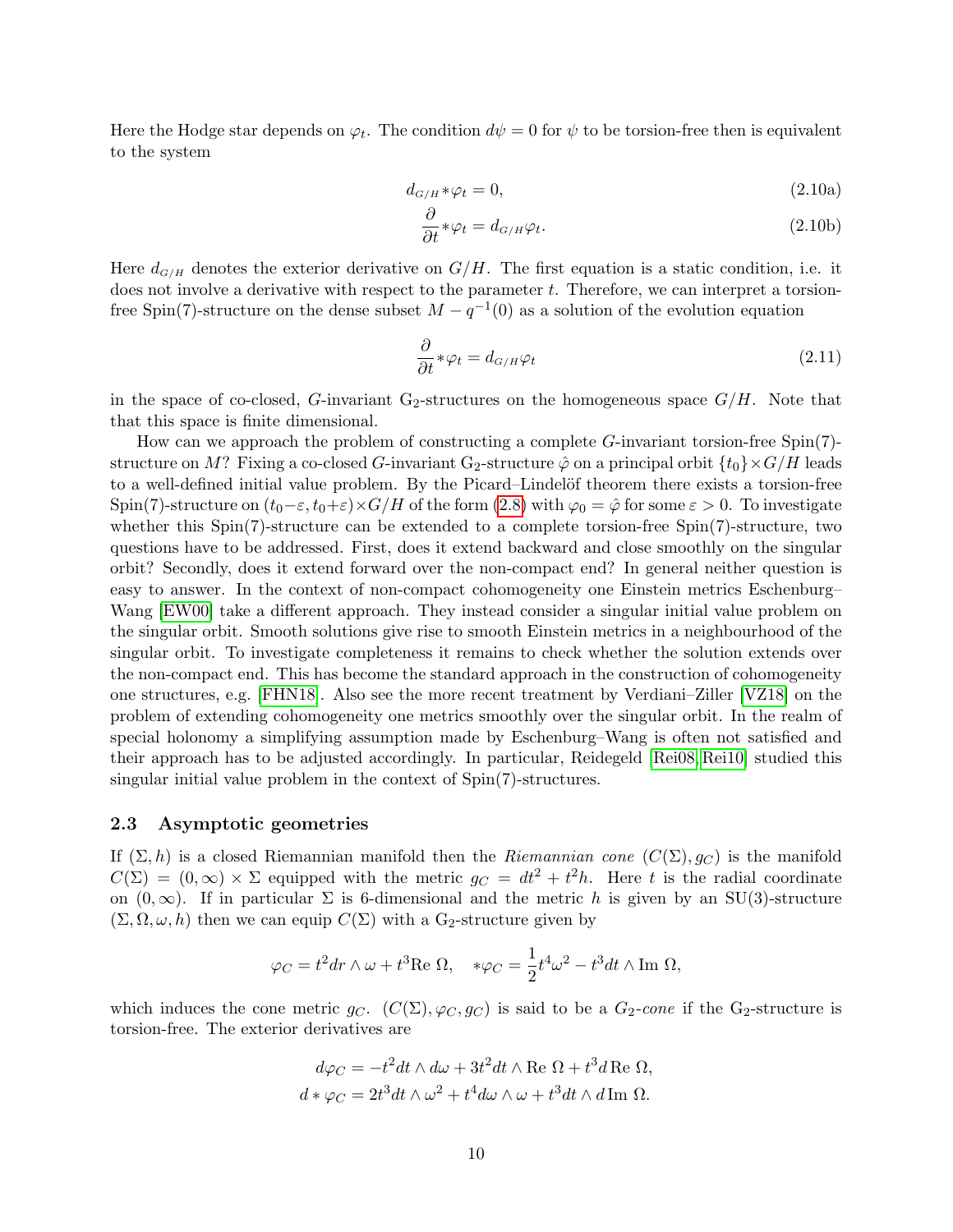Here the Hodge star depends on $\varphi_t$. The condition $d\psi = 0$ for $\psi$ to be torsion-free then is equivalent to the system

$$d_{G/H} * \varphi_t = 0, \tag{2.10a}$$

$$\frac{\partial}{\partial t} * \varphi_t = d_{G/H} \varphi_t. \tag{2.10b}$$

Here $d_{G/H}$ denotes the exterior derivative on $G/H$. The first equation is a static condition, i.e. it does not involve a derivative with respect to the parameter $t$. Therefore, we can interpret a torsion-free Spin(7)-structure on the dense subset $M - q^{-1}(0)$ as a solution of the evolution equation

$$\frac{\partial}{\partial t} * \varphi_t = d_{G/H} \varphi_t \tag{2.11}$$

in the space of co-closed, $G$-invariant $\mathrm{G}_2$-structures on the homogeneous space $G/H$. Note that that this space is finite dimensional.

How can we approach the problem of constructing a complete $G$-invariant torsion-free Spin(7)-structure on $M$? Fixing a co-closed $G$-invariant $\mathrm{G}_2$-structure $\hat{\varphi}$ on a principal orbit $\{t_0\} \times G/H$ leads to a well-defined initial value problem. By the Picard–Lindelöf theorem there exists a torsion-free Spin(7)-structure on $(t_0 - \varepsilon, t_0 + \varepsilon) \times G/H$ of the form (2.8) with $\varphi_0 = \hat{\varphi}$ for some $\varepsilon > 0$. To investigate whether this Spin(7)-structure can be extended to a complete torsion-free Spin(7)-structure, two questions have to be addressed. First, does it extend backward and close smoothly on the singular orbit? Secondly, does it extend forward over the non-compact end? In general neither question is easy to answer. In the context of non-compact cohomogeneity one Einstein metrics Eschenburg–Wang [EW00] take a different approach. They instead consider a singular initial value problem on the singular orbit. Smooth solutions give rise to smooth Einstein metrics in a neighbourhood of the singular orbit. To investigate completeness it remains to check whether the solution extends over the non-compact end. This has become the standard approach in the construction of cohomogeneity one structures, e.g. [FHN18]. Also see the more recent treatment by Verdiani–Ziller [VZ18] on the problem of extending cohomogeneity one metrics smoothly over the singular orbit. In the realm of special holonomy a simplifying assumption made by Eschenburg–Wang is often not satisfied and their approach has to be adjusted accordingly. In particular, Reidegeld [Rei08, Rei10] studied this singular initial value problem in the context of Spin(7)-structures.

### 2.3 Asymptotic geometries

If $(\Sigma, h)$ is a closed Riemannian manifold then the *Riemannian cone* $(C(\Sigma), g_C)$ is the manifold $C(\Sigma) = (0, \infty) \times \Sigma$ equipped with the metric $g_C = dt^2 + t^2 h$. Here $t$ is the radial coordinate on $(0, \infty)$. If in particular $\Sigma$ is 6-dimensional and the metric $h$ is given by an SU(3)-structure $(\Sigma, \Omega, \omega, h)$ then we can equip $C(\Sigma)$ with a $\mathrm{G}_2$-structure given by

$$\varphi_C = t^2 dr \wedge \omega + t^3 \mathrm{Re}\ \Omega, \quad *\varphi_C = \frac{1}{2} t^4 \omega^2 - t^3 dt \wedge \mathrm{Im}\ \Omega,$$

which induces the cone metric $g_C$. $(C(\Sigma), \varphi_C, g_C)$ is said to be a *$G_2$-cone* if the $\mathrm{G}_2$-structure is torsion-free. The exterior derivatives are

$$d\varphi_C = -t^2 dt \wedge d\omega + 3t^2 dt \wedge \mathrm{Re}\ \Omega + t^3 d\,\mathrm{Re}\ \Omega,$$
$$d * \varphi_C = 2t^3 dt \wedge \omega^2 + t^4 d\omega \wedge \omega + t^3 dt \wedge d\,\mathrm{Im}\ \Omega.$$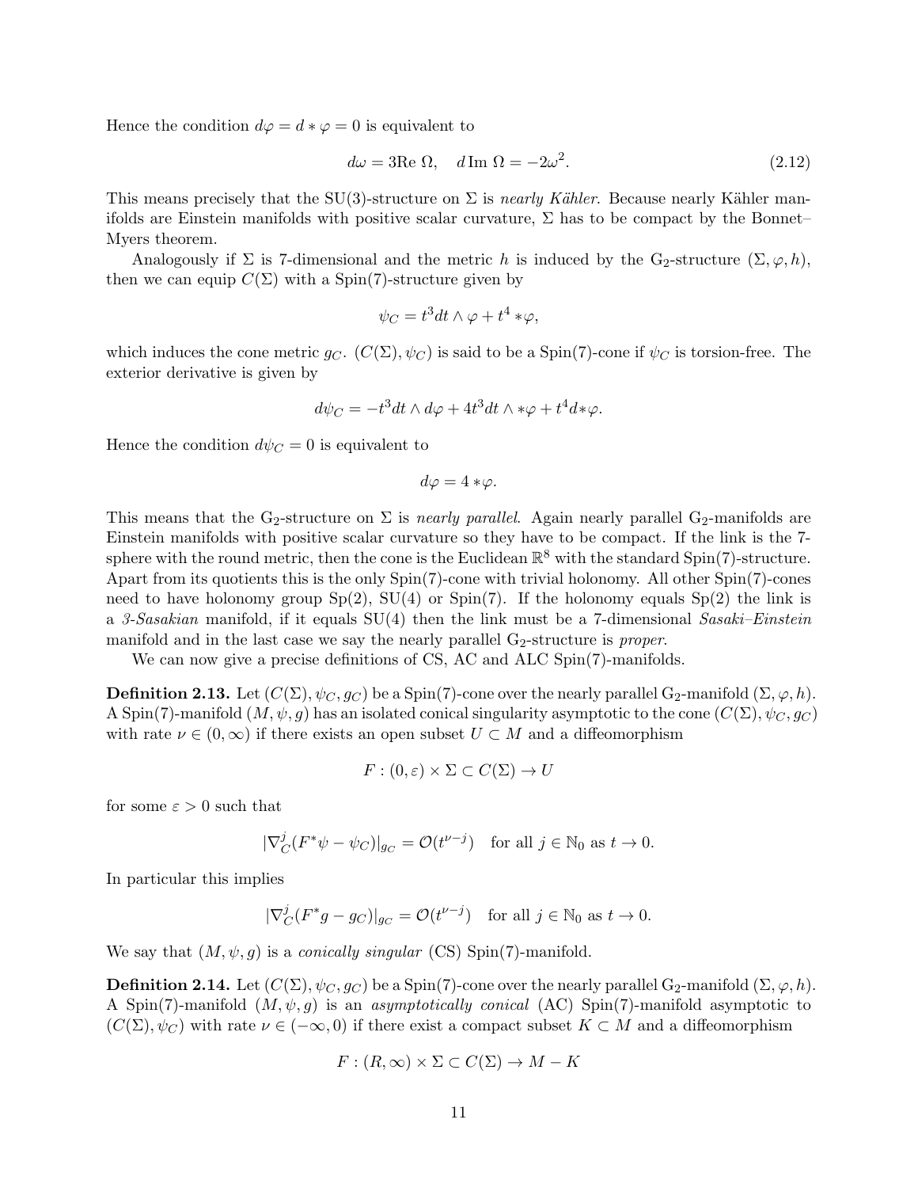Hence the condition $d\varphi = d * \varphi = 0$ is equivalent to

$$d\omega = 3\text{Re }\Omega, \quad d\,\text{Im }\Omega = -2\omega^2. \tag{2.12}$$

This means precisely that the SU(3)-structure on $\Sigma$ is *nearly Kähler*. Because nearly Kähler manifolds are Einstein manifolds with positive scalar curvature, $\Sigma$ has to be compact by the Bonnet–Myers theorem.

Analogously if $\Sigma$ is 7-dimensional and the metric $h$ is induced by the $\mathrm{G}_2$-structure $(\Sigma, \varphi, h)$, then we can equip $C(\Sigma)$ with a Spin(7)-structure given by

$$\psi_C = t^3 dt \wedge \varphi + t^4 * \varphi,$$

which induces the cone metric $g_C$. $(C(\Sigma), \psi_C)$ is said to be a Spin(7)-cone if $\psi_C$ is torsion-free. The exterior derivative is given by

$$d\psi_C = -t^3 dt \wedge d\varphi + 4t^3 dt \wedge *\varphi + t^4 d{*}\varphi.$$

Hence the condition $d\psi_C = 0$ is equivalent to

$$d\varphi = 4 * \varphi.$$

This means that the $\mathrm{G}_2$-structure on $\Sigma$ is *nearly parallel*. Again nearly parallel $\mathrm{G}_2$-manifolds are Einstein manifolds with positive scalar curvature so they have to be compact. If the link is the 7-sphere with the round metric, then the cone is the Euclidean $\mathbb{R}^8$ with the standard Spin(7)-structure. Apart from its quotients this is the only Spin(7)-cone with trivial holonomy. All other Spin(7)-cones need to have holonomy group Sp(2), SU(4) or Spin(7). If the holonomy equals Sp(2) the link is a *3-Sasakian* manifold, if it equals SU(4) then the link must be a 7-dimensional *Sasaki–Einstein* manifold and in the last case we say the nearly parallel $\mathrm{G}_2$-structure is *proper*.

We can now give a precise definitions of CS, AC and ALC Spin(7)-manifolds.

**Definition 2.13.** Let $(C(\Sigma), \psi_C, g_C)$ be a Spin(7)-cone over the nearly parallel $\mathrm{G}_2$-manifold $(\Sigma, \varphi, h)$. A Spin(7)-manifold $(M, \psi, g)$ has an isolated conical singularity asymptotic to the cone $(C(\Sigma), \psi_C, g_C)$ with rate $\nu \in (0, \infty)$ if there exists an open subset $U \subset M$ and a diffeomorphism

$$F : (0, \varepsilon) \times \Sigma \subset C(\Sigma) \to U$$

for some $\varepsilon > 0$ such that

$$|\nabla^j_C(F^*\psi - \psi_C)|_{g_C} = \mathcal{O}(t^{\nu - j}) \quad \text{for all } j \in \mathbb{N}_0 \text{ as } t \to 0.$$

In particular this implies

$$|\nabla^j_C(F^*g - g_C)|_{g_C} = \mathcal{O}(t^{\nu - j}) \quad \text{for all } j \in \mathbb{N}_0 \text{ as } t \to 0.$$

We say that $(M, \psi, g)$ is a *conically singular* (CS) Spin(7)-manifold.

**Definition 2.14.** Let $(C(\Sigma), \psi_C, g_C)$ be a Spin(7)-cone over the nearly parallel $\mathrm{G}_2$-manifold $(\Sigma, \varphi, h)$. A Spin(7)-manifold $(M, \psi, g)$ is an *asymptotically conical* (AC) Spin(7)-manifold asymptotic to $(C(\Sigma), \psi_C)$ with rate $\nu \in (-\infty, 0)$ if there exist a compact subset $K \subset M$ and a diffeomorphism

$$F : (R, \infty) \times \Sigma \subset C(\Sigma) \to M - K$$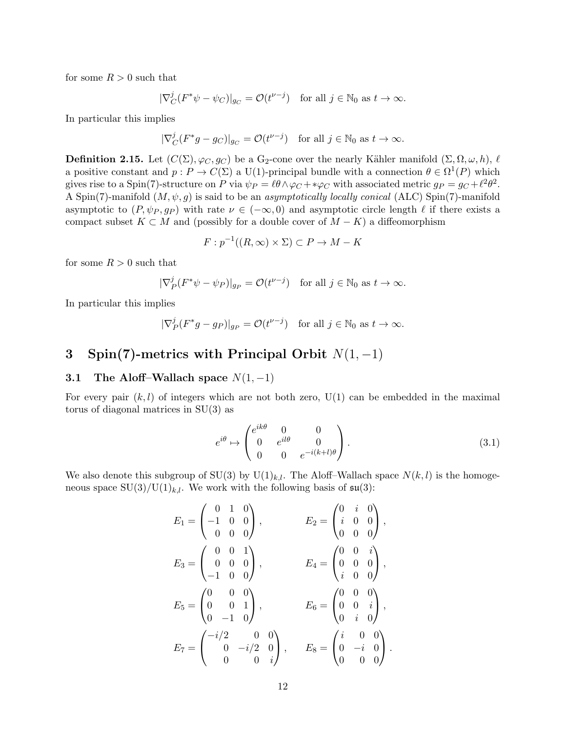for some $R > 0$ such that

$$|\nabla_C^j (F^*\psi - \psi_C)|_{g_C} = \mathcal{O}(t^{\nu - j}) \quad \text{for all } j \in \mathbb{N}_0 \text{ as } t \to \infty.$$

In particular this implies

$$|\nabla_C^j (F^*g - g_C)|_{g_C} = \mathcal{O}(t^{\nu - j}) \quad \text{for all } j \in \mathbb{N}_0 \text{ as } t \to \infty.$$

**Definition 2.15.** Let $(C(\Sigma), \varphi_C, g_C)$ be a $\mathrm{G}_2$-cone over the nearly Kähler manifold $(\Sigma, \Omega, \omega, h)$, $\ell$ a positive constant and $p : P \to C(\Sigma)$ a $\mathrm{U}(1)$-principal bundle with a connection $\theta \in \Omega^1(P)$ which gives rise to a $\mathrm{Spin}(7)$-structure on $P$ via $\psi_P = \ell\theta \wedge \varphi_C + *\varphi_C$ with associated metric $g_P = g_C + \ell^2\theta^2$. A $\mathrm{Spin}(7)$-manifold $(M, \psi, g)$ is said to be an *asymptotically locally conical* (ALC) $\mathrm{Spin}(7)$-manifold asymptotic to $(P, \psi_P, g_P)$ with rate $\nu \in (-\infty, 0)$ and asymptotic circle length $\ell$ if there exists a compact subset $K \subset M$ and (possibly for a double cover of $M - K$) a diffeomorphism

$$F : p^{-1}((R, \infty) \times \Sigma) \subset P \to M - K$$

for some $R > 0$ such that

$$|\nabla_P^j (F^*\psi - \psi_P)|_{g_P} = \mathcal{O}(t^{\nu - j}) \quad \text{for all } j \in \mathbb{N}_0 \text{ as } t \to \infty.$$

In particular this implies

$$|\nabla_P^j (F^*g - g_P)|_{g_P} = \mathcal{O}(t^{\nu - j}) \quad \text{for all } j \in \mathbb{N}_0 \text{ as } t \to \infty.$$

# 3 Spin(7)-metrics with Principal Orbit $N(1, -1)$

## 3.1 The Aloff–Wallach space $N(1, -1)$

For every pair $(k, l)$ of integers which are not both zero, $\mathrm{U}(1)$ can be embedded in the maximal torus of diagonal matrices in $\mathrm{SU}(3)$ as

$$e^{i\theta} \mapsto \begin{pmatrix} e^{ik\theta} & 0 & 0 \\ 0 & e^{il\theta} & 0 \\ 0 & 0 & e^{-i(k+l)\theta} \end{pmatrix}. \tag{3.1}$$

We also denote this subgroup of $\mathrm{SU}(3)$ by $\mathrm{U}(1)_{k,l}$. The Aloff–Wallach space $N(k, l)$ is the homogeneous space $\mathrm{SU}(3)/\mathrm{U}(1)_{k,l}$. We work with the following basis of $\mathfrak{su}(3)$:

$$E_1 = \begin{pmatrix} 0 & 1 & 0 \\ -1 & 0 & 0 \\ 0 & 0 & 0 \end{pmatrix}, \qquad E_2 = \begin{pmatrix} 0 & i & 0 \\ i & 0 & 0 \\ 0 & 0 & 0 \end{pmatrix},$$

$$E_3 = \begin{pmatrix} 0 & 0 & 1 \\ 0 & 0 & 0 \\ -1 & 0 & 0 \end{pmatrix}, \qquad E_4 = \begin{pmatrix} 0 & 0 & i \\ 0 & 0 & 0 \\ i & 0 & 0 \end{pmatrix},$$

$$E_5 = \begin{pmatrix} 0 & 0 & 0 \\ 0 & 0 & 1 \\ 0 & -1 & 0 \end{pmatrix}, \qquad E_6 = \begin{pmatrix} 0 & 0 & 0 \\ 0 & 0 & i \\ 0 & i & 0 \end{pmatrix},$$

$$E_7 = \begin{pmatrix} -i/2 & 0 & 0 \\ 0 & -i/2 & 0 \\ 0 & 0 & i \end{pmatrix}, \qquad E_8 = \begin{pmatrix} i & 0 & 0 \\ 0 & -i & 0 \\ 0 & 0 & 0 \end{pmatrix}.$$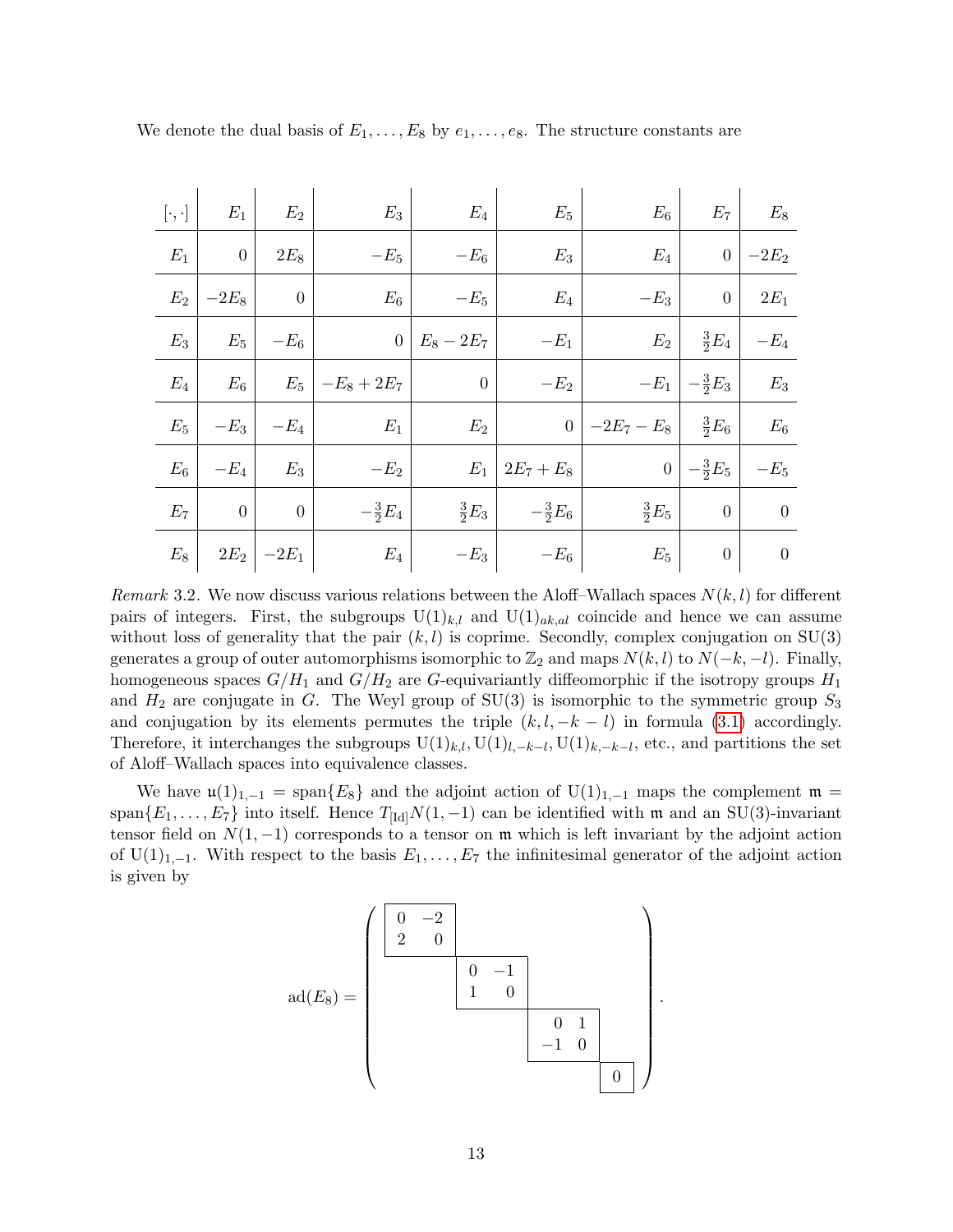We denote the dual basis of $E_1, \ldots, E_8$ by $e_1, \ldots, e_8$. The structure constants are

| $[\cdot,\cdot]$ | $E_1$ | $E_2$ | $E_3$ | $E_4$ | $E_5$ | $E_6$ | $E_7$ | $E_8$ |
|---|---|---|---|---|---|---|---|---|
| $E_1$ | $0$ | $2E_8$ | $-E_5$ | $-E_6$ | $E_3$ | $E_4$ | $0$ | $-2E_2$ |
| $E_2$ | $-2E_8$ | $0$ | $E_6$ | $-E_5$ | $E_4$ | $-E_3$ | $0$ | $2E_1$ |
| $E_3$ | $E_5$ | $-E_6$ | $0$ | $E_8 - 2E_7$ | $-E_1$ | $E_2$ | $\frac{3}{2}E_4$ | $-E_4$ |
| $E_4$ | $E_6$ | $E_5$ | $-E_8 + 2E_7$ | $0$ | $-E_2$ | $-E_1$ | $-\frac{3}{2}E_3$ | $E_3$ |
| $E_5$ | $-E_3$ | $-E_4$ | $E_1$ | $E_2$ | $0$ | $-2E_7 - E_8$ | $\frac{3}{2}E_6$ | $E_6$ |
| $E_6$ | $-E_4$ | $E_3$ | $-E_2$ | $E_1$ | $2E_7 + E_8$ | $0$ | $-\frac{3}{2}E_5$ | $-E_5$ |
| $E_7$ | $0$ | $0$ | $-\frac{3}{2}E_4$ | $\frac{3}{2}E_3$ | $-\frac{3}{2}E_6$ | $\frac{3}{2}E_5$ | $0$ | $0$ |
| $E_8$ | $2E_2$ | $-2E_1$ | $E_4$ | $-E_3$ | $-E_6$ | $E_5$ | $0$ | $0$ |

*Remark* 3.2. We now discuss various relations between the Aloff–Wallach spaces $N(k,l)$ for different pairs of integers. First, the subgroups $\mathrm{U}(1)_{k,l}$ and $\mathrm{U}(1)_{ak,al}$ coincide and hence we can assume without loss of generality that the pair $(k,l)$ is coprime. Secondly, complex conjugation on $\mathrm{SU}(3)$ generates a group of outer automorphisms isomorphic to $\mathbb{Z}_2$ and maps $N(k,l)$ to $N(-k,-l)$. Finally, homogeneous spaces $G/H_1$ and $G/H_2$ are $G$-equivariantly diffeomorphic if the isotropy groups $H_1$ and $H_2$ are conjugate in $G$. The Weyl group of $\mathrm{SU}(3)$ is isomorphic to the symmetric group $S_3$ and conjugation by its elements permutes the triple $(k,l,-k-l)$ in formula (3.1) accordingly. Therefore, it interchanges the subgroups $\mathrm{U}(1)_{k,l}, \mathrm{U}(1)_{l,-k-l}, \mathrm{U}(1)_{k,-k-l}$, etc., and partitions the set of Aloff–Wallach spaces into equivalence classes.

We have $\mathfrak{u}(1)_{1,-1} = \mathrm{span}\{E_8\}$ and the adjoint action of $\mathrm{U}(1)_{1,-1}$ maps the complement $\mathfrak{m} = \mathrm{span}\{E_1, \ldots, E_7\}$ into itself. Hence $T_{[\mathrm{Id}]}N(1,-1)$ can be identified with $\mathfrak{m}$ and an $\mathrm{SU}(3)$-invariant tensor field on $N(1,-1)$ corresponds to a tensor on $\mathfrak{m}$ which is left invariant by the adjoint action of $\mathrm{U}(1)_{1,-1}$. With respect to the basis $E_1, \ldots, E_7$ the infinitesimal generator of the adjoint action is given by

$$\mathrm{ad}(E_8) = \begin{pmatrix} 0 & -2 & & & & & \\ 2 & 0 & & & & & \\ & & 0 & -1 & & & \\ & & 1 & 0 & & & \\ & & & & 0 & 1 & \\ & & & & -1 & 0 & \\ & & & & & & 0 \end{pmatrix}.$$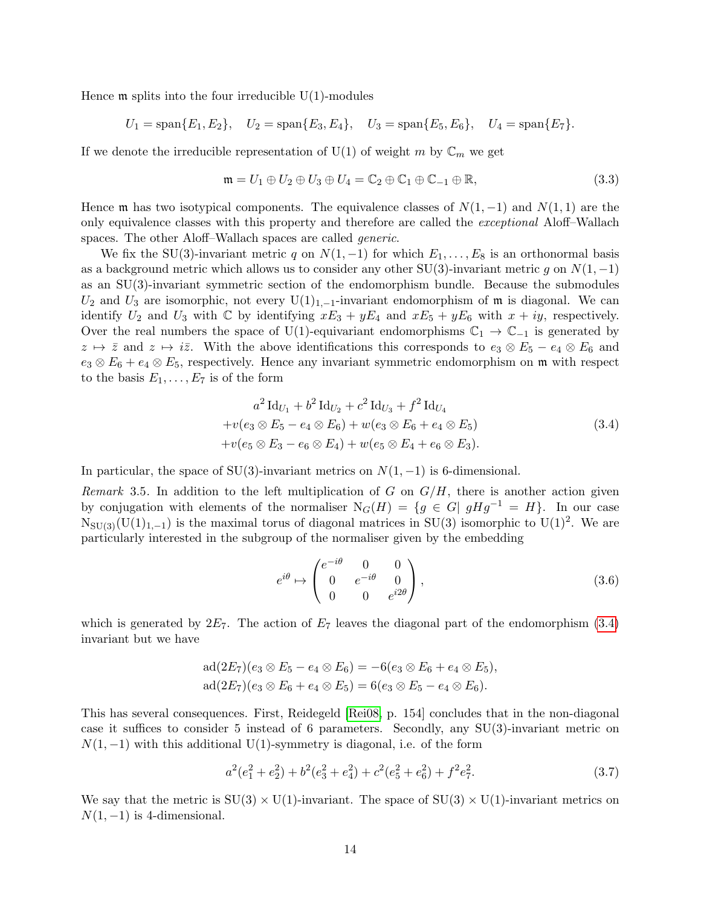Hence $\mathfrak{m}$ splits into the four irreducible $\mathrm{U}(1)$-modules

$$U_1 = \mathrm{span}\{E_1, E_2\}, \quad U_2 = \mathrm{span}\{E_3, E_4\}, \quad U_3 = \mathrm{span}\{E_5, E_6\}, \quad U_4 = \mathrm{span}\{E_7\}.$$

If we denote the irreducible representation of $\mathrm{U}(1)$ of weight $m$ by $\mathbb{C}_m$ we get

$$\mathfrak{m} = U_1 \oplus U_2 \oplus U_3 \oplus U_4 = \mathbb{C}_2 \oplus \mathbb{C}_1 \oplus \mathbb{C}_{-1} \oplus \mathbb{R}, \tag{3.3}$$

Hence $\mathfrak{m}$ has two isotypical components. The equivalence classes of $N(1,-1)$ and $N(1,1)$ are the only equivalence classes with this property and therefore are called the *exceptional* Aloff–Wallach spaces. The other Aloff–Wallach spaces are called *generic*.

We fix the $\mathrm{SU}(3)$-invariant metric $q$ on $N(1,-1)$ for which $E_1, \ldots, E_8$ is an orthonormal basis as a background metric which allows us to consider any other $\mathrm{SU}(3)$-invariant metric $g$ on $N(1,-1)$ as an $\mathrm{SU}(3)$-invariant symmetric section of the endomorphism bundle. Because the submodules $U_2$ and $U_3$ are isomorphic, not every $\mathrm{U}(1)_{1,-1}$-invariant endomorphism of $\mathfrak{m}$ is diagonal. We can identify $U_2$ and $U_3$ with $\mathbb{C}$ by identifying $xE_3 + yE_4$ and $xE_5 + yE_6$ with $x + iy$, respectively. Over the real numbers the space of $\mathrm{U}(1)$-equivariant endomorphisms $\mathbb{C}_1 \to \mathbb{C}_{-1}$ is generated by $z \mapsto \bar{z}$ and $z \mapsto i\bar{z}$. With the above identifications this corresponds to $e_3 \otimes E_5 - e_4 \otimes E_6$ and $e_3 \otimes E_6 + e_4 \otimes E_5$, respectively. Hence any invariant symmetric endomorphism on $\mathfrak{m}$ with respect to the basis $E_1, \ldots, E_7$ is of the form

$$\begin{aligned}
&a^2 \,\mathrm{Id}_{U_1} + b^2 \,\mathrm{Id}_{U_2} + c^2 \,\mathrm{Id}_{U_3} + f^2 \,\mathrm{Id}_{U_4} \\
&+ v(e_3 \otimes E_5 - e_4 \otimes E_6) + w(e_3 \otimes E_6 + e_4 \otimes E_5) \\
&+ v(e_5 \otimes E_3 - e_6 \otimes E_4) + w(e_5 \otimes E_4 + e_6 \otimes E_3).
\end{aligned} \tag{3.4}$$

In particular, the space of $\mathrm{SU}(3)$-invariant metrics on $N(1,-1)$ is 6-dimensional.

*Remark* 3.5. In addition to the left multiplication of $G$ on $G/H$, there is another action given by conjugation with elements of the normaliser $\mathrm{N}_G(H) = \{g \in G| \; gHg^{-1} = H\}$. In our case $\mathrm{N}_{\mathrm{SU}(3)}(\mathrm{U}(1)_{1,-1})$ is the maximal torus of diagonal matrices in $\mathrm{SU}(3)$ isomorphic to $\mathrm{U}(1)^2$. We are particularly interested in the subgroup of the normaliser given by the embedding

$$e^{i\theta} \mapsto \begin{pmatrix} e^{-i\theta} & 0 & 0 \\ 0 & e^{-i\theta} & 0 \\ 0 & 0 & e^{i2\theta} \end{pmatrix}, \tag{3.6}$$

which is generated by $2E_7$. The action of $E_7$ leaves the diagonal part of the endomorphism (3.4) invariant but we have

$$\begin{aligned}
\mathrm{ad}(2E_7)(e_3 \otimes E_5 - e_4 \otimes E_6) &= -6(e_3 \otimes E_6 + e_4 \otimes E_5), \\
\mathrm{ad}(2E_7)(e_3 \otimes E_6 + e_4 \otimes E_5) &= 6(e_3 \otimes E_5 - e_4 \otimes E_6).
\end{aligned}$$

This has several consequences. First, Reidegeld [Rei08, p. 154] concludes that in the non-diagonal case it suffices to consider 5 instead of 6 parameters. Secondly, any $\mathrm{SU}(3)$-invariant metric on $N(1,-1)$ with this additional $\mathrm{U}(1)$-symmetry is diagonal, i.e. of the form

$$a^2(e_1^2 + e_2^2) + b^2(e_3^2 + e_4^2) + c^2(e_5^2 + e_6^2) + f^2 e_7^2. \tag{3.7}$$

We say that the metric is $\mathrm{SU}(3) \times \mathrm{U}(1)$-invariant. The space of $\mathrm{SU}(3) \times \mathrm{U}(1)$-invariant metrics on $N(1,-1)$ is 4-dimensional.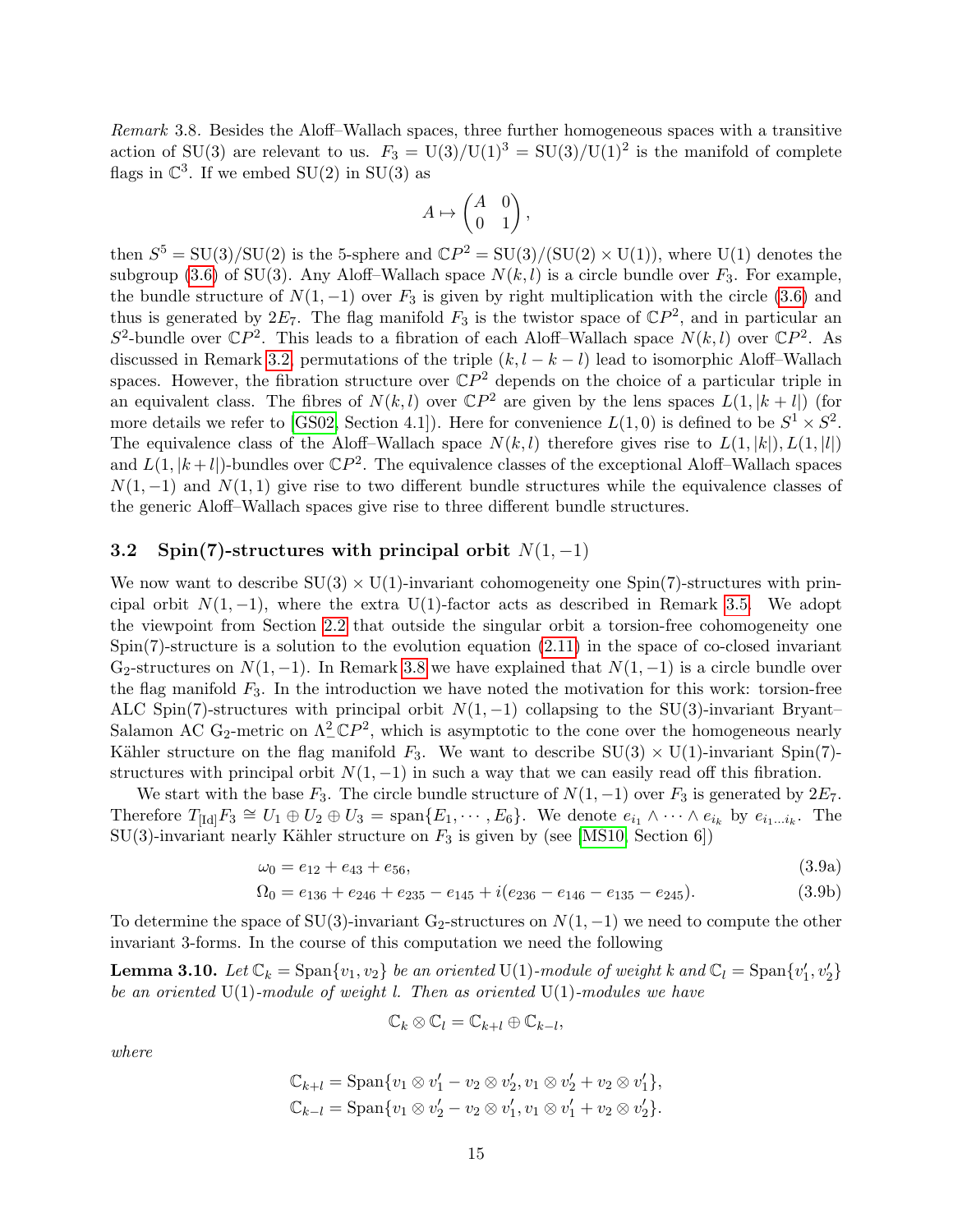*Remark* 3.8. Besides the Aloff–Wallach spaces, three further homogeneous spaces with a transitive action of $\mathrm{SU}(3)$ are relevant to us. $F_3 = \mathrm{U}(3)/\mathrm{U}(1)^3 = \mathrm{SU}(3)/\mathrm{U}(1)^2$ is the manifold of complete flags in $\mathbb{C}^3$. If we embed $\mathrm{SU}(2)$ in $\mathrm{SU}(3)$ as

$$A \mapsto \begin{pmatrix} A & 0 \\ 0 & 1 \end{pmatrix},$$

then $S^5 = \mathrm{SU}(3)/\mathrm{SU}(2)$ is the 5-sphere and $\mathbb{C}P^2 = \mathrm{SU}(3)/(\mathrm{SU}(2) \times \mathrm{U}(1))$, where $\mathrm{U}(1)$ denotes the subgroup (3.6) of $\mathrm{SU}(3)$. Any Aloff–Wallach space $N(k,l)$ is a circle bundle over $F_3$. For example, the bundle structure of $N(1,-1)$ over $F_3$ is given by right multiplication with the circle (3.6) and thus is generated by $2E_7$. The flag manifold $F_3$ is the twistor space of $\mathbb{C}P^2$, and in particular an $S^2$-bundle over $\mathbb{C}P^2$. This leads to a fibration of each Aloff–Wallach space $N(k,l)$ over $\mathbb{C}P^2$. As discussed in Remark 3.2, permutations of the triple $(k, l-k-l)$ lead to isomorphic Aloff–Wallach spaces. However, the fibration structure over $\mathbb{C}P^2$ depends on the choice of a particular triple in an equivalent class. The fibres of $N(k,l)$ over $\mathbb{C}P^2$ are given by the lens spaces $L(1,|k+l|)$ (for more details we refer to [GS02, Section 4.1]). Here for convenience $L(1,0)$ is defined to be $S^1 \times S^2$. The equivalence class of the Aloff–Wallach space $N(k,l)$ therefore gives rise to $L(1,|k|), L(1,|l|)$ and $L(1,|k+l|)$-bundles over $\mathbb{C}P^2$. The equivalence classes of the exceptional Aloff–Wallach spaces $N(1,-1)$ and $N(1,1)$ give rise to two different bundle structures while the equivalence classes of the generic Aloff–Wallach spaces give rise to three different bundle structures.

### 3.2 Spin(7)-structures with principal orbit $N(1,-1)$

We now want to describe $\mathrm{SU}(3) \times \mathrm{U}(1)$-invariant cohomogeneity one Spin(7)-structures with principal orbit $N(1,-1)$, where the extra $\mathrm{U}(1)$-factor acts as described in Remark 3.5. We adopt the viewpoint from Section 2.2 that outside the singular orbit a torsion-free cohomogeneity one Spin(7)-structure is a solution to the evolution equation (2.11) in the space of co-closed invariant $\mathrm{G}_2$-structures on $N(1,-1)$. In Remark 3.8 we have explained that $N(1,-1)$ is a circle bundle over the flag manifold $F_3$. In the introduction we have noted the motivation for this work: torsion-free ALC Spin(7)-structures with principal orbit $N(1,-1)$ collapsing to the $\mathrm{SU}(3)$-invariant Bryant–Salamon AC $\mathrm{G}_2$-metric on $\Lambda^2_-\mathbb{C}P^2$, which is asymptotic to the cone over the homogeneous nearly Kähler structure on the flag manifold $F_3$. We want to describe $\mathrm{SU}(3) \times \mathrm{U}(1)$-invariant Spin(7)-structures with principal orbit $N(1,-1)$ in such a way that we can easily read off this fibration.

We start with the base $F_3$. The circle bundle structure of $N(1,-1)$ over $F_3$ is generated by $2E_7$. Therefore $T_{[\mathrm{Id}]}F_3 \cong U_1 \oplus U_2 \oplus U_3 = \mathrm{span}\{E_1, \cdots, E_6\}$. We denote $e_{i_1} \wedge \cdots \wedge e_{i_k}$ by $e_{i_1 \ldots i_k}$. The $\mathrm{SU}(3)$-invariant nearly Kähler structure on $F_3$ is given by (see [MS10, Section 6])

$$\omega_0 = e_{12} + e_{43} + e_{56}, \tag{3.9a}$$

$$\Omega_0 = e_{136} + e_{246} + e_{235} - e_{145} + i(e_{236} - e_{146} - e_{135} - e_{245}). \tag{3.9b}$$

To determine the space of $\mathrm{SU}(3)$-invariant $\mathrm{G}_2$-structures on $N(1,-1)$ we need to compute the other invariant 3-forms. In the course of this computation we need the following

**Lemma 3.10.** *Let $\mathbb{C}_k = \mathrm{Span}\{v_1, v_2\}$ be an oriented $\mathrm{U}(1)$-module of weight $k$ and $\mathbb{C}_l = \mathrm{Span}\{v_1', v_2'\}$ be an oriented $\mathrm{U}(1)$-module of weight $l$. Then as oriented $\mathrm{U}(1)$-modules we have*

$$\mathbb{C}_k \otimes \mathbb{C}_l = \mathbb{C}_{k+l} \oplus \mathbb{C}_{k-l},$$

*where*

$$\mathbb{C}_{k+l} = \mathrm{Span}\{v_1 \otimes v_1' - v_2 \otimes v_2', v_1 \otimes v_2' + v_2 \otimes v_1'\},$$

$$\mathbb{C}_{k-l} = \mathrm{Span}\{v_1 \otimes v_2' - v_2 \otimes v_1', v_1 \otimes v_1' + v_2 \otimes v_2'\}.$$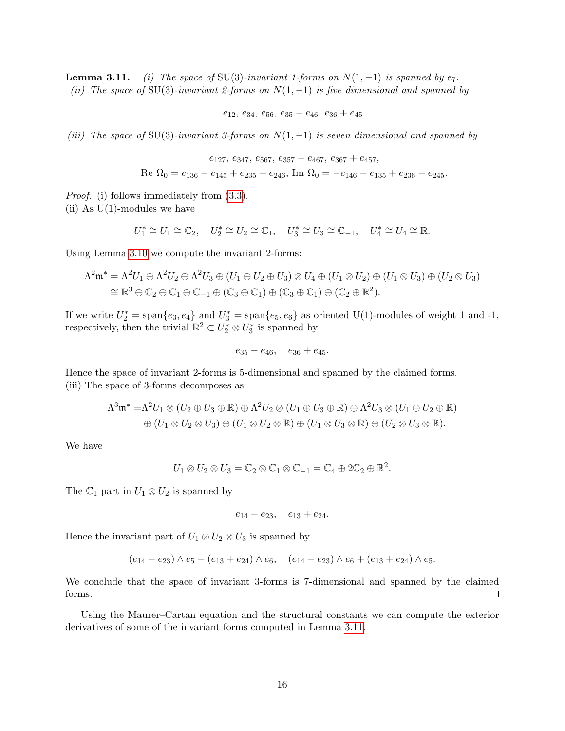**Lemma 3.11.** *(i) The space of* $\mathrm{SU}(3)$*-invariant 1-forms on* $N(1,-1)$ *is spanned by* $e_7$*.*
*(ii) The space of* $\mathrm{SU}(3)$*-invariant 2-forms on* $N(1,-1)$ *is five dimensional and spanned by*

$$e_{12},\, e_{34},\, e_{56},\, e_{35}-e_{46},\, e_{36}+e_{45}.$$

*(iii) The space of* $\mathrm{SU}(3)$*-invariant 3-forms on* $N(1,-1)$ *is seven dimensional and spanned by*

$$e_{127},\, e_{347},\, e_{567},\, e_{357}-e_{467},\, e_{367}+e_{457},$$
$$\mathrm{Re}\ \Omega_0 = e_{136}-e_{145}+e_{235}+e_{246},\ \mathrm{Im}\ \Omega_0 = -e_{146}-e_{135}+e_{236}-e_{245}.$$

*Proof.* (i) follows immediately from (3.3).
(ii) As $\mathrm{U}(1)$-modules we have

$$U_1^* \cong U_1 \cong \mathbb{C}_2, \quad U_2^* \cong U_2 \cong \mathbb{C}_1, \quad U_3^* \cong U_3 \cong \mathbb{C}_{-1}, \quad U_4^* \cong U_4 \cong \mathbb{R}.$$

Using Lemma 3.10 we compute the invariant 2-forms:

$$\begin{aligned}\Lambda^2\mathfrak{m}^* &= \Lambda^2 U_1 \oplus \Lambda^2 U_2 \oplus \Lambda^2 U_3 \oplus (U_1 \oplus U_2 \oplus U_3)\otimes U_4 \oplus (U_1 \otimes U_2) \oplus (U_1 \otimes U_3) \oplus (U_2 \otimes U_3)\\ &\cong \mathbb{R}^3 \oplus \mathbb{C}_2 \oplus \mathbb{C}_1 \oplus \mathbb{C}_{-1} \oplus (\mathbb{C}_3 \oplus \mathbb{C}_1) \oplus (\mathbb{C}_3 \oplus \mathbb{C}_1) \oplus (\mathbb{C}_2 \oplus \mathbb{R}^2).\end{aligned}$$

If we write $U_2^* = \mathrm{span}\{e_3, e_4\}$ and $U_3^* = \mathrm{span}\{e_5, e_6\}$ as oriented $\mathrm{U}(1)$-modules of weight 1 and -1, respectively, then the trivial $\mathbb{R}^2 \subset U_2^* \otimes U_3^*$ is spanned by

$$e_{35}-e_{46}, \quad e_{36}+e_{45}.$$

Hence the space of invariant 2-forms is 5-dimensional and spanned by the claimed forms.
(iii) The space of 3-forms decomposes as

$$\begin{aligned}\Lambda^3\mathfrak{m}^* =& \Lambda^2 U_1 \otimes (U_2 \oplus U_3 \oplus \mathbb{R}) \oplus \Lambda^2 U_2 \otimes (U_1 \oplus U_3 \oplus \mathbb{R}) \oplus \Lambda^2 U_3 \otimes (U_1 \oplus U_2 \oplus \mathbb{R})\\ &\oplus (U_1 \otimes U_2 \otimes U_3) \oplus (U_1 \otimes U_2 \otimes \mathbb{R}) \oplus (U_1 \otimes U_3 \otimes \mathbb{R}) \oplus (U_2 \otimes U_3 \otimes \mathbb{R}).\end{aligned}$$

We have

$$U_1 \otimes U_2 \otimes U_3 = \mathbb{C}_2 \otimes \mathbb{C}_1 \otimes \mathbb{C}_{-1} = \mathbb{C}_4 \oplus 2\mathbb{C}_2 \oplus \mathbb{R}^2.$$

The $\mathbb{C}_1$ part in $U_1 \otimes U_2$ is spanned by

$$e_{14}-e_{23}, \quad e_{13}+e_{24}.$$

Hence the invariant part of $U_1 \otimes U_2 \otimes U_3$ is spanned by

$$(e_{14}-e_{23})\wedge e_5 - (e_{13}+e_{24})\wedge e_6, \quad (e_{14}-e_{23})\wedge e_6 + (e_{13}+e_{24})\wedge e_5.$$

We conclude that the space of invariant 3-forms is 7-dimensional and spanned by the claimed forms. $\square$

Using the Maurer–Cartan equation and the structural constants we can compute the exterior derivatives of some of the invariant forms computed in Lemma 3.11.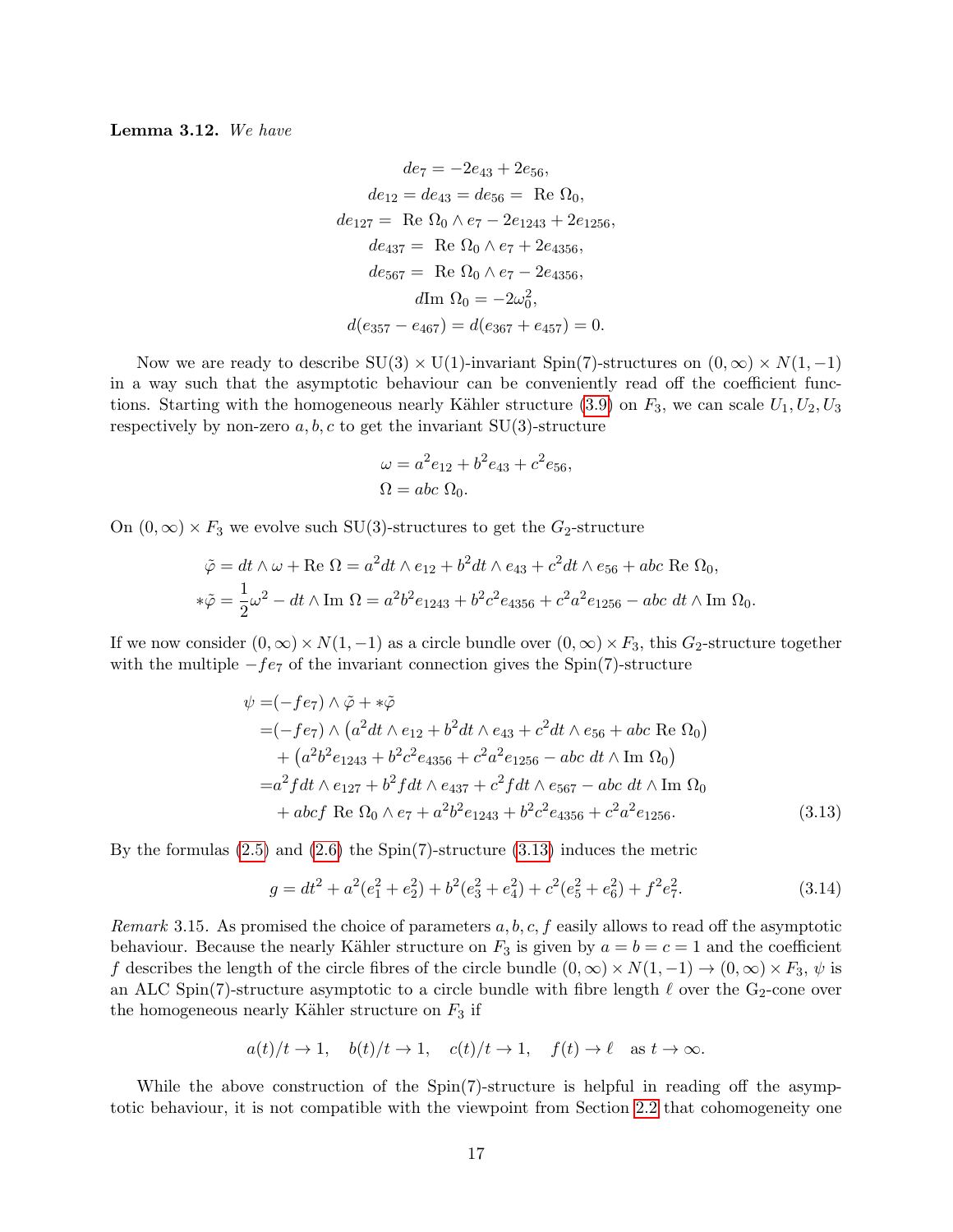**Lemma 3.12.** *We have*

$$
\begin{aligned}
de_7 &= -2e_{43} + 2e_{56}, \\
de_{12} = de_{43} = de_{56} &= \text{ Re } \Omega_0, \\
de_{127} &= \text{ Re } \Omega_0 \wedge e_7 - 2e_{1243} + 2e_{1256}, \\
de_{437} &= \text{ Re } \Omega_0 \wedge e_7 + 2e_{4356}, \\
de_{567} &= \text{ Re } \Omega_0 \wedge e_7 - 2e_{4356}, \\
d\text{Im } \Omega_0 &= -2\omega_0^2, \\
d(e_{357} - e_{467}) &= d(e_{367} + e_{457}) = 0.
\end{aligned}
$$

Now we are ready to describe $\mathrm{SU}(3) \times \mathrm{U}(1)$-invariant Spin(7)-structures on $(0, \infty) \times N(1, -1)$ in a way such that the asymptotic behaviour can be conveniently read off the coefficient functions. Starting with the homogeneous nearly Kähler structure (3.9) on $F_3$, we can scale $U_1, U_2, U_3$ respectively by non-zero $a, b, c$ to get the invariant SU(3)-structure

$$
\begin{aligned}
\omega &= a^2 e_{12} + b^2 e_{43} + c^2 e_{56}, \\
\Omega &= abc \; \Omega_0.
\end{aligned}
$$

On $(0, \infty) \times F_3$ we evolve such SU(3)-structures to get the $G_2$-structure

$$
\begin{aligned}
\tilde{\varphi} &= dt \wedge \omega + \text{Re } \Omega = a^2 dt \wedge e_{12} + b^2 dt \wedge e_{43} + c^2 dt \wedge e_{56} + abc \text{ Re } \Omega_0, \\
*\tilde{\varphi} &= \frac{1}{2}\omega^2 - dt \wedge \text{Im } \Omega = a^2 b^2 e_{1243} + b^2 c^2 e_{4356} + c^2 a^2 e_{1256} - abc \; dt \wedge \text{Im } \Omega_0.
\end{aligned}
$$

If we now consider $(0, \infty) \times N(1, -1)$ as a circle bundle over $(0, \infty) \times F_3$, this $G_2$-structure together with the multiple $-fe_7$ of the invariant connection gives the Spin(7)-structure

$$
\begin{aligned}
\psi =& (-fe_7) \wedge \tilde{\varphi} + *\tilde{\varphi} \\
=& (-fe_7) \wedge \left( a^2 dt \wedge e_{12} + b^2 dt \wedge e_{43} + c^2 dt \wedge e_{56} + abc \text{ Re } \Omega_0 \right) \\
&+ \left( a^2 b^2 e_{1243} + b^2 c^2 e_{4356} + c^2 a^2 e_{1256} - abc \; dt \wedge \text{Im } \Omega_0 \right) \\
=& a^2 f dt \wedge e_{127} + b^2 f dt \wedge e_{437} + c^2 f dt \wedge e_{567} - abc \; dt \wedge \text{Im } \Omega_0 \\
&+ abcf \text{ Re } \Omega_0 \wedge e_7 + a^2 b^2 e_{1243} + b^2 c^2 e_{4356} + c^2 a^2 e_{1256}.
\end{aligned} \tag{3.13}
$$

By the formulas (2.5) and (2.6) the Spin(7)-structure (3.13) induces the metric

$$
g = dt^2 + a^2(e_1^2 + e_2^2) + b^2(e_3^2 + e_4^2) + c^2(e_5^2 + e_6^2) + f^2 e_7^2. \tag{3.14}
$$

*Remark* 3.15. As promised the choice of parameters $a, b, c, f$ easily allows to read off the asymptotic behaviour. Because the nearly Kähler structure on $F_3$ is given by $a = b = c = 1$ and the coefficient $f$ describes the length of the circle fibres of the circle bundle $(0, \infty) \times N(1, -1) \to (0, \infty) \times F_3$, $\psi$ is an ALC Spin(7)-structure asymptotic to a circle bundle with fibre length $\ell$ over the $\mathrm{G}_2$-cone over the homogeneous nearly Kähler structure on $F_3$ if

$$
a(t)/t \to 1, \quad b(t)/t \to 1, \quad c(t)/t \to 1, \quad f(t) \to \ell \quad \text{as } t \to \infty.
$$

While the above construction of the Spin(7)-structure is helpful in reading off the asymptotic behaviour, it is not compatible with the viewpoint from Section 2.2 that cohomogeneity one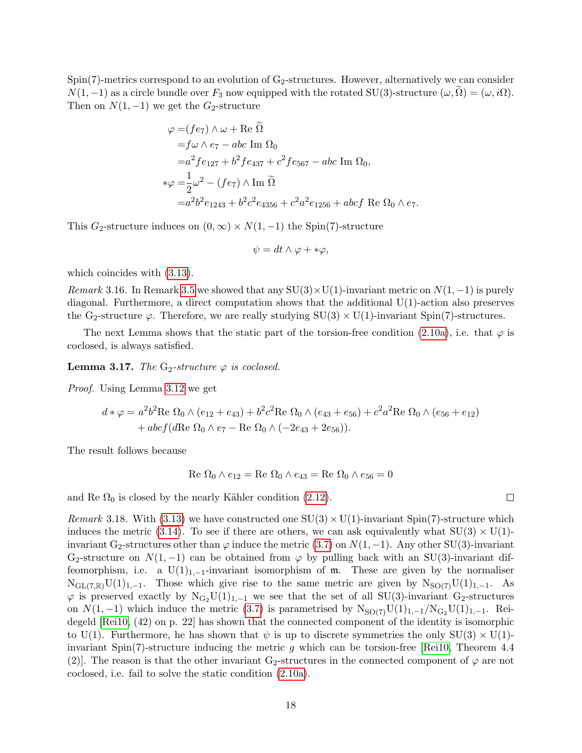Spin(7)-metrics correspond to an evolution of $\mathrm{G}_2$-structures. However, alternatively we can consider $N(1,-1)$ as a circle bundle over $F_3$ now equipped with the rotated SU(3)-structure $(\omega, \widetilde{\Omega}) = (\omega, i\Omega)$. Then on $N(1,-1)$ we get the $G_2$-structure

$$
\begin{aligned}
\varphi =& (fe_7) \wedge \omega + \mathrm{Re}\ \widetilde{\Omega} \\
=& f\omega \wedge e_7 - abc\ \mathrm{Im}\ \Omega_0 \\
=& a^2 f e_{127} + b^2 f e_{437} + c^2 f e_{567} - abc\ \mathrm{Im}\ \Omega_0, \\
*\varphi =& \frac{1}{2}\omega^2 - (fe_7) \wedge \mathrm{Im}\ \widetilde{\Omega} \\
=& a^2 b^2 e_{1243} + b^2 c^2 e_{4356} + c^2 a^2 e_{1256} + abcf\ \mathrm{Re}\ \Omega_0 \wedge e_7.
\end{aligned}
$$

This $G_2$-structure induces on $(0,\infty) \times N(1,-1)$ the Spin(7)-structure

$$
\psi = dt \wedge \varphi + *\varphi,
$$

which coincides with (3.13).

*Remark* 3.16. In Remark 3.5 we showed that any $\mathrm{SU}(3)\times\mathrm{U}(1)$-invariant metric on $N(1,-1)$ is purely diagonal. Furthermore, a direct computation shows that the additional U(1)-action also preserves the $\mathrm{G}_2$-structure $\varphi$. Therefore, we are really studying $\mathrm{SU}(3) \times \mathrm{U}(1)$-invariant Spin(7)-structures.

The next Lemma shows that the static part of the torsion-free condition (2.10a), i.e. that $\varphi$ is coclosed, is always satisfied.

**Lemma 3.17.** *The* $\mathrm{G}_2$*-structure* $\varphi$ *is coclosed.*

*Proof.* Using Lemma 3.12 we get

$$
\begin{aligned}
d*\varphi = & a^2 b^2 \mathrm{Re}\ \Omega_0 \wedge (e_{12} + e_{43}) + b^2 c^2 \mathrm{Re}\ \Omega_0 \wedge (e_{43} + e_{56}) + c^2 a^2 \mathrm{Re}\ \Omega_0 \wedge (e_{56} + e_{12}) \\
& + abcf (d\mathrm{Re}\ \Omega_0 \wedge e_7 - \mathrm{Re}\ \Omega_0 \wedge (-2e_{43} + 2e_{56})).
\end{aligned}
$$

The result follows because

$$
\mathrm{Re}\ \Omega_0 \wedge e_{12} = \mathrm{Re}\ \Omega_0 \wedge e_{43} = \mathrm{Re}\ \Omega_0 \wedge e_{56} = 0
$$

and $\mathrm{Re}\ \Omega_0$ is closed by the nearly Kähler condition (2.12). □

*Remark* 3.18. With (3.13) we have constructed one $\mathrm{SU}(3)\times\mathrm{U}(1)$-invariant Spin(7)-structure which induces the metric (3.14). To see if there are others, we can ask equivalently what $\mathrm{SU}(3) \times \mathrm{U}(1)$-invariant $\mathrm{G}_2$-structures other than $\varphi$ induce the metric (3.7) on $N(1,-1)$. Any other SU(3)-invariant $\mathrm{G}_2$-structure on $N(1,-1)$ can be obtained from $\varphi$ by pulling back with an SU(3)-invariant diffeomorphism, i.e. a $\mathrm{U}(1)_{1,-1}$-invariant isomorphism of $\mathfrak{m}$. These are given by the normaliser $\mathrm{N}_{\mathrm{GL}(7,\mathbb{R})}\mathrm{U}(1)_{1,-1}$. Those which give rise to the same metric are given by $\mathrm{N}_{\mathrm{SO}(7)}\mathrm{U}(1)_{1,-1}$. As $\varphi$ is preserved exactly by $\mathrm{N}_{\mathrm{G}_2}\mathrm{U}(1)_{1,-1}$ we see that the set of all SU(3)-invariant $\mathrm{G}_2$-structures on $N(1,-1)$ which induce the metric (3.7) is parametrised by $\mathrm{N}_{\mathrm{SO}(7)}\mathrm{U}(1)_{1,-1}/\mathrm{N}_{\mathrm{G}_2}\mathrm{U}(1)_{1,-1}$. Reidegeld [Rei10, (42) on p. 22] has shown that the connected component of the identity is isomorphic to U(1). Furthermore, he has shown that $\psi$ is up to discrete symmetries the only $\mathrm{SU}(3) \times \mathrm{U}(1)$-invariant Spin(7)-structure inducing the metric $g$ which can be torsion-free [Rei10, Theorem 4.4 (2)]. The reason is that the other invariant $\mathrm{G}_2$-structures in the connected component of $\varphi$ are not coclosed, i.e. fail to solve the static condition (2.10a).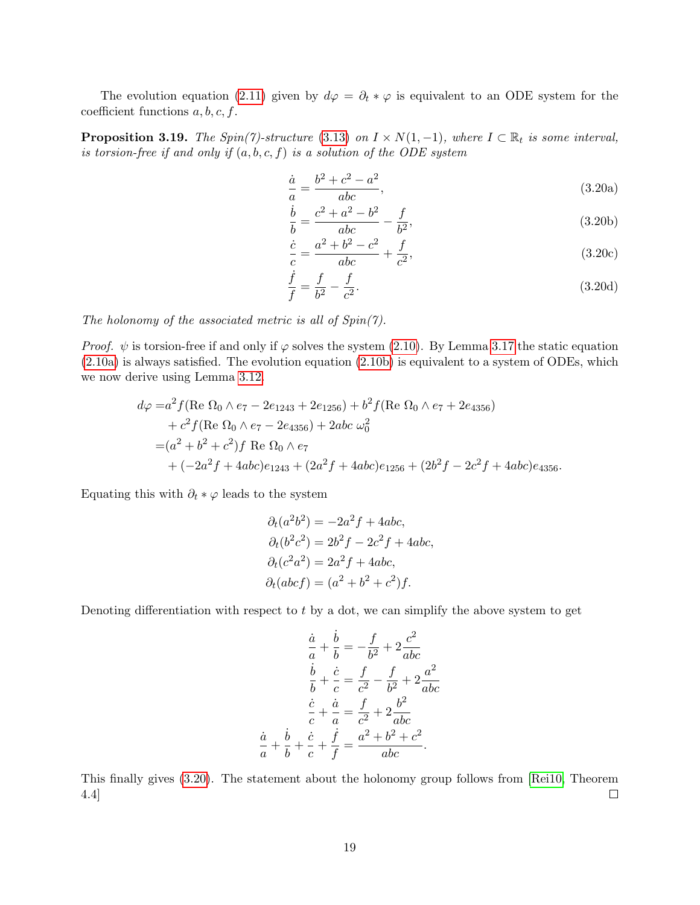The evolution equation (2.11) given by $d\varphi = \partial_t * \varphi$ is equivalent to an ODE system for the coefficient functions $a, b, c, f$.

**Proposition 3.19.** *The Spin(7)-structure (3.13) on $I \times N(1,-1)$, where $I \subset \mathbb{R}_t$ is some interval, is torsion-free if and only if $(a,b,c,f)$ is a solution of the ODE system*

$$\frac{\dot{a}}{a} = \frac{b^2 + c^2 - a^2}{abc}, \tag{3.20a}$$

$$\frac{\dot{b}}{b} = \frac{c^2 + a^2 - b^2}{abc} - \frac{f}{b^2}, \tag{3.20b}$$

$$\frac{\dot{c}}{c} = \frac{a^2 + b^2 - c^2}{abc} + \frac{f}{c^2}, \tag{3.20c}$$

$$\frac{\dot{f}}{f} = \frac{f}{b^2} - \frac{f}{c^2}. \tag{3.20d}$$

*The holonomy of the associated metric is all of Spin(7).*

*Proof.* $\psi$ is torsion-free if and only if $\varphi$ solves the system (2.10). By Lemma 3.17 the static equation (2.10a) is always satisfied. The evolution equation (2.10b) is equivalent to a system of ODEs, which we now derive using Lemma 3.12.

$$\begin{aligned}
d\varphi =& a^2 f(\text{Re }\Omega_0 \wedge e_7 - 2e_{1243} + 2e_{1256}) + b^2 f(\text{Re }\Omega_0 \wedge e_7 + 2e_{4356}) \\
&+ c^2 f(\text{Re }\Omega_0 \wedge e_7 - 2e_{4356}) + 2abc\ \omega_0^2 \\
=& (a^2 + b^2 + c^2) f \ \text{Re }\Omega_0 \wedge e_7 \\
&+ (-2a^2 f + 4abc) e_{1243} + (2a^2 f + 4abc) e_{1256} + (2b^2 f - 2c^2 f + 4abc) e_{4356}.
\end{aligned}$$

Equating this with $\partial_t * \varphi$ leads to the system

$$\begin{aligned}
\partial_t(a^2 b^2) &= -2a^2 f + 4abc, \\
\partial_t(b^2 c^2) &= 2b^2 f - 2c^2 f + 4abc, \\
\partial_t(c^2 a^2) &= 2a^2 f + 4abc, \\
\partial_t(abcf) &= (a^2 + b^2 + c^2) f.
\end{aligned}$$

Denoting differentiation with respect to $t$ by a dot, we can simplify the above system to get

$$\begin{aligned}
\frac{\dot{a}}{a} + \frac{\dot{b}}{b} &= -\frac{f}{b^2} + 2\frac{c^2}{abc} \\
\frac{\dot{b}}{b} + \frac{\dot{c}}{c} &= \frac{f}{c^2} - \frac{f}{b^2} + 2\frac{a^2}{abc} \\
\frac{\dot{c}}{c} + \frac{\dot{a}}{a} &= \frac{f}{c^2} + 2\frac{b^2}{abc} \\
\frac{\dot{a}}{a} + \frac{\dot{b}}{b} + \frac{\dot{c}}{c} + \frac{\dot{f}}{f} &= \frac{a^2 + b^2 + c^2}{abc}.
\end{aligned}$$

This finally gives (3.20). The statement about the holonomy group follows from [Rei10, Theorem 4.4] ∎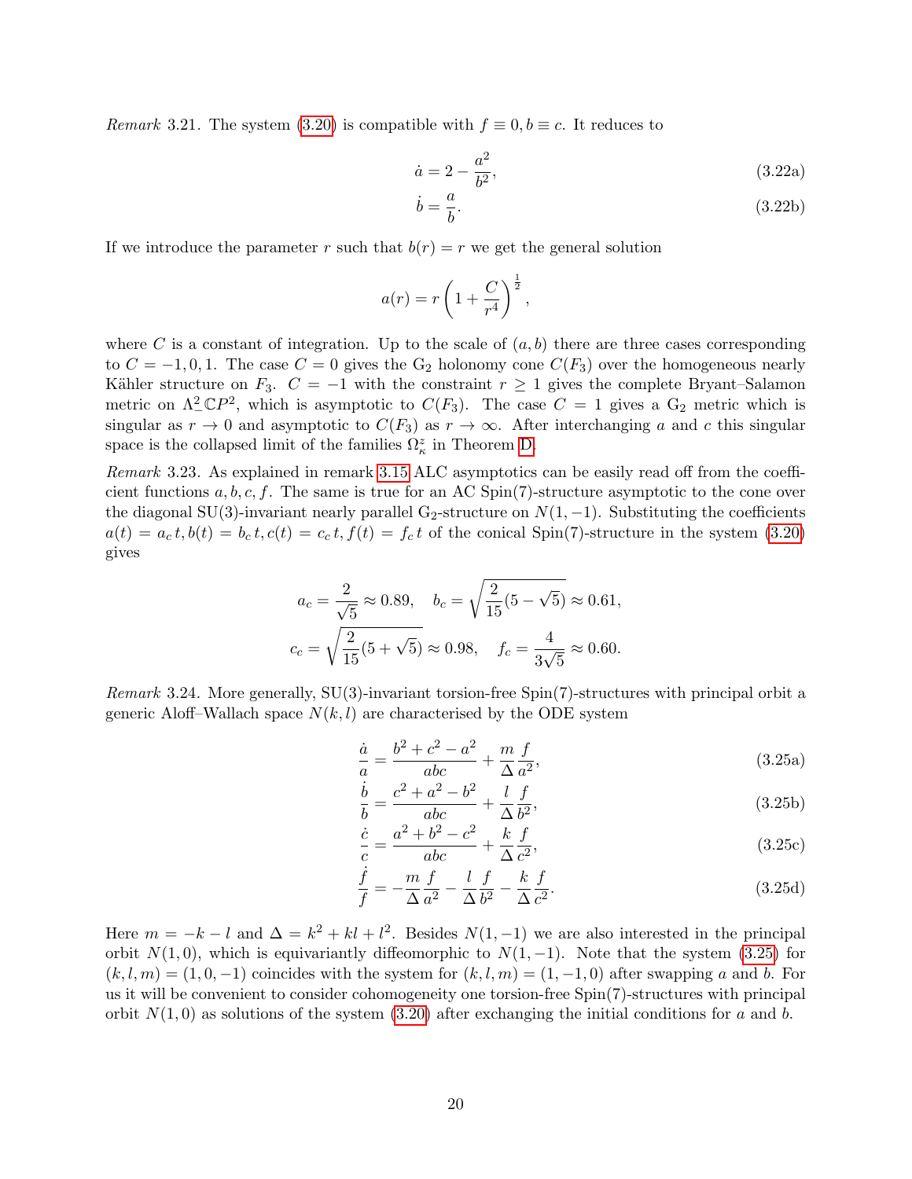*Remark* 3.21. The system (3.20) is compatible with $f \equiv 0, b \equiv c$. It reduces to

$$\dot{a} = 2 - \frac{a^2}{b^2}, \tag{3.22a}$$

$$\dot{b} = \frac{a}{b}. \tag{3.22b}$$

If we introduce the parameter $r$ such that $b(r) = r$ we get the general solution

$$a(r) = r\left(1 + \frac{C}{r^4}\right)^{\frac{1}{2}},$$

where $C$ is a constant of integration. Up to the scale of $(a, b)$ there are three cases corresponding to $C = -1, 0, 1$. The case $C = 0$ gives the $\mathrm{G}_2$ holonomy cone $C(F_3)$ over the homogeneous nearly Kähler structure on $F_3$. $C = -1$ with the constraint $r \geq 1$ gives the complete Bryant–Salamon metric on $\Lambda^2_-\mathbb{C}P^2$, which is asymptotic to $C(F_3)$. The case $C = 1$ gives a $\mathrm{G}_2$ metric which is singular as $r \to 0$ and asymptotic to $C(F_3)$ as $r \to \infty$. After interchanging $a$ and $c$ this singular space is the collapsed limit of the families $\Omega^z_\kappa$ in Theorem D.

*Remark* 3.23. As explained in remark 3.15 ALC asymptotics can be easily read off from the coefficient functions $a, b, c, f$. The same is true for an AC Spin(7)-structure asymptotic to the cone over the diagonal SU(3)-invariant nearly parallel $\mathrm{G}_2$-structure on $N(1, -1)$. Substituting the coefficients $a(t) = a_c\, t, b(t) = b_c\, t, c(t) = c_c\, t, f(t) = f_c\, t$ of the conical Spin(7)-structure in the system (3.20) gives

$$a_c = \frac{2}{\sqrt{5}} \approx 0.89, \quad b_c = \sqrt{\frac{2}{15}(5 - \sqrt{5})} \approx 0.61,$$
$$c_c = \sqrt{\frac{2}{15}(5 + \sqrt{5})} \approx 0.98, \quad f_c = \frac{4}{3\sqrt{5}} \approx 0.60.$$

*Remark* 3.24. More generally, SU(3)-invariant torsion-free Spin(7)-structures with principal orbit a generic Aloff–Wallach space $N(k, l)$ are characterised by the ODE system

$$\frac{\dot{a}}{a} = \frac{b^2 + c^2 - a^2}{abc} + \frac{m}{\Delta}\frac{f}{a^2}, \tag{3.25a}$$

$$\frac{\dot{b}}{b} = \frac{c^2 + a^2 - b^2}{abc} + \frac{l}{\Delta}\frac{f}{b^2}, \tag{3.25b}$$

$$\frac{\dot{c}}{c} = \frac{a^2 + b^2 - c^2}{abc} + \frac{k}{\Delta}\frac{f}{c^2}, \tag{3.25c}$$

$$\frac{\dot{f}}{f} = -\frac{m}{\Delta}\frac{f}{a^2} - \frac{l}{\Delta}\frac{f}{b^2} - \frac{k}{\Delta}\frac{f}{c^2}. \tag{3.25d}$$

Here $m = -k - l$ and $\Delta = k^2 + kl + l^2$. Besides $N(1, -1)$ we are also interested in the principal orbit $N(1, 0)$, which is equivariantly diffeomorphic to $N(1, -1)$. Note that the system (3.25) for $(k, l, m) = (1, 0, -1)$ coincides with the system for $(k, l, m) = (1, -1, 0)$ after swapping $a$ and $b$. For us it will be convenient to consider cohomogeneity one torsion-free Spin(7)-structures with principal orbit $N(1, 0)$ as solutions of the system (3.20) after exchanging the initial conditions for $a$ and $b$.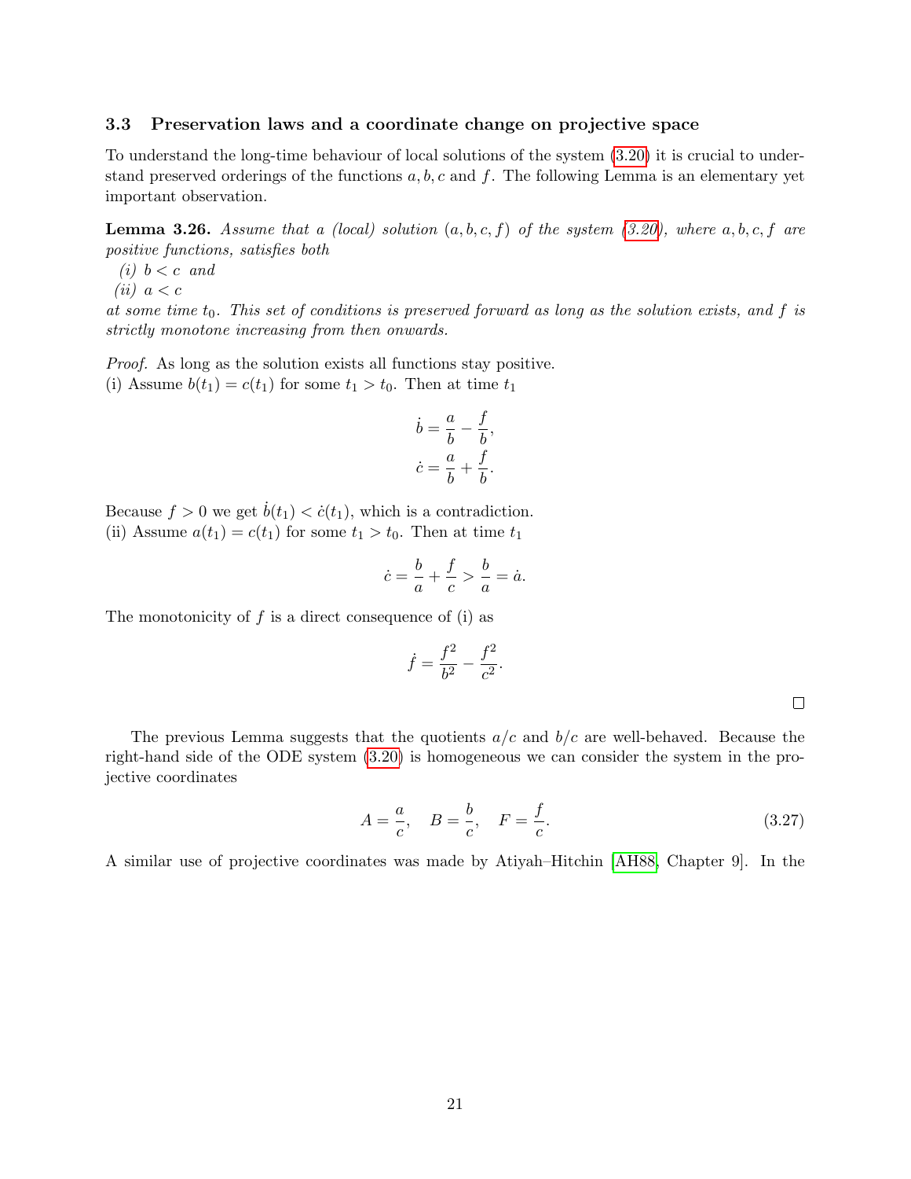### 3.3 Preservation laws and a coordinate change on projective space

To understand the long-time behaviour of local solutions of the system (3.20) it is crucial to understand preserved orderings of the functions $a, b, c$ and $f$. The following Lemma is an elementary yet important observation.

**Lemma 3.26.** *Assume that a (local) solution $(a, b, c, f)$ of the system (3.20), where $a, b, c, f$ are positive functions, satisfies both*
*(i) $b < c$ and*
*(ii) $a < c$*
*at some time $t_0$. This set of conditions is preserved forward as long as the solution exists, and $f$ is strictly monotone increasing from then onwards.*

*Proof.* As long as the solution exists all functions stay positive.
(i) Assume $b(t_1) = c(t_1)$ for some $t_1 > t_0$. Then at time $t_1$

$$\dot{b} = \frac{a}{b} - \frac{f}{b},$$
$$\dot{c} = \frac{a}{b} + \frac{f}{b}.$$

Because $f > 0$ we get $\dot{b}(t_1) < \dot{c}(t_1)$, which is a contradiction.
(ii) Assume $a(t_1) = c(t_1)$ for some $t_1 > t_0$. Then at time $t_1$

$$\dot{c} = \frac{b}{a} + \frac{f}{c} > \frac{b}{a} = \dot{a}.$$

The monotonicity of $f$ is a direct consequence of (i) as

$$\dot{f} = \frac{f^2}{b^2} - \frac{f^2}{c^2}.$$

$\square$

The previous Lemma suggests that the quotients $a/c$ and $b/c$ are well-behaved. Because the right-hand side of the ODE system (3.20) is homogeneous we can consider the system in the projective coordinates

$$A = \frac{a}{c}, \quad B = \frac{b}{c}, \quad F = \frac{f}{c}. \tag{3.27}$$

A similar use of projective coordinates was made by Atiyah–Hitchin [AH88, Chapter 9]. In the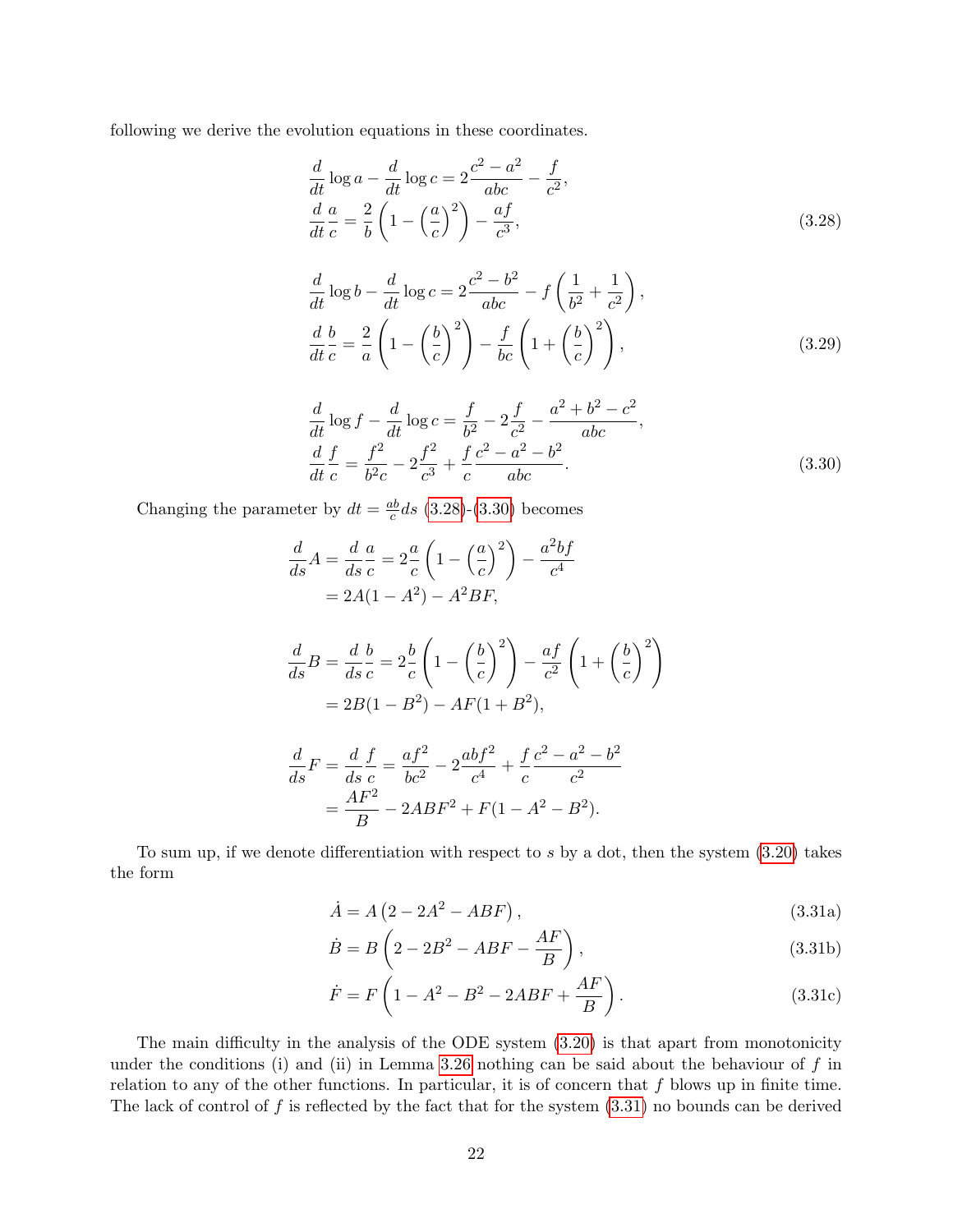following we derive the evolution equations in these coordinates.

$$
\begin{aligned}
&\frac{d}{dt}\log a - \frac{d}{dt}\log c = 2\frac{c^2-a^2}{abc} - \frac{f}{c^2},\\
&\frac{d}{dt}\frac{a}{c} = \frac{2}{b}\left(1-\left(\frac{a}{c}\right)^2\right) - \frac{af}{c^3},
\end{aligned}
\tag{3.28}
$$

$$
\begin{aligned}
&\frac{d}{dt}\log b - \frac{d}{dt}\log c = 2\frac{c^2-b^2}{abc} - f\left(\frac{1}{b^2}+\frac{1}{c^2}\right),\\
&\frac{d}{dt}\frac{b}{c} = \frac{2}{a}\left(1-\left(\frac{b}{c}\right)^2\right) - \frac{f}{bc}\left(1+\left(\frac{b}{c}\right)^2\right),
\end{aligned}
\tag{3.29}
$$

$$
\begin{aligned}
&\frac{d}{dt}\log f - \frac{d}{dt}\log c = \frac{f}{b^2} - 2\frac{f}{c^2} - \frac{a^2+b^2-c^2}{abc},\\
&\frac{d}{dt}\frac{f}{c} = \frac{f^2}{b^2c} - 2\frac{f^2}{c^3} + \frac{f}{c}\frac{c^2-a^2-b^2}{abc}.
\end{aligned}
\tag{3.30}
$$

Changing the parameter by $dt = \frac{ab}{c}ds$ (3.28)-(3.30) becomes

$$
\begin{aligned}
\frac{d}{ds}A = \frac{d}{ds}\frac{a}{c} &= 2\frac{a}{c}\left(1-\left(\frac{a}{c}\right)^2\right) - \frac{a^2bf}{c^4}\\
&= 2A(1-A^2) - A^2BF,
\end{aligned}
$$

$$
\begin{aligned}
\frac{d}{ds}B = \frac{d}{ds}\frac{b}{c} &= 2\frac{b}{c}\left(1-\left(\frac{b}{c}\right)^2\right) - \frac{af}{c^2}\left(1+\left(\frac{b}{c}\right)^2\right)\\
&= 2B(1-B^2) - AF(1+B^2),
\end{aligned}
$$

$$
\begin{aligned}
\frac{d}{ds}F = \frac{d}{ds}\frac{f}{c} &= \frac{af^2}{bc^2} - 2\frac{abf^2}{c^4} + \frac{f}{c}\frac{c^2-a^2-b^2}{c^2}\\
&= \frac{AF^2}{B} - 2ABF^2 + F(1-A^2-B^2).
\end{aligned}
$$

To sum up, if we denote differentiation with respect to $s$ by a dot, then the system (3.20) takes the form

$$
\dot{A} = A\left(2 - 2A^2 - ABF\right), \tag{3.31a}
$$

$$
\dot{B} = B\left(2 - 2B^2 - ABF - \frac{AF}{B}\right), \tag{3.31b}
$$

$$
\dot{F} = F\left(1 - A^2 - B^2 - 2ABF + \frac{AF}{B}\right). \tag{3.31c}
$$

The main difficulty in the analysis of the ODE system (3.20) is that apart from monotonicity under the conditions (i) and (ii) in Lemma 3.26 nothing can be said about the behaviour of $f$ in relation to any of the other functions. In particular, it is of concern that $f$ blows up in finite time. The lack of control of $f$ is reflected by the fact that for the system (3.31) no bounds can be derived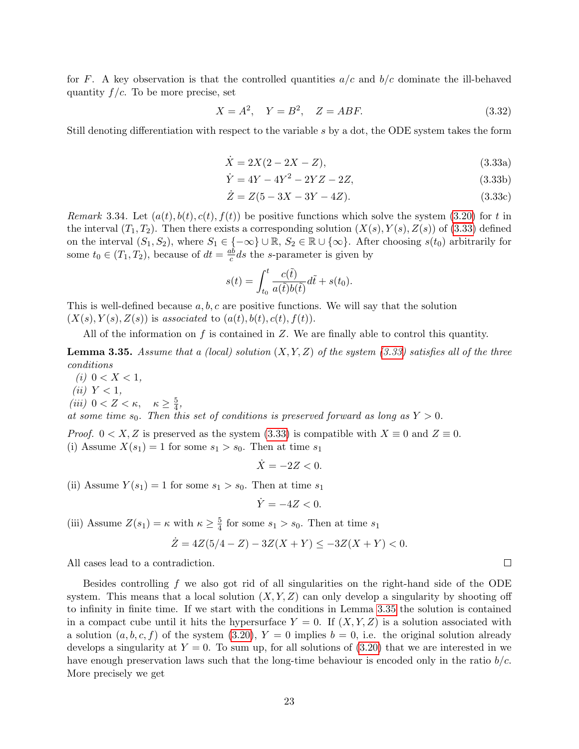for $F$. A key observation is that the controlled quantities $a/c$ and $b/c$ dominate the ill-behaved quantity $f/c$. To be more precise, set

$$X = A^2, \quad Y = B^2, \quad Z = ABF. \tag{3.32}$$

Still denoting differentiation with respect to the variable $s$ by a dot, the ODE system takes the form

$$\dot{X} = 2X(2 - 2X - Z), \tag{3.33a}$$

$$\dot{Y} = 4Y - 4Y^2 - 2YZ - 2Z, \tag{3.33b}$$

$$\dot{Z} = Z(5 - 3X - 3Y - 4Z). \tag{3.33c}$$

*Remark* 3.34. Let $(a(t), b(t), c(t), f(t))$ be positive functions which solve the system (3.20) for $t$ in the interval $(T_1, T_2)$. Then there exists a corresponding solution $(X(s), Y(s), Z(s))$ of (3.33) defined on the interval $(S_1, S_2)$, where $S_1 \in \{-\infty\} \cup \mathbb{R}$, $S_2 \in \mathbb{R} \cup \{\infty\}$. After choosing $s(t_0)$ arbitrarily for some $t_0 \in (T_1, T_2)$, because of $dt = \frac{ab}{c} ds$ the $s$-parameter is given by

$$s(t) = \int_{t_0}^{t} \frac{c(\tilde{t})}{a(\tilde{t})b(\tilde{t})} d\tilde{t} + s(t_0).$$

This is well-defined because $a, b, c$ are positive functions. We will say that the solution $(X(s), Y(s), Z(s))$ is *associated* to $(a(t), b(t), c(t), f(t))$.

All of the information on $f$ is contained in $Z$. We are finally able to control this quantity.

**Lemma 3.35.** *Assume that a (local) solution $(X, Y, Z)$ of the system (3.33) satisfies all of the three conditions*

*(i) $0 < X < 1$,*
*(ii) $Y < 1$,*
*(iii) $0 < Z < \kappa, \quad \kappa \geq \frac{5}{4}$,*

*at some time $s_0$. Then this set of conditions is preserved forward as long as $Y > 0$.*

*Proof.* $0 < X, Z$ is preserved as the system (3.33) is compatible with $X \equiv 0$ and $Z \equiv 0$.
(i) Assume $X(s_1) = 1$ for some $s_1 > s_0$. Then at time $s_1$

$$\dot{X} = -2Z < 0.$$

(ii) Assume $Y(s_1) = 1$ for some $s_1 > s_0$. Then at time $s_1$

$$\dot{Y} = -4Z < 0.$$

(iii) Assume $Z(s_1) = \kappa$ with $\kappa \geq \frac{5}{4}$ for some $s_1 > s_0$. Then at time $s_1$

$$\dot{Z} = 4Z(5/4 - Z) - 3Z(X + Y) \leq -3Z(X + Y) < 0.$$

All cases lead to a contradiction. □

Besides controlling $f$ we also got rid of all singularities on the right-hand side of the ODE system. This means that a local solution $(X, Y, Z)$ can only develop a singularity by shooting off to infinity in finite time. If we start with the conditions in Lemma 3.35 the solution is contained in a compact cube until it hits the hypersurface $Y = 0$. If $(X, Y, Z)$ is a solution associated with a solution $(a, b, c, f)$ of the system (3.20), $Y = 0$ implies $b = 0$, i.e. the original solution already develops a singularity at $Y = 0$. To sum up, for all solutions of (3.20) that we are interested in we have enough preservation laws such that the long-time behaviour is encoded only in the ratio $b/c$. More precisely we get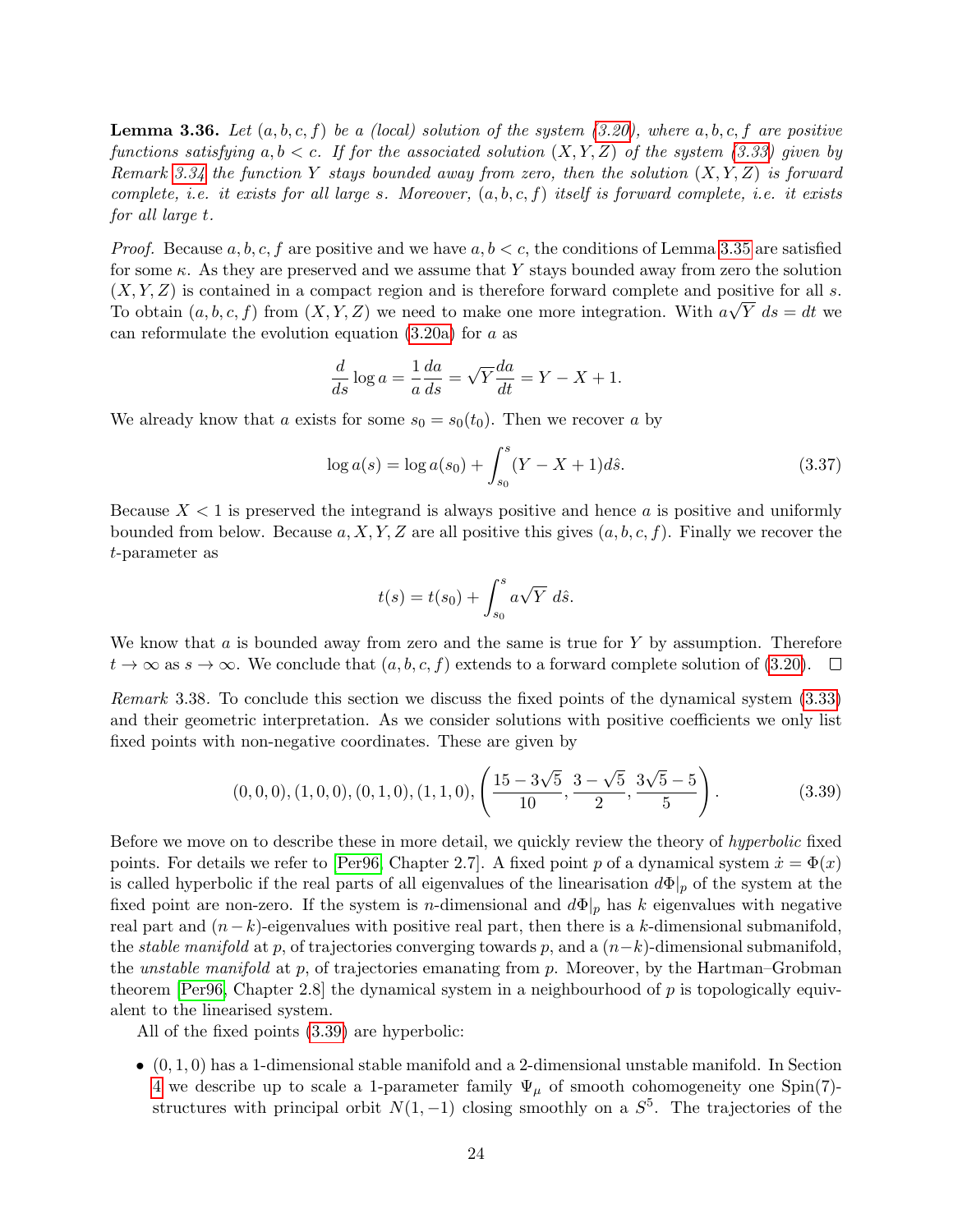**Lemma 3.36.** *Let $(a, b, c, f)$ be a (local) solution of the system (3.20), where $a, b, c, f$ are positive functions satisfying $a, b < c$. If for the associated solution $(X, Y, Z)$ of the system (3.33) given by Remark 3.34 the function $Y$ stays bounded away from zero, then the solution $(X, Y, Z)$ is forward complete, i.e. it exists for all large $s$. Moreover, $(a, b, c, f)$ itself is forward complete, i.e. it exists for all large $t$.*

*Proof.* Because $a, b, c, f$ are positive and we have $a, b < c$, the conditions of Lemma 3.35 are satisfied for some $\kappa$. As they are preserved and we assume that $Y$ stays bounded away from zero the solution $(X, Y, Z)$ is contained in a compact region and is therefore forward complete and positive for all $s$. To obtain $(a, b, c, f)$ from $(X, Y, Z)$ we need to make one more integration. With $a\sqrt{Y}\ ds = dt$ we can reformulate the evolution equation (3.20a) for $a$ as

$$\frac{d}{ds}\log a = \frac{1}{a}\frac{da}{ds} = \sqrt{Y}\frac{da}{dt} = Y - X + 1.$$

We already know that $a$ exists for some $s_0 = s_0(t_0)$. Then we recover $a$ by

$$\log a(s) = \log a(s_0) + \int_{s_0}^{s} (Y - X + 1) d\hat{s}. \tag{3.37}$$

Because $X < 1$ is preserved the integrand is always positive and hence $a$ is positive and uniformly bounded from below. Because $a, X, Y, Z$ are all positive this gives $(a, b, c, f)$. Finally we recover the $t$-parameter as

$$t(s) = t(s_0) + \int_{s_0}^{s} a\sqrt{Y}\ d\hat{s}.$$

We know that $a$ is bounded away from zero and the same is true for $Y$ by assumption. Therefore $t \to \infty$ as $s \to \infty$. We conclude that $(a, b, c, f)$ extends to a forward complete solution of (3.20). $\square$

*Remark* 3.38. To conclude this section we discuss the fixed points of the dynamical system (3.33) and their geometric interpretation. As we consider solutions with positive coefficients we only list fixed points with non-negative coordinates. These are given by

$$(0, 0, 0), (1, 0, 0), (0, 1, 0), (1, 1, 0), \left(\frac{15 - 3\sqrt{5}}{10}, \frac{3 - \sqrt{5}}{2}, \frac{3\sqrt{5} - 5}{5}\right). \tag{3.39}$$

Before we move on to describe these in more detail, we quickly review the theory of *hyperbolic* fixed points. For details we refer to [Per96, Chapter 2.7]. A fixed point $p$ of a dynamical system $\dot{x} = \Phi(x)$ is called hyperbolic if the real parts of all eigenvalues of the linearisation $d\Phi|_p$ of the system at the fixed point are non-zero. If the system is $n$-dimensional and $d\Phi|_p$ has $k$ eigenvalues with negative real part and $(n-k)$-eigenvalues with positive real part, then there is a $k$-dimensional submanifold, the *stable manifold* at $p$, of trajectories converging towards $p$, and a $(n-k)$-dimensional submanifold, the *unstable manifold* at $p$, of trajectories emanating from $p$. Moreover, by the Hartman–Grobman theorem [Per96, Chapter 2.8] the dynamical system in a neighbourhood of $p$ is topologically equivalent to the linearised system.

All of the fixed points (3.39) are hyperbolic:

- $(0, 1, 0)$ has a 1-dimensional stable manifold and a 2-dimensional unstable manifold. In Section 4 we describe up to scale a 1-parameter family $\Psi_\mu$ of smooth cohomogeneity one Spin(7)-structures with principal orbit $N(1, -1)$ closing smoothly on a $S^5$. The trajectories of the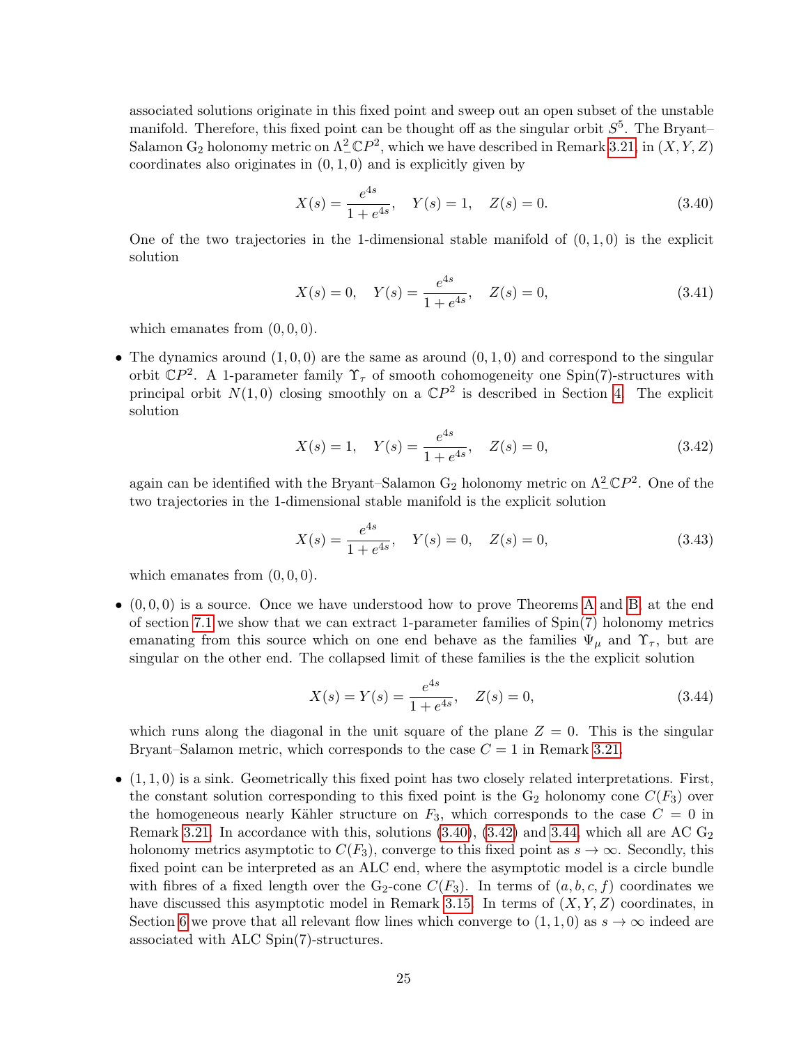associated solutions originate in this fixed point and sweep out an open subset of the unstable manifold. Therefore, this fixed point can be thought off as the singular orbit $S^5$. The Bryant–Salamon $\mathrm{G}_2$ holonomy metric on $\Lambda^2_-\mathbb{C}P^2$, which we have described in Remark 3.21, in $(X,Y,Z)$ coordinates also originates in $(0,1,0)$ and is explicitly given by

$$X(s) = \frac{e^{4s}}{1+e^{4s}}, \quad Y(s) = 1, \quad Z(s) = 0. \tag{3.40}$$

One of the two trajectories in the 1-dimensional stable manifold of $(0,1,0)$ is the explicit solution

$$X(s) = 0, \quad Y(s) = \frac{e^{4s}}{1+e^{4s}}, \quad Z(s) = 0, \tag{3.41}$$

which emanates from $(0,0,0)$.

- The dynamics around $(1,0,0)$ are the same as around $(0,1,0)$ and correspond to the singular orbit $\mathbb{C}P^2$. A 1-parameter family $\Upsilon_\tau$ of smooth cohomogeneity one Spin(7)-structures with principal orbit $N(1,0)$ closing smoothly on a $\mathbb{C}P^2$ is described in Section 4. The explicit solution

$$X(s) = 1, \quad Y(s) = \frac{e^{4s}}{1+e^{4s}}, \quad Z(s) = 0, \tag{3.42}$$

again can be identified with the Bryant–Salamon $\mathrm{G}_2$ holonomy metric on $\Lambda^2_-\mathbb{C}P^2$. One of the two trajectories in the 1-dimensional stable manifold is the explicit solution

$$X(s) = \frac{e^{4s}}{1+e^{4s}}, \quad Y(s) = 0, \quad Z(s) = 0, \tag{3.43}$$

which emanates from $(0,0,0)$.

- $(0,0,0)$ is a source. Once we have understood how to prove Theorems A and B, at the end of section 7.1 we show that we can extract 1-parameter families of Spin(7) holonomy metrics emanating from this source which on one end behave as the families $\Psi_\mu$ and $\Upsilon_\tau$, but are singular on the other end. The collapsed limit of these families is the the explicit solution

$$X(s) = Y(s) = \frac{e^{4s}}{1+e^{4s}}, \quad Z(s) = 0, \tag{3.44}$$

which runs along the diagonal in the unit square of the plane $Z = 0$. This is the singular Bryant–Salamon metric, which corresponds to the case $C = 1$ in Remark 3.21.

- $(1,1,0)$ is a sink. Geometrically this fixed point has two closely related interpretations. First, the constant solution corresponding to this fixed point is the $\mathrm{G}_2$ holonomy cone $C(F_3)$ over the homogeneous nearly Kähler structure on $F_3$, which corresponds to the case $C = 0$ in Remark 3.21. In accordance with this, solutions (3.40), (3.42) and 3.44, which all are AC $\mathrm{G}_2$ holonomy metrics asymptotic to $C(F_3)$, converge to this fixed point as $s \to \infty$. Secondly, this fixed point can be interpreted as an ALC end, where the asymptotic model is a circle bundle with fibres of a fixed length over the $\mathrm{G}_2$-cone $C(F_3)$. In terms of $(a,b,c,f)$ coordinates we have discussed this asymptotic model in Remark 3.15. In terms of $(X,Y,Z)$ coordinates, in Section 6 we prove that all relevant flow lines which converge to $(1,1,0)$ as $s \to \infty$ indeed are associated with ALC Spin(7)-structures.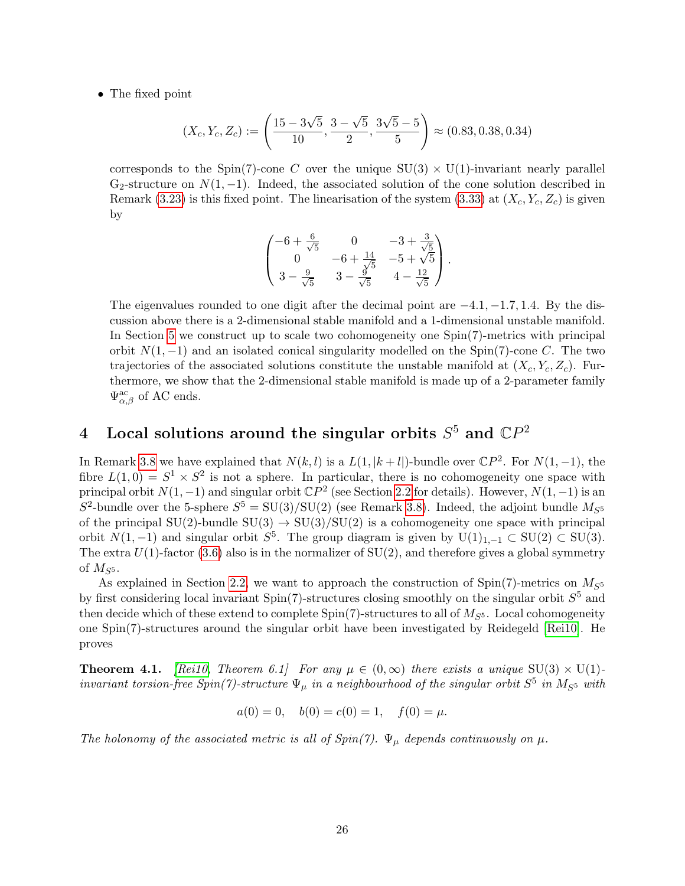- The fixed point

$$(X_c, Y_c, Z_c) := \left(\frac{15 - 3\sqrt{5}}{10}, \frac{3 - \sqrt{5}}{2}, \frac{3\sqrt{5} - 5}{5}\right) \approx (0.83, 0.38, 0.34)$$

corresponds to the Spin(7)-cone $C$ over the unique $\mathrm{SU}(3) \times \mathrm{U}(1)$-invariant nearly parallel $\mathrm{G}_2$-structure on $N(1,-1)$. Indeed, the associated solution of the cone solution described in Remark (3.23) is this fixed point. The linearisation of the system (3.33) at $(X_c, Y_c, Z_c)$ is given by

$$\begin{pmatrix} -6 + \frac{6}{\sqrt{5}} & 0 & -3 + \frac{3}{\sqrt{5}} \\ 0 & -6 + \frac{14}{\sqrt{5}} & -5 + \sqrt{5} \\ 3 - \frac{9}{\sqrt{5}} & 3 - \frac{9}{\sqrt{5}} & 4 - \frac{12}{\sqrt{5}} \end{pmatrix}.$$

The eigenvalues rounded to one digit after the decimal point are $-4.1, -1.7, 1.4$. By the discussion above there is a 2-dimensional stable manifold and a 1-dimensional unstable manifold. In Section 5 we construct up to scale two cohomogeneity one Spin(7)-metrics with principal orbit $N(1,-1)$ and an isolated conical singularity modelled on the Spin(7)-cone $C$. The two trajectories of the associated solutions constitute the unstable manifold at $(X_c, Y_c, Z_c)$. Furthermore, we show that the 2-dimensional stable manifold is made up of a 2-parameter family $\Psi^{\mathrm{ac}}_{\alpha,\beta}$ of AC ends.

# 4 Local solutions around the singular orbits $S^5$ and $\mathbb{C}P^2$

In Remark 3.8 we have explained that $N(k,l)$ is a $L(1,|k+l|)$-bundle over $\mathbb{C}P^2$. For $N(1,-1)$, the fibre $L(1,0) = S^1 \times S^2$ is not a sphere. In particular, there is no cohomogeneity one space with principal orbit $N(1,-1)$ and singular orbit $\mathbb{C}P^2$ (see Section 2.2 for details). However, $N(1,-1)$ is an $S^2$-bundle over the 5-sphere $S^5 = \mathrm{SU}(3)/\mathrm{SU}(2)$ (see Remark 3.8). Indeed, the adjoint bundle $M_{S^5}$ of the principal $\mathrm{SU}(2)$-bundle $\mathrm{SU}(3) \to \mathrm{SU}(3)/\mathrm{SU}(2)$ is a cohomogeneity one space with principal orbit $N(1,-1)$ and singular orbit $S^5$. The group diagram is given by $\mathrm{U}(1)_{1,-1} \subset \mathrm{SU}(2) \subset \mathrm{SU}(3)$. The extra $U(1)$-factor (3.6) also is in the normalizer of $\mathrm{SU}(2)$, and therefore gives a global symmetry of $M_{S^5}$.

As explained in Section 2.2, we want to approach the construction of Spin(7)-metrics on $M_{S^5}$ by first considering local invariant Spin(7)-structures closing smoothly on the singular orbit $S^5$ and then decide which of these extend to complete Spin(7)-structures to all of $M_{S^5}$. Local cohomogeneity one Spin(7)-structures around the singular orbit have been investigated by Reidegeld [Rei10]. He proves

**Theorem 4.1.** *[Rei10, Theorem 6.1] For any $\mu \in (0,\infty)$ there exists a unique $\mathrm{SU}(3) \times \mathrm{U}(1)$-invariant torsion-free Spin(7)-structure $\Psi_\mu$ in a neighbourhood of the singular orbit $S^5$ in $M_{S^5}$ with*

$$a(0) = 0, \quad b(0) = c(0) = 1, \quad f(0) = \mu.$$

*The holonomy of the associated metric is all of Spin(7). $\Psi_\mu$ depends continuously on $\mu$.*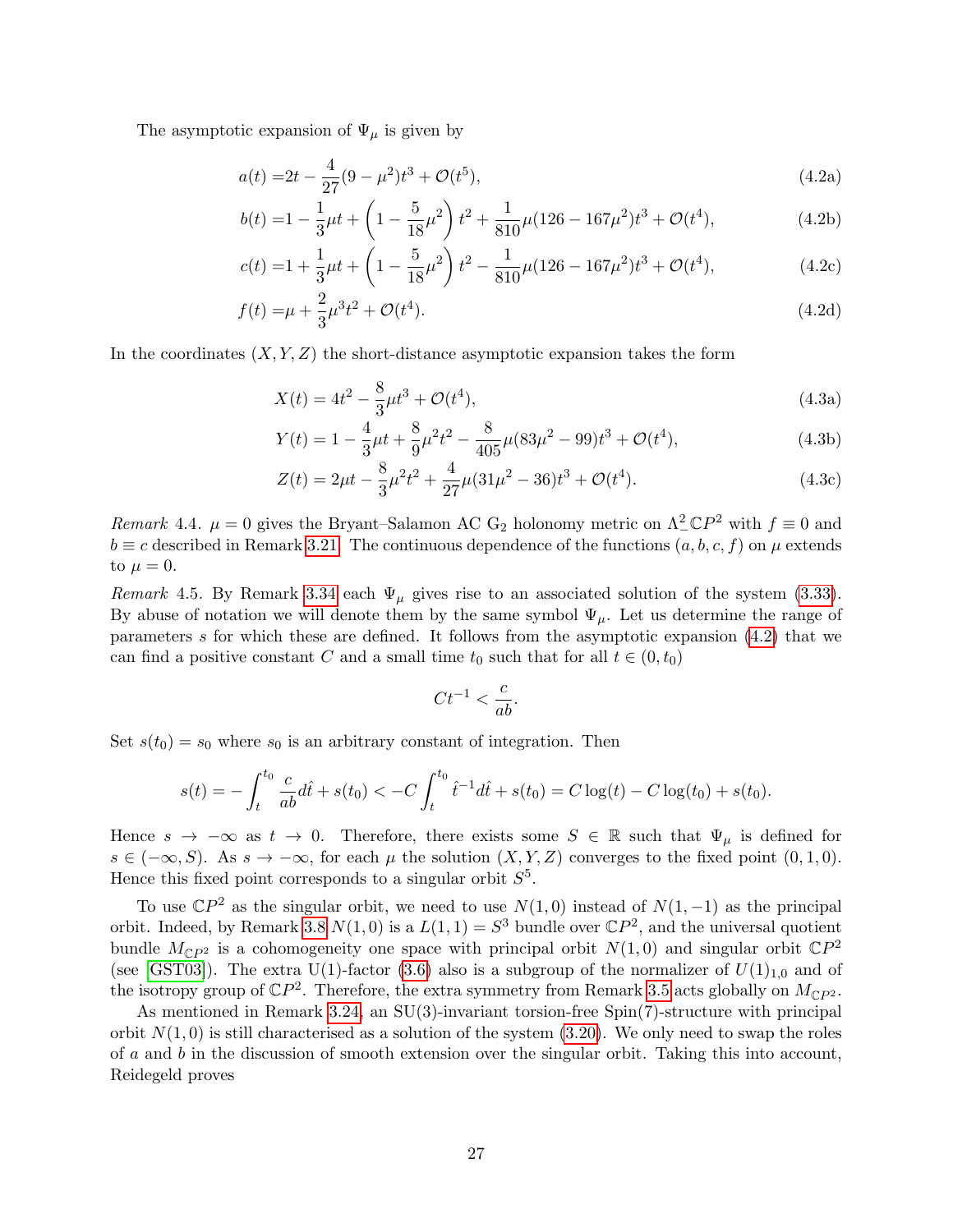The asymptotic expansion of $\Psi_\mu$ is given by

$$a(t) = 2t - \frac{4}{27}(9-\mu^2)t^3 + \mathcal{O}(t^5), \tag{4.2a}$$

$$b(t) = 1 - \frac{1}{3}\mu t + \left(1 - \frac{5}{18}\mu^2\right)t^2 + \frac{1}{810}\mu(126 - 167\mu^2)t^3 + \mathcal{O}(t^4), \tag{4.2b}$$

$$c(t) = 1 + \frac{1}{3}\mu t + \left(1 - \frac{5}{18}\mu^2\right)t^2 - \frac{1}{810}\mu(126 - 167\mu^2)t^3 + \mathcal{O}(t^4), \tag{4.2c}$$

$$f(t) = \mu + \frac{2}{3}\mu^3 t^2 + \mathcal{O}(t^4). \tag{4.2d}$$

In the coordinates $(X, Y, Z)$ the short-distance asymptotic expansion takes the form

$$X(t) = 4t^2 - \frac{8}{3}\mu t^3 + \mathcal{O}(t^4), \tag{4.3a}$$

$$Y(t) = 1 - \frac{4}{3}\mu t + \frac{8}{9}\mu^2 t^2 - \frac{8}{405}\mu(83\mu^2 - 99)t^3 + \mathcal{O}(t^4), \tag{4.3b}$$

$$Z(t) = 2\mu t - \frac{8}{3}\mu^2 t^2 + \frac{4}{27}\mu(31\mu^2 - 36)t^3 + \mathcal{O}(t^4). \tag{4.3c}$$

*Remark* 4.4. $\mu = 0$ gives the Bryant–Salamon AC $\mathrm{G}_2$ holonomy metric on $\Lambda^2_-\mathbb{C}P^2$ with $f \equiv 0$ and $b \equiv c$ described in Remark 3.21. The continuous dependence of the functions $(a, b, c, f)$ on $\mu$ extends to $\mu = 0$.

*Remark* 4.5. By Remark 3.34 each $\Psi_\mu$ gives rise to an associated solution of the system (3.33). By abuse of notation we will denote them by the same symbol $\Psi_\mu$. Let us determine the range of parameters $s$ for which these are defined. It follows from the asymptotic expansion (4.2) that we can find a positive constant $C$ and a small time $t_0$ such that for all $t \in (0, t_0)$

$$Ct^{-1} < \frac{c}{ab}.$$

Set $s(t_0) = s_0$ where $s_0$ is an arbitrary constant of integration. Then

$$s(t) = -\int_t^{t_0} \frac{c}{ab} d\hat{t} + s(t_0) < -C\int_t^{t_0} \hat{t}^{-1} d\hat{t} + s(t_0) = C\log(t) - C\log(t_0) + s(t_0).$$

Hence $s \to -\infty$ as $t \to 0$. Therefore, there exists some $S \in \mathbb{R}$ such that $\Psi_\mu$ is defined for $s \in (-\infty, S)$. As $s \to -\infty$, for each $\mu$ the solution $(X, Y, Z)$ converges to the fixed point $(0, 1, 0)$. Hence this fixed point corresponds to a singular orbit $S^5$.

To use $\mathbb{C}P^2$ as the singular orbit, we need to use $N(1, 0)$ instead of $N(1, -1)$ as the principal orbit. Indeed, by Remark 3.8 $N(1, 0)$ is a $L(1, 1) = S^3$ bundle over $\mathbb{C}P^2$, and the universal quotient bundle $M_{\mathbb{C}P^2}$ is a cohomogeneity one space with principal orbit $N(1, 0)$ and singular orbit $\mathbb{C}P^2$ (see [GST03]). The extra $\mathrm{U}(1)$-factor (3.6) also is a subgroup of the normalizer of $U(1)_{1,0}$ and of the isotropy group of $\mathbb{C}P^2$. Therefore, the extra symmetry from Remark 3.5 acts globally on $M_{\mathbb{C}P^2}$.

As mentioned in Remark 3.24, an $\mathrm{SU}(3)$-invariant torsion-free $\mathrm{Spin}(7)$-structure with principal orbit $N(1, 0)$ is still characterised as a solution of the system (3.20). We only need to swap the roles of $a$ and $b$ in the discussion of smooth extension over the singular orbit. Taking this into account, Reidegeld proves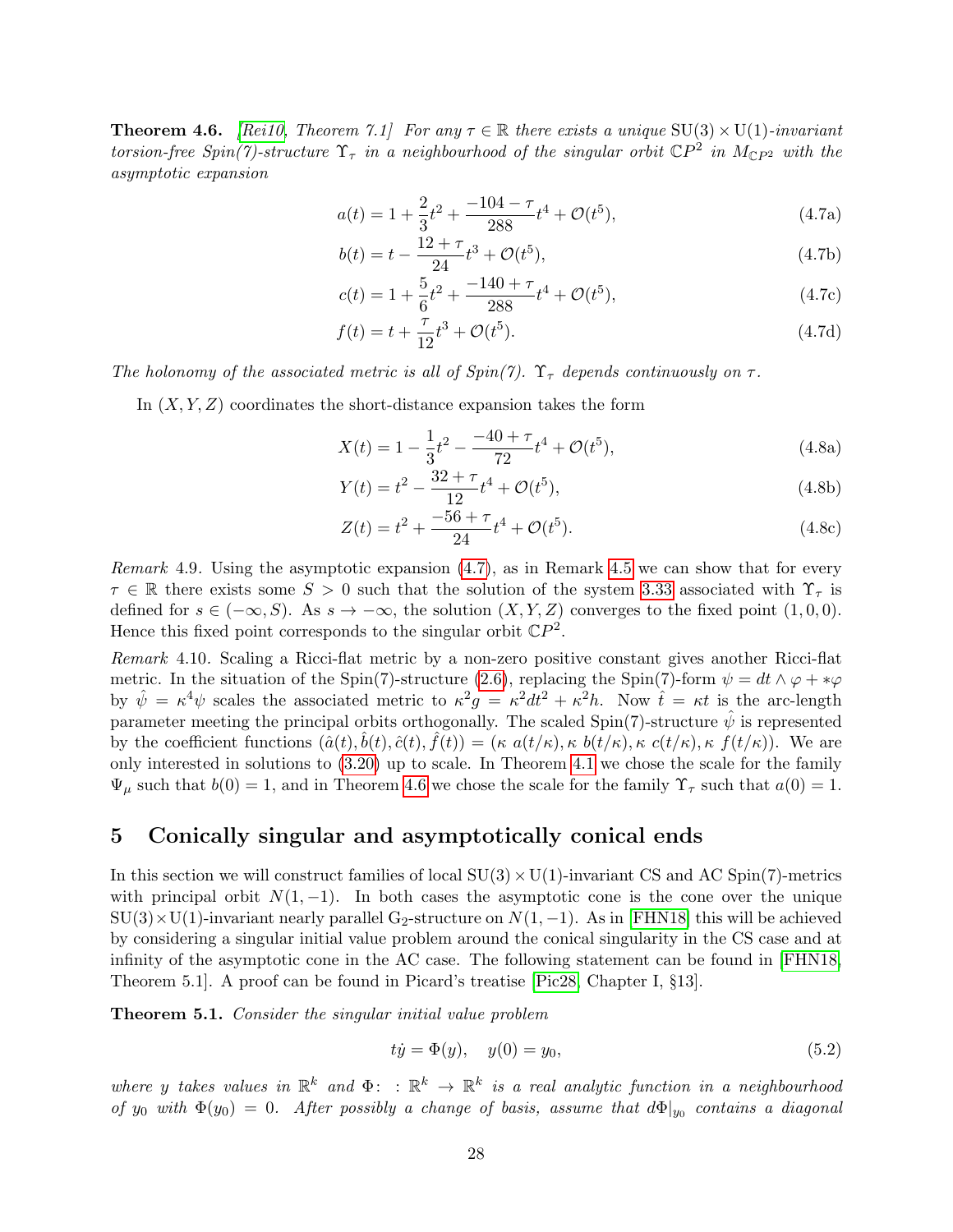**Theorem 4.6.** *[Rei10, Theorem 7.1] For any $\tau \in \mathbb{R}$ there exists a unique $\mathrm{SU}(3) \times \mathrm{U}(1)$-invariant torsion-free Spin(7)-structure $\Upsilon_\tau$ in a neighbourhood of the singular orbit $\mathbb{C}P^2$ in $M_{\mathbb{C}P^2}$ with the asymptotic expansion*

$$a(t) = 1 + \frac{2}{3}t^2 + \frac{-104 - \tau}{288}t^4 + \mathcal{O}(t^5), \tag{4.7a}$$

$$b(t) = t - \frac{12 + \tau}{24}t^3 + \mathcal{O}(t^5), \tag{4.7b}$$

$$c(t) = 1 + \frac{5}{6}t^2 + \frac{-140 + \tau}{288}t^4 + \mathcal{O}(t^5), \tag{4.7c}$$

$$f(t) = t + \frac{\tau}{12}t^3 + \mathcal{O}(t^5). \tag{4.7d}$$

*The holonomy of the associated metric is all of Spin(7). $\Upsilon_\tau$ depends continuously on $\tau$.*

In $(X, Y, Z)$ coordinates the short-distance expansion takes the form

$$X(t) = 1 - \frac{1}{3}t^2 - \frac{-40 + \tau}{72}t^4 + \mathcal{O}(t^5), \tag{4.8a}$$

$$Y(t) = t^2 - \frac{32 + \tau}{12}t^4 + \mathcal{O}(t^5), \tag{4.8b}$$

$$Z(t) = t^2 + \frac{-56 + \tau}{24}t^4 + \mathcal{O}(t^5). \tag{4.8c}$$

*Remark* 4.9. Using the asymptotic expansion (4.7), as in Remark 4.5 we can show that for every $\tau \in \mathbb{R}$ there exists some $S > 0$ such that the solution of the system 3.33 associated with $\Upsilon_\tau$ is defined for $s \in (-\infty, S)$. As $s \to -\infty$, the solution $(X, Y, Z)$ converges to the fixed point $(1, 0, 0)$. Hence this fixed point corresponds to the singular orbit $\mathbb{C}P^2$.

*Remark* 4.10. Scaling a Ricci-flat metric by a non-zero positive constant gives another Ricci-flat metric. In the situation of the Spin(7)-structure (2.6), replacing the Spin(7)-form $\psi = dt \wedge \varphi + *\varphi$ by $\hat{\psi} = \kappa^4 \psi$ scales the associated metric to $\kappa^2 g = \kappa^2 dt^2 + \kappa^2 h$. Now $\hat{t} = \kappa t$ is the arc-length parameter meeting the principal orbits orthogonally. The scaled Spin(7)-structure $\hat{\psi}$ is represented by the coefficient functions $(\hat{a}(t), \hat{b}(t), \hat{c}(t), \hat{f}(t)) = (\kappa\, a(t/\kappa), \kappa\, b(t/\kappa), \kappa\, c(t/\kappa), \kappa\, f(t/\kappa))$. We are only interested in solutions to (3.20) up to scale. In Theorem 4.1 we chose the scale for the family $\Psi_\mu$ such that $b(0) = 1$, and in Theorem 4.6 we chose the scale for the family $\Upsilon_\tau$ such that $a(0) = 1$.

## 5 Conically singular and asymptotically conical ends

In this section we will construct families of local $\mathrm{SU}(3) \times \mathrm{U}(1)$-invariant CS and AC Spin(7)-metrics with principal orbit $N(1, -1)$. In both cases the asymptotic cone is the cone over the unique $\mathrm{SU}(3) \times \mathrm{U}(1)$-invariant nearly parallel $\mathrm{G}_2$-structure on $N(1, -1)$. As in [FHN18] this will be achieved by considering a singular initial value problem around the conical singularity in the CS case and at infinity of the asymptotic cone in the AC case. The following statement can be found in [FHN18, Theorem 5.1]. A proof can be found in Picard's treatise [Pic28, Chapter I, §13].

**Theorem 5.1.** *Consider the singular initial value problem*

$$t\dot{y} = \Phi(y), \quad y(0) = y_0, \tag{5.2}$$

*where $y$ takes values in $\mathbb{R}^k$ and $\Phi\colon\ : \mathbb{R}^k \to \mathbb{R}^k$ is a real analytic function in a neighbourhood of $y_0$ with $\Phi(y_0) = 0$. After possibly a change of basis, assume that $d\Phi|_{y_0}$ contains a diagonal*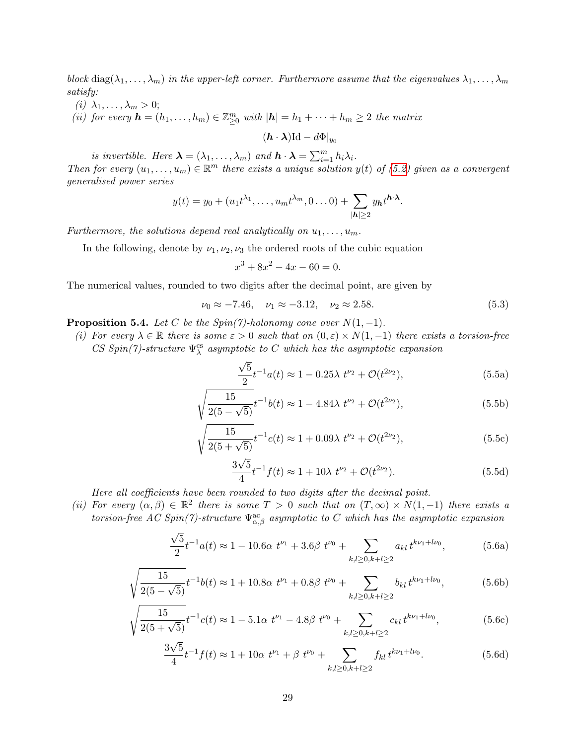*block* $\operatorname{diag}(\lambda_1,\dots,\lambda_m)$ *in the upper-left corner. Furthermore assume that the eigenvalues* $\lambda_1,\dots,\lambda_m$ *satisfy:*

*(i)* $\lambda_1,\dots,\lambda_m > 0$;

*(ii) for every* $\boldsymbol{h} = (h_1,\dots,h_m) \in \mathbb{Z}^m_{\geq 0}$ *with* $|\boldsymbol{h}| = h_1 + \cdots + h_m \geq 2$ *the matrix*

$$(\boldsymbol{h}\cdot\boldsymbol{\lambda})\mathrm{Id} - d\Phi|_{y_0}$$

*is invertible. Here* $\boldsymbol{\lambda} = (\lambda_1,\dots,\lambda_m)$ *and* $\boldsymbol{h}\cdot\boldsymbol{\lambda} = \sum_{i=1}^m h_i\lambda_i$.

*Then for every* $(u_1,\dots,u_m) \in \mathbb{R}^m$ *there exists a unique solution* $y(t)$ *of (5.2) given as a convergent generalised power series*

$$y(t) = y_0 + (u_1 t^{\lambda_1},\dots,u_m t^{\lambda_m}, 0\dots 0) + \sum_{|\boldsymbol{h}|\geq 2} y_{\boldsymbol{h}} t^{\boldsymbol{h}\cdot\boldsymbol{\lambda}}.$$

*Furthermore, the solutions depend real analytically on* $u_1,\dots,u_m$.

In the following, denote by $\nu_1,\nu_2,\nu_3$ the ordered roots of the cubic equation

$$x^3 + 8x^2 - 4x - 60 = 0.$$

The numerical values, rounded to two digits after the decimal point, are given by

$$\nu_0 \approx -7.46, \quad \nu_1 \approx -3.12, \quad \nu_2 \approx 2.58. \tag{5.3}$$

**Proposition 5.4.** *Let* $C$ *be the Spin(7)-holonomy cone over* $N(1,-1)$.

*(i) For every* $\lambda \in \mathbb{R}$ *there is some* $\varepsilon > 0$ *such that on* $(0,\varepsilon)\times N(1,-1)$ *there exists a torsion-free CS Spin(7)-structure* $\Psi^{\mathrm{cs}}_\lambda$ *asymptotic to* $C$ *which has the asymptotic expansion*

$$\frac{\sqrt{5}}{2} t^{-1} a(t) \approx 1 - 0.25\lambda\ t^{\nu_2} + \mathcal{O}(t^{2\nu_2}), \tag{5.5a}$$

$$\sqrt{\frac{15}{2(5-\sqrt{5})}}\, t^{-1} b(t) \approx 1 - 4.84\lambda\ t^{\nu_2} + \mathcal{O}(t^{2\nu_2}), \tag{5.5b}$$

$$\sqrt{\frac{15}{2(5+\sqrt{5})}}\, t^{-1} c(t) \approx 1 + 0.09\lambda\ t^{\nu_2} + \mathcal{O}(t^{2\nu_2}), \tag{5.5c}$$

$$\frac{3\sqrt{5}}{4} t^{-1} f(t) \approx 1 + 10\lambda\ t^{\nu_2} + \mathcal{O}(t^{2\nu_2}). \tag{5.5d}$$

*Here all coefficients have been rounded to two digits after the decimal point.*

*(ii) For every* $(\alpha,\beta) \in \mathbb{R}^2$ *there is some* $T > 0$ *such that on* $(T,\infty)\times N(1,-1)$ *there exists a torsion-free AC Spin(7)-structure* $\Psi^{\mathrm{ac}}_{\alpha,\beta}$ *asymptotic to* $C$ *which has the asymptotic expansion*

$$\frac{\sqrt{5}}{2} t^{-1} a(t) \approx 1 - 10.6\alpha\ t^{\nu_1} + 3.6\beta\ t^{\nu_0} + \sum_{k,l\geq 0, k+l\geq 2} a_{kl}\, t^{k\nu_1 + l\nu_0}, \tag{5.6a}$$

$$\sqrt{\frac{15}{2(5-\sqrt{5})}}\, t^{-1} b(t) \approx 1 + 10.8\alpha\ t^{\nu_1} + 0.8\beta\ t^{\nu_0} + \sum_{k,l\geq 0, k+l\geq 2} b_{kl}\, t^{k\nu_1 + l\nu_0}, \tag{5.6b}$$

$$\sqrt{\frac{15}{2(5+\sqrt{5})}}\, t^{-1} c(t) \approx 1 - 5.1\alpha\ t^{\nu_1} - 4.8\beta\ t^{\nu_0} + \sum_{k,l\geq 0, k+l\geq 2} c_{kl}\, t^{k\nu_1 + l\nu_0}, \tag{5.6c}$$

$$\frac{3\sqrt{5}}{4} t^{-1} f(t) \approx 1 + 10\alpha\ t^{\nu_1} + \beta\ t^{\nu_0} + \sum_{k,l\geq 0, k+l\geq 2} f_{kl}\, t^{k\nu_1 + l\nu_0}. \tag{5.6d}$$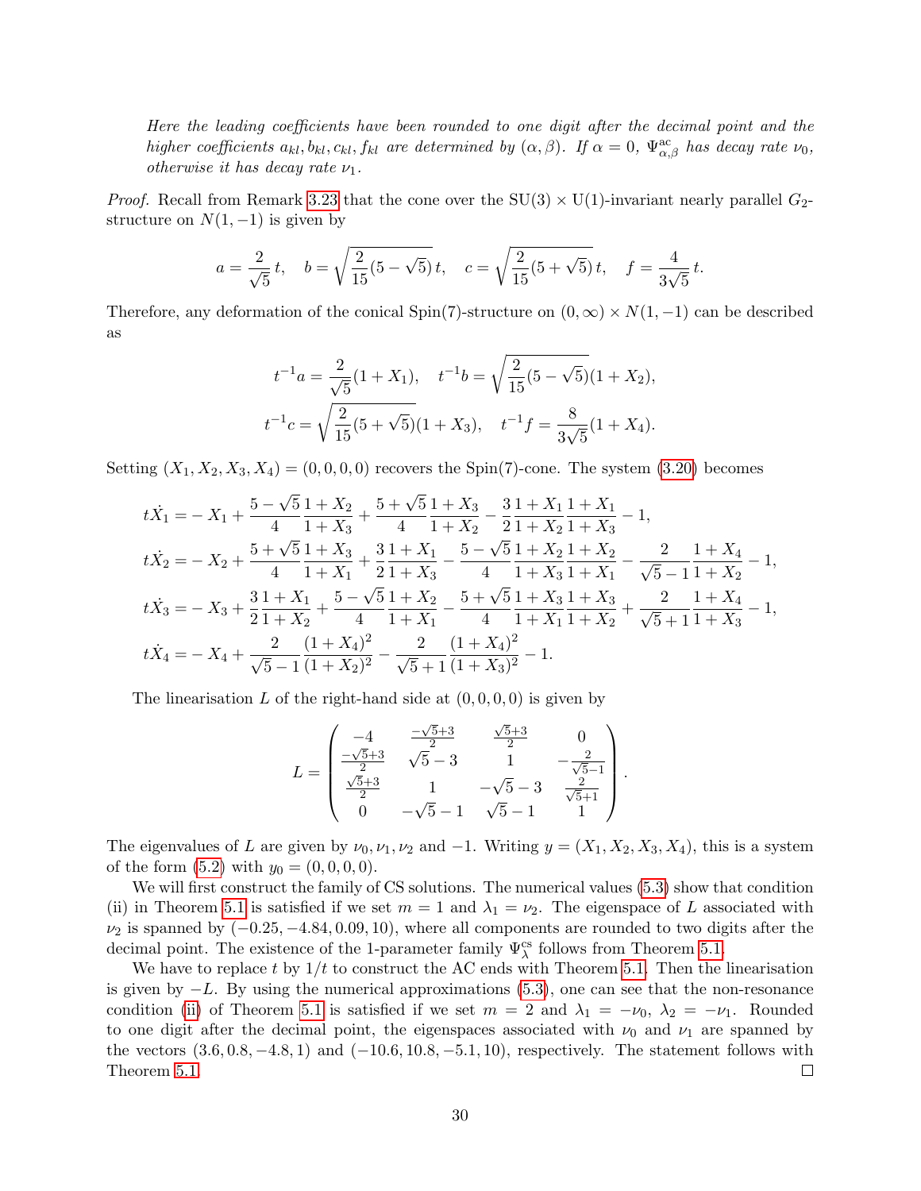*Here the leading coefficients have been rounded to one digit after the decimal point and the higher coefficients $a_{kl}, b_{kl}, c_{kl}, f_{kl}$ are determined by $(\alpha, \beta)$. If $\alpha = 0$, $\Psi^{\mathrm{ac}}_{\alpha,\beta}$ has decay rate $\nu_0$, otherwise it has decay rate $\nu_1$.*

*Proof.* Recall from Remark 3.23 that the cone over the $\mathrm{SU}(3)\times\mathrm{U}(1)$-invariant nearly parallel $G_2$-structure on $N(1,-1)$ is given by

$$a = \frac{2}{\sqrt{5}}\,t, \quad b = \sqrt{\frac{2}{15}(5-\sqrt{5})}\,t, \quad c = \sqrt{\frac{2}{15}(5+\sqrt{5})}\,t, \quad f = \frac{4}{3\sqrt{5}}\,t.$$

Therefore, any deformation of the conical Spin(7)-structure on $(0,\infty)\times N(1,-1)$ can be described as

$$t^{-1}a = \frac{2}{\sqrt{5}}(1+X_1), \quad t^{-1}b = \sqrt{\frac{2}{15}(5-\sqrt{5})}(1+X_2),$$
$$t^{-1}c = \sqrt{\frac{2}{15}(5+\sqrt{5})}(1+X_3), \quad t^{-1}f = \frac{8}{3\sqrt{5}}(1+X_4).$$

Setting $(X_1,X_2,X_3,X_4) = (0,0,0,0)$ recovers the Spin(7)-cone. The system (3.20) becomes

$$\begin{aligned}
t\dot{X}_1 &= -X_1 + \frac{5-\sqrt{5}}{4}\frac{1+X_2}{1+X_3} + \frac{5+\sqrt{5}}{4}\frac{1+X_3}{1+X_2} - \frac{3}{2}\frac{1+X_1}{1+X_2}\frac{1+X_1}{1+X_3} - 1,\\
t\dot{X}_2 &= -X_2 + \frac{5+\sqrt{5}}{4}\frac{1+X_3}{1+X_1} + \frac{3}{2}\frac{1+X_1}{1+X_3} - \frac{5-\sqrt{5}}{4}\frac{1+X_2}{1+X_3}\frac{1+X_2}{1+X_1} - \frac{2}{\sqrt{5}-1}\frac{1+X_4}{1+X_2} - 1,\\
t\dot{X}_3 &= -X_3 + \frac{3}{2}\frac{1+X_1}{1+X_2} + \frac{5-\sqrt{5}}{4}\frac{1+X_2}{1+X_1} - \frac{5+\sqrt{5}}{4}\frac{1+X_3}{1+X_1}\frac{1+X_3}{1+X_2} + \frac{2}{\sqrt{5}+1}\frac{1+X_4}{1+X_3} - 1,\\
t\dot{X}_4 &= -X_4 + \frac{2}{\sqrt{5}-1}\frac{(1+X_4)^2}{(1+X_2)^2} - \frac{2}{\sqrt{5}+1}\frac{(1+X_4)^2}{(1+X_3)^2} - 1.
\end{aligned}$$

The linearisation $L$ of the right-hand side at $(0,0,0,0)$ is given by

$$L = \begin{pmatrix} -4 & \frac{-\sqrt{5}+3}{2} & \frac{\sqrt{5}+3}{2} & 0 \\ \frac{-\sqrt{5}+3}{2} & \sqrt{5}-3 & 1 & -\frac{2}{\sqrt{5}-1} \\ \frac{\sqrt{5}+3}{2} & 1 & -\sqrt{5}-3 & \frac{2}{\sqrt{5}+1} \\ 0 & -\sqrt{5}-1 & \sqrt{5}-1 & 1 \end{pmatrix}.$$

The eigenvalues of $L$ are given by $\nu_0, \nu_1, \nu_2$ and $-1$. Writing $y = (X_1, X_2, X_3, X_4)$, this is a system of the form (5.2) with $y_0 = (0,0,0,0)$.

We will first construct the family of CS solutions. The numerical values (5.3) show that condition (ii) in Theorem 5.1 is satisfied if we set $m = 1$ and $\lambda_1 = \nu_2$. The eigenspace of $L$ associated with $\nu_2$ is spanned by $(-0.25, -4.84, 0.09, 10)$, where all components are rounded to two digits after the decimal point. The existence of the 1-parameter family $\Psi^{\mathrm{cs}}_\lambda$ follows from Theorem 5.1.

We have to replace $t$ by $1/t$ to construct the AC ends with Theorem 5.1. Then the linearisation is given by $-L$. By using the numerical approximations (5.3), one can see that the non-resonance condition (ii) of Theorem 5.1 is satisfied if we set $m = 2$ and $\lambda_1 = -\nu_0$, $\lambda_2 = -\nu_1$. Rounded to one digit after the decimal point, the eigenspaces associated with $\nu_0$ and $\nu_1$ are spanned by the vectors $(3.6, 0.8, -4.8, 1)$ and $(-10.6, 10.8, -5.1, 10)$, respectively. The statement follows with Theorem 5.1. □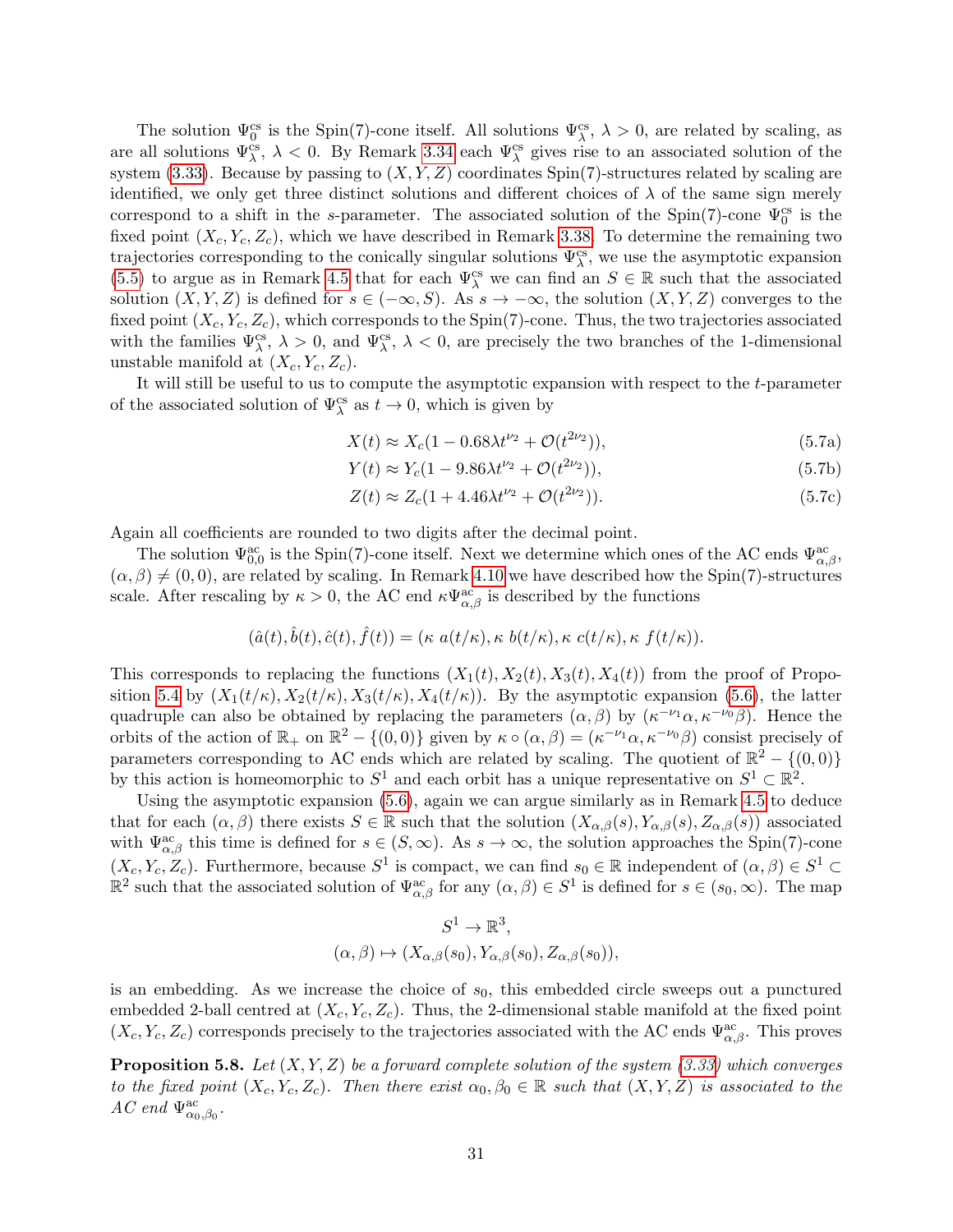The solution $\Psi_0^{\text{cs}}$ is the Spin(7)-cone itself. All solutions $\Psi_\lambda^{\text{cs}}$, $\lambda > 0$, are related by scaling, as are all solutions $\Psi_\lambda^{\text{cs}}$, $\lambda < 0$. By Remark 3.34 each $\Psi_\lambda^{\text{cs}}$ gives rise to an associated solution of the system (3.33). Because by passing to $(X, Y, Z)$ coordinates Spin(7)-structures related by scaling are identified, we only get three distinct solutions and different choices of $\lambda$ of the same sign merely correspond to a shift in the $s$-parameter. The associated solution of the Spin(7)-cone $\Psi_0^{\text{cs}}$ is the fixed point $(X_c, Y_c, Z_c)$, which we have described in Remark 3.38. To determine the remaining two trajectories corresponding to the conically singular solutions $\Psi_\lambda^{\text{cs}}$, we use the asymptotic expansion (5.5) to argue as in Remark 4.5 that for each $\Psi_\lambda^{\text{cs}}$ we can find an $S \in \mathbb{R}$ such that the associated solution $(X, Y, Z)$ is defined for $s \in (-\infty, S)$. As $s \to -\infty$, the solution $(X, Y, Z)$ converges to the fixed point $(X_c, Y_c, Z_c)$, which corresponds to the Spin(7)-cone. Thus, the two trajectories associated with the families $\Psi_\lambda^{\text{cs}}$, $\lambda > 0$, and $\Psi_\lambda^{\text{cs}}$, $\lambda < 0$, are precisely the two branches of the 1-dimensional unstable manifold at $(X_c, Y_c, Z_c)$.

It will still be useful to us to compute the asymptotic expansion with respect to the $t$-parameter of the associated solution of $\Psi_\lambda^{\text{cs}}$ as $t \to 0$, which is given by

$$X(t) \approx X_c(1 - 0.68\lambda t^{\nu_2} + \mathcal{O}(t^{2\nu_2})), \tag{5.7a}$$

$$Y(t) \approx Y_c(1 - 9.86\lambda t^{\nu_2} + \mathcal{O}(t^{2\nu_2})), \tag{5.7b}$$

$$Z(t) \approx Z_c(1 + 4.46\lambda t^{\nu_2} + \mathcal{O}(t^{2\nu_2})). \tag{5.7c}$$

Again all coefficients are rounded to two digits after the decimal point.

The solution $\Psi_{0,0}^{\text{ac}}$ is the Spin(7)-cone itself. Next we determine which ones of the AC ends $\Psi_{\alpha,\beta}^{\text{ac}}$, $(\alpha, \beta) \neq (0, 0)$, are related by scaling. In Remark 4.10 we have described how the Spin(7)-structures scale. After rescaling by $\kappa > 0$, the AC end $\kappa\Psi_{\alpha,\beta}^{\text{ac}}$ is described by the functions

$$(\hat{a}(t), \hat{b}(t), \hat{c}(t), \hat{f}(t)) = (\kappa\, a(t/\kappa), \kappa\, b(t/\kappa), \kappa\, c(t/\kappa), \kappa\, f(t/\kappa)).$$

This corresponds to replacing the functions $(X_1(t), X_2(t), X_3(t), X_4(t))$ from the proof of Proposition 5.4 by $(X_1(t/\kappa), X_2(t/\kappa), X_3(t/\kappa), X_4(t/\kappa))$. By the asymptotic expansion (5.6), the latter quadruple can also be obtained by replacing the parameters $(\alpha, \beta)$ by $(\kappa^{-\nu_1}\alpha, \kappa^{-\nu_0}\beta)$. Hence the orbits of the action of $\mathbb{R}_+$ on $\mathbb{R}^2 - \{(0, 0)\}$ given by $\kappa \circ (\alpha, \beta) = (\kappa^{-\nu_1}\alpha, \kappa^{-\nu_0}\beta)$ consist precisely of parameters corresponding to AC ends which are related by scaling. The quotient of $\mathbb{R}^2 - \{(0, 0)\}$ by this action is homeomorphic to $S^1$ and each orbit has a unique representative on $S^1 \subset \mathbb{R}^2$.

Using the asymptotic expansion (5.6), again we can argue similarly as in Remark 4.5 to deduce that for each $(\alpha, \beta)$ there exists $S \in \mathbb{R}$ such that the solution $(X_{\alpha,\beta}(s), Y_{\alpha,\beta}(s), Z_{\alpha,\beta}(s))$ associated with $\Psi_{\alpha,\beta}^{\text{ac}}$ this time is defined for $s \in (S, \infty)$. As $s \to \infty$, the solution approaches the Spin(7)-cone $(X_c, Y_c, Z_c)$. Furthermore, because $S^1$ is compact, we can find $s_0 \in \mathbb{R}$ independent of $(\alpha, \beta) \in S^1 \subset \mathbb{R}^2$ such that the associated solution of $\Psi_{\alpha,\beta}^{\text{ac}}$ for any $(\alpha, \beta) \in S^1$ is defined for $s \in (s_0, \infty)$. The map

$$S^1 \to \mathbb{R}^3,$$
$$(\alpha, \beta) \mapsto (X_{\alpha,\beta}(s_0), Y_{\alpha,\beta}(s_0), Z_{\alpha,\beta}(s_0)),$$

is an embedding. As we increase the choice of $s_0$, this embedded circle sweeps out a punctured embedded 2-ball centred at $(X_c, Y_c, Z_c)$. Thus, the 2-dimensional stable manifold at the fixed point $(X_c, Y_c, Z_c)$ corresponds precisely to the trajectories associated with the AC ends $\Psi_{\alpha,\beta}^{\text{ac}}$. This proves

**Proposition 5.8.** *Let $(X, Y, Z)$ be a forward complete solution of the system (3.33) which converges to the fixed point $(X_c, Y_c, Z_c)$. Then there exist $\alpha_0, \beta_0 \in \mathbb{R}$ such that $(X, Y, Z)$ is associated to the AC end $\Psi_{\alpha_0,\beta_0}^{\text{ac}}$.*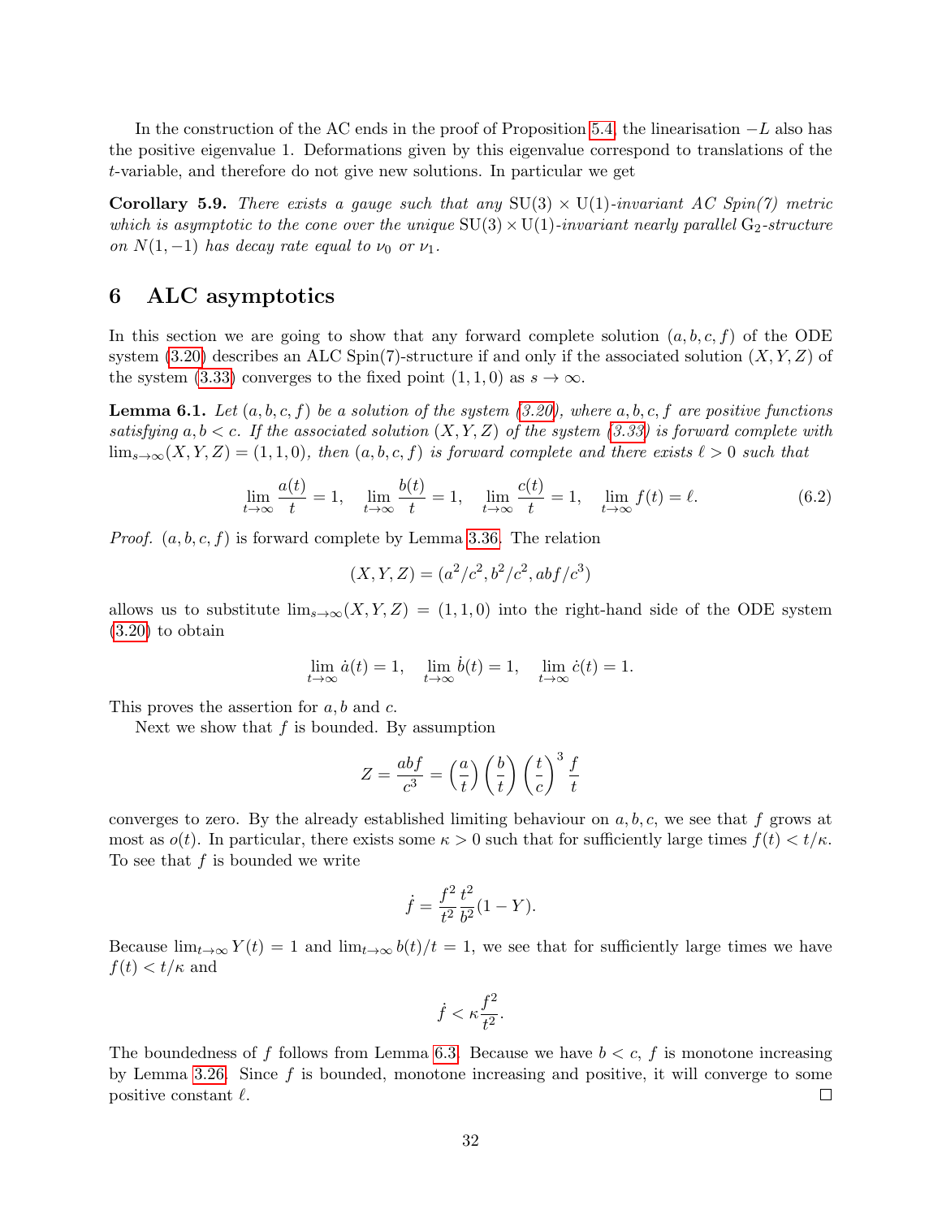In the construction of the AC ends in the proof of Proposition 5.4, the linearisation $-L$ also has the positive eigenvalue 1. Deformations given by this eigenvalue correspond to translations of the $t$-variable, and therefore do not give new solutions. In particular we get

**Corollary 5.9.** *There exists a gauge such that any* $\mathrm{SU}(3) \times \mathrm{U}(1)$*-invariant AC Spin(7) metric which is asymptotic to the cone over the unique* $\mathrm{SU}(3) \times \mathrm{U}(1)$*-invariant nearly parallel* $\mathrm{G}_2$*-structure on* $N(1, -1)$ *has decay rate equal to* $\nu_0$ *or* $\nu_1$*.*

# 6 ALC asymptotics

In this section we are going to show that any forward complete solution $(a, b, c, f)$ of the ODE system (3.20) describes an ALC Spin(7)-structure if and only if the associated solution $(X, Y, Z)$ of the system (3.33) converges to the fixed point $(1, 1, 0)$ as $s \to \infty$.

**Lemma 6.1.** *Let* $(a, b, c, f)$ *be a solution of the system (3.20), where* $a, b, c, f$ *are positive functions satisfying* $a, b < c$*. If the associated solution* $(X, Y, Z)$ *of the system (3.33) is forward complete with* $\lim_{s\to\infty}(X, Y, Z) = (1, 1, 0)$*, then* $(a, b, c, f)$ *is forward complete and there exists* $\ell > 0$ *such that*

$$\lim_{t\to\infty} \frac{a(t)}{t} = 1, \quad \lim_{t\to\infty} \frac{b(t)}{t} = 1, \quad \lim_{t\to\infty} \frac{c(t)}{t} = 1, \quad \lim_{t\to\infty} f(t) = \ell. \tag{6.2}$$

*Proof.* $(a, b, c, f)$ is forward complete by Lemma 3.36. The relation

$$(X, Y, Z) = (a^2/c^2, b^2/c^2, abf/c^3)$$

allows us to substitute $\lim_{s\to\infty}(X, Y, Z) = (1, 1, 0)$ into the right-hand side of the ODE system (3.20) to obtain

$$\lim_{t\to\infty} \dot{a}(t) = 1, \quad \lim_{t\to\infty} \dot{b}(t) = 1, \quad \lim_{t\to\infty} \dot{c}(t) = 1.$$

This proves the assertion for $a, b$ and $c$.

Next we show that $f$ is bounded. By assumption

$$Z = \frac{abf}{c^3} = \left(\frac{a}{t}\right)\left(\frac{b}{t}\right)\left(\frac{t}{c}\right)^3 \frac{f}{t}$$

converges to zero. By the already established limiting behaviour on $a, b, c$, we see that $f$ grows at most as $o(t)$. In particular, there exists some $\kappa > 0$ such that for sufficiently large times $f(t) < t/\kappa$. To see that $f$ is bounded we write

$$\dot{f} = \frac{f^2}{t^2}\frac{t^2}{b^2}(1 - Y).$$

Because $\lim_{t\to\infty} Y(t) = 1$ and $\lim_{t\to\infty} b(t)/t = 1$, we see that for sufficiently large times we have $f(t) < t/\kappa$ and

$$\dot{f} < \kappa \frac{f^2}{t^2}.$$

The boundedness of $f$ follows from Lemma 6.3. Because we have $b < c$, $f$ is monotone increasing by Lemma 3.26. Since $f$ is bounded, monotone increasing and positive, it will converge to some positive constant $\ell$. ∎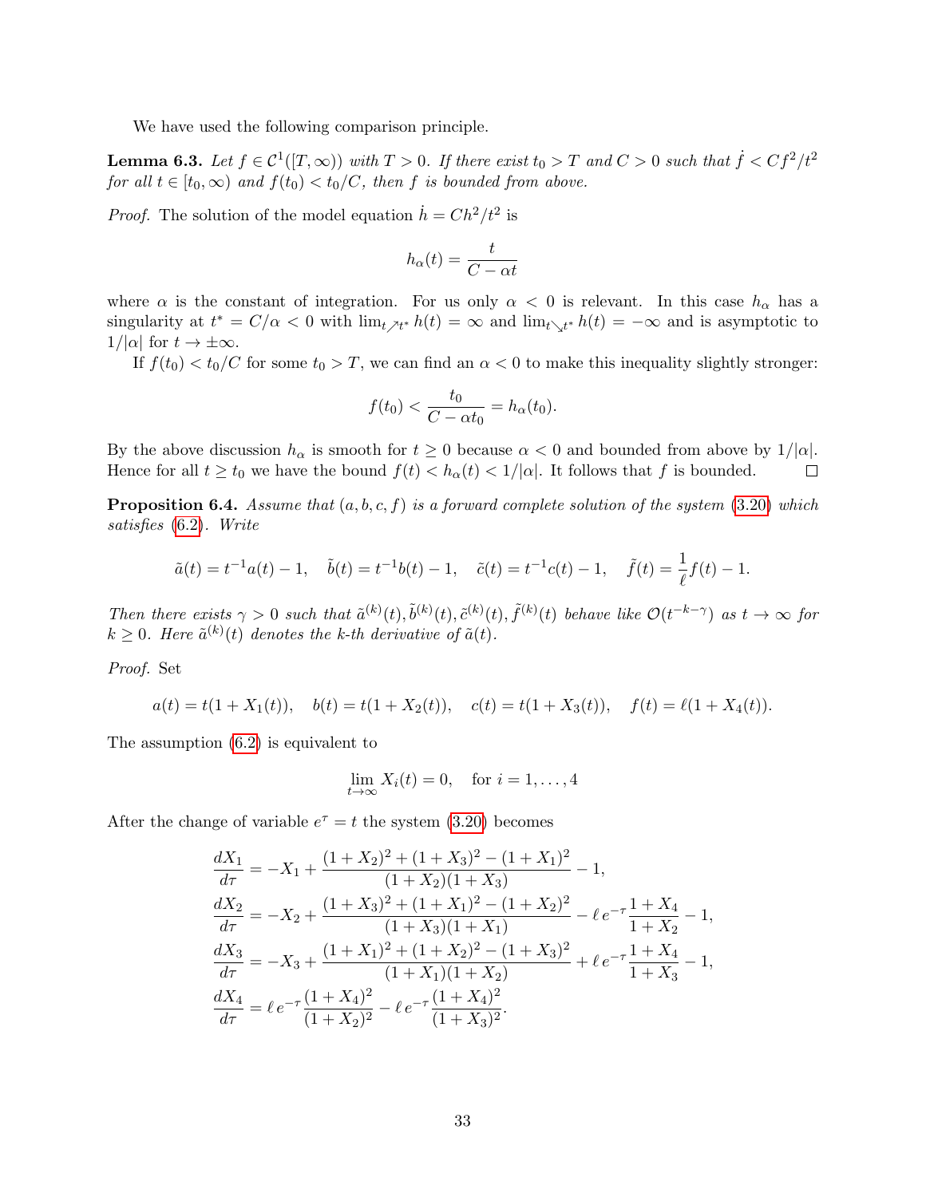We have used the following comparison principle.

**Lemma 6.3.** *Let $f \in \mathcal{C}^1([T,\infty))$ with $T > 0$. If there exist $t_0 > T$ and $C > 0$ such that $\dot{f} < Cf^2/t^2$ for all $t \in [t_0, \infty)$ and $f(t_0) < t_0/C$, then $f$ is bounded from above.*

*Proof.* The solution of the model equation $\dot{h} = Ch^2/t^2$ is

$$h_\alpha(t) = \frac{t}{C - \alpha t}$$

where $\alpha$ is the constant of integration. For us only $\alpha < 0$ is relevant. In this case $h_\alpha$ has a singularity at $t^* = C/\alpha < 0$ with $\lim_{t \nearrow t^*} h(t) = \infty$ and $\lim_{t \searrow t^*} h(t) = -\infty$ and is asymptotic to $1/|\alpha|$ for $t \to \pm\infty$.

If $f(t_0) < t_0/C$ for some $t_0 > T$, we can find an $\alpha < 0$ to make this inequality slightly stronger:

$$f(t_0) < \frac{t_0}{C - \alpha t_0} = h_\alpha(t_0).$$

By the above discussion $h_\alpha$ is smooth for $t \geq 0$ because $\alpha < 0$ and bounded from above by $1/|\alpha|$. Hence for all $t \geq t_0$ we have the bound $f(t) < h_\alpha(t) < 1/|\alpha|$. It follows that $f$ is bounded. □

**Proposition 6.4.** *Assume that $(a,b,c,f)$ is a forward complete solution of the system (3.20) which satisfies (6.2). Write*

$$\tilde{a}(t) = t^{-1}a(t) - 1, \quad \tilde{b}(t) = t^{-1}b(t) - 1, \quad \tilde{c}(t) = t^{-1}c(t) - 1, \quad \tilde{f}(t) = \frac{1}{\ell}f(t) - 1.$$

*Then there exists $\gamma > 0$ such that $\tilde{a}^{(k)}(t), \tilde{b}^{(k)}(t), \tilde{c}^{(k)}(t), \tilde{f}^{(k)}(t)$ behave like $\mathcal{O}(t^{-k-\gamma})$ as $t \to \infty$ for $k \geq 0$. Here $\tilde{a}^{(k)}(t)$ denotes the $k$-th derivative of $\tilde{a}(t)$.*

*Proof.* Set

$$a(t) = t(1 + X_1(t)), \quad b(t) = t(1 + X_2(t)), \quad c(t) = t(1 + X_3(t)), \quad f(t) = \ell(1 + X_4(t)).$$

The assumption (6.2) is equivalent to

$$\lim_{t \to \infty} X_i(t) = 0, \quad \text{for } i = 1, \ldots, 4$$

After the change of variable $e^\tau = t$ the system (3.20) becomes

$$\begin{aligned}
\frac{dX_1}{d\tau} &= -X_1 + \frac{(1+X_2)^2 + (1+X_3)^2 - (1+X_1)^2}{(1+X_2)(1+X_3)} - 1, \\
\frac{dX_2}{d\tau} &= -X_2 + \frac{(1+X_3)^2 + (1+X_1)^2 - (1+X_2)^2}{(1+X_3)(1+X_1)} - \ell\, e^{-\tau}\frac{1+X_4}{1+X_2} - 1, \\
\frac{dX_3}{d\tau} &= -X_3 + \frac{(1+X_1)^2 + (1+X_2)^2 - (1+X_3)^2}{(1+X_1)(1+X_2)} + \ell\, e^{-\tau}\frac{1+X_4}{1+X_3} - 1, \\
\frac{dX_4}{d\tau} &= \ell\, e^{-\tau}\frac{(1+X_4)^2}{(1+X_2)^2} - \ell\, e^{-\tau}\frac{(1+X_4)^2}{(1+X_3)^2}.
\end{aligned}$$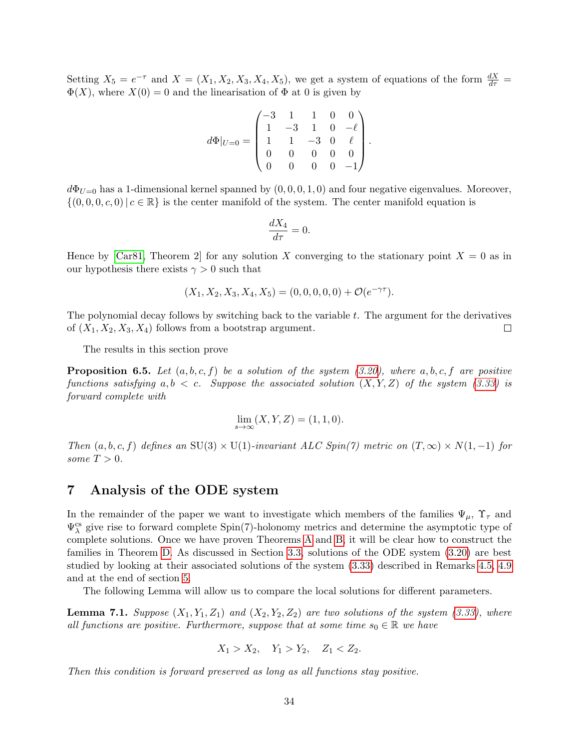Setting $X_5 = e^{-\tau}$ and $X = (X_1, X_2, X_3, X_4, X_5)$, we get a system of equations of the form $\frac{dX}{d\tau} = \Phi(X)$, where $X(0) = 0$ and the linearisation of $\Phi$ at 0 is given by

$$d\Phi|_{U=0} = \begin{pmatrix} -3 & 1 & 1 & 0 & 0 \\ 1 & -3 & 1 & 0 & -\ell \\ 1 & 1 & -3 & 0 & \ell \\ 0 & 0 & 0 & 0 & 0 \\ 0 & 0 & 0 & 0 & -1 \end{pmatrix}.$$

$d\Phi_{U=0}$ has a 1-dimensional kernel spanned by $(0,0,0,1,0)$ and four negative eigenvalues. Moreover, $\{(0,0,0,c,0) \,|\, c \in \mathbb{R}\}$ is the center manifold of the system. The center manifold equation is

$$\frac{dX_4}{d\tau} = 0.$$

Hence by [Car81, Theorem 2] for any solution $X$ converging to the stationary point $X = 0$ as in our hypothesis there exists $\gamma > 0$ such that

$$(X_1, X_2, X_3, X_4, X_5) = (0,0,0,0,0) + \mathcal{O}(e^{-\gamma\tau}).$$

The polynomial decay follows by switching back to the variable $t$. The argument for the derivatives of $(X_1, X_2, X_3, X_4)$ follows from a bootstrap argument. □

The results in this section prove

**Proposition 6.5.** *Let $(a, b, c, f)$ be a solution of the system (3.20), where $a, b, c, f$ are positive functions satisfying $a, b < c$. Suppose the associated solution $(X, Y, Z)$ of the system (3.33) is forward complete with*

$$\lim_{s\to\infty}(X, Y, Z) = (1, 1, 0).$$

*Then $(a, b, c, f)$ defines an $\mathrm{SU}(3)\times\mathrm{U}(1)$-invariant ALC Spin(7) metric on $(T, \infty) \times N(1, -1)$ for some $T > 0$.*

# 7 Analysis of the ODE system

In the remainder of the paper we want to investigate which members of the families $\Psi_\mu$, $\Upsilon_\tau$ and $\Psi^{\mathrm{cs}}_\lambda$ give rise to forward complete Spin(7)-holonomy metrics and determine the asymptotic type of complete solutions. Once we have proven Theorems A and B, it will be clear how to construct the families in Theorem D. As discussed in Section 3.3, solutions of the ODE system (3.20) are best studied by looking at their associated solutions of the system (3.33) described in Remarks 4.5, 4.9 and at the end of section 5.

The following Lemma will allow us to compare the local solutions for different parameters.

**Lemma 7.1.** *Suppose $(X_1, Y_1, Z_1)$ and $(X_2, Y_2, Z_2)$ are two solutions of the system (3.33), where all functions are positive. Furthermore, suppose that at some time $s_0 \in \mathbb{R}$ we have*

$$X_1 > X_2, \quad Y_1 > Y_2, \quad Z_1 < Z_2.$$

*Then this condition is forward preserved as long as all functions stay positive.*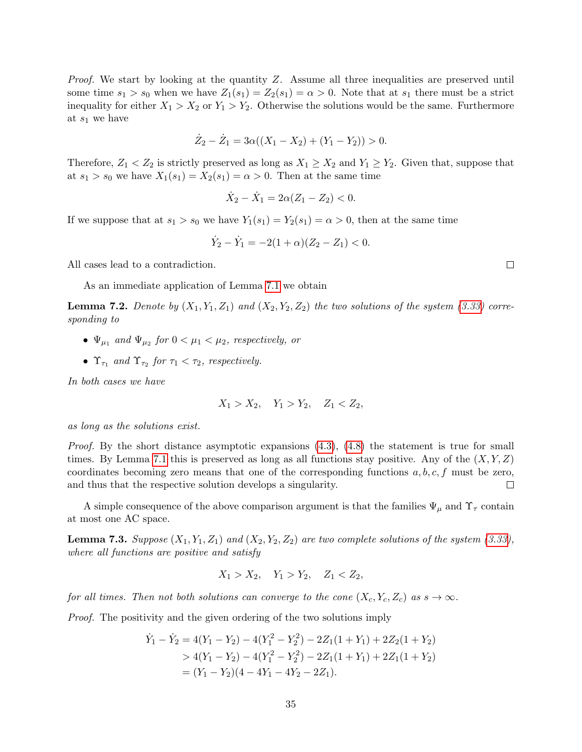*Proof.* We start by looking at the quantity $Z$. Assume all three inequalities are preserved until some time $s_1 > s_0$ when we have $Z_1(s_1) = Z_2(s_1) = \alpha > 0$. Note that at $s_1$ there must be a strict inequality for either $X_1 > X_2$ or $Y_1 > Y_2$. Otherwise the solutions would be the same. Furthermore at $s_1$ we have

$$\dot{Z}_2 - \dot{Z}_1 = 3\alpha((X_1 - X_2) + (Y_1 - Y_2)) > 0.$$

Therefore, $Z_1 < Z_2$ is strictly preserved as long as $X_1 \geq X_2$ and $Y_1 \geq Y_2$. Given that, suppose that at $s_1 > s_0$ we have $X_1(s_1) = X_2(s_1) = \alpha > 0$. Then at the same time

$$\dot{X}_2 - \dot{X}_1 = 2\alpha(Z_1 - Z_2) < 0.$$

If we suppose that at $s_1 > s_0$ we have $Y_1(s_1) = Y_2(s_1) = \alpha > 0$, then at the same time

$$\dot{Y}_2 - \dot{Y}_1 = -2(1+\alpha)(Z_2 - Z_1) < 0.$$

All cases lead to a contradiction. □

As an immediate application of Lemma 7.1 we obtain

**Lemma 7.2.** *Denote by $(X_1, Y_1, Z_1)$ and $(X_2, Y_2, Z_2)$ the two solutions of the system (3.33) corresponding to*

- *$\Psi_{\mu_1}$ and $\Psi_{\mu_2}$ for $0 < \mu_1 < \mu_2$, respectively, or*
- *$\Upsilon_{\tau_1}$ and $\Upsilon_{\tau_2}$ for $\tau_1 < \tau_2$, respectively.*

*In both cases we have*

$$X_1 > X_2, \quad Y_1 > Y_2, \quad Z_1 < Z_2,$$

*as long as the solutions exist.*

*Proof.* By the short distance asymptotic expansions (4.3), (4.8) the statement is true for small times. By Lemma 7.1 this is preserved as long as all functions stay positive. Any of the $(X, Y, Z)$ coordinates becoming zero means that one of the corresponding functions $a, b, c, f$ must be zero, and thus that the respective solution develops a singularity. □

A simple consequence of the above comparison argument is that the families $\Psi_\mu$ and $\Upsilon_\tau$ contain at most one AC space.

**Lemma 7.3.** *Suppose $(X_1, Y_1, Z_1)$ and $(X_2, Y_2, Z_2)$ are two complete solutions of the system (3.33), where all functions are positive and satisfy*

$$X_1 > X_2, \quad Y_1 > Y_2, \quad Z_1 < Z_2,$$

*for all times. Then not both solutions can converge to the cone $(X_c, Y_c, Z_c)$ as $s \to \infty$.*

*Proof.* The positivity and the given ordering of the two solutions imply

$$\begin{aligned}
\dot{Y}_1 - \dot{Y}_2 &= 4(Y_1 - Y_2) - 4(Y_1^2 - Y_2^2) - 2Z_1(1 + Y_1) + 2Z_2(1 + Y_2) \\
&> 4(Y_1 - Y_2) - 4(Y_1^2 - Y_2^2) - 2Z_1(1 + Y_1) + 2Z_1(1 + Y_2) \\
&= (Y_1 - Y_2)(4 - 4Y_1 - 4Y_2 - 2Z_1).
\end{aligned}$$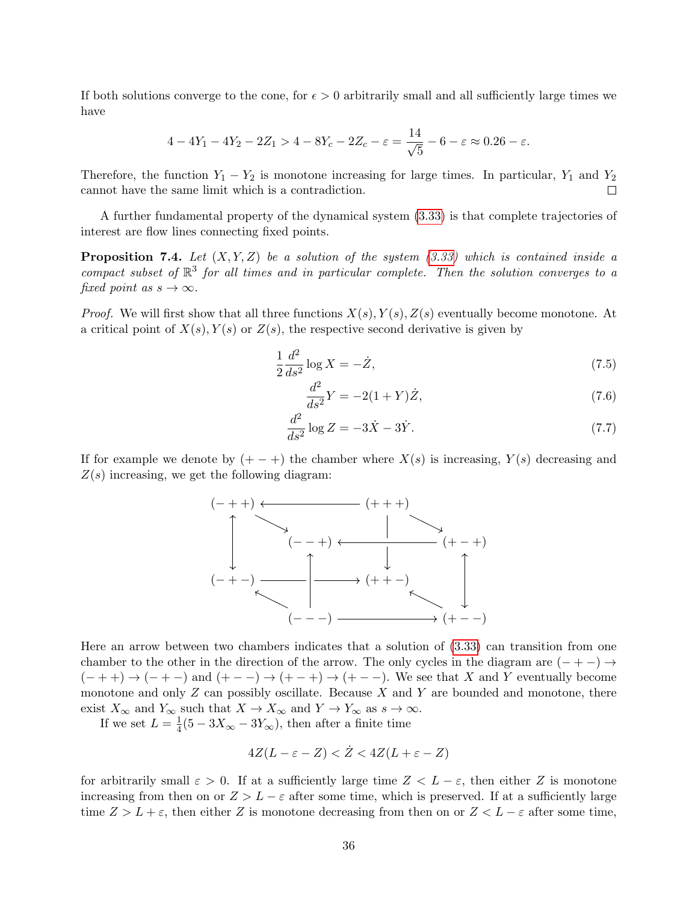If both solutions converge to the cone, for $\epsilon > 0$ arbitrarily small and all sufficiently large times we have

$$4 - 4Y_1 - 4Y_2 - 2Z_1 > 4 - 8Y_c - 2Z_c - \varepsilon = \frac{14}{\sqrt{5}} - 6 - \varepsilon \approx 0.26 - \varepsilon.$$

Therefore, the function $Y_1 - Y_2$ is monotone increasing for large times. In particular, $Y_1$ and $Y_2$ cannot have the same limit which is a contradiction. $\square$

A further fundamental property of the dynamical system (3.33) is that complete trajectories of interest are flow lines connecting fixed points.

**Proposition 7.4.** *Let $(X, Y, Z)$ be a solution of the system (3.33) which is contained inside a compact subset of $\mathbb{R}^3$ for all times and in particular complete. Then the solution converges to a fixed point as $s \to \infty$.*

*Proof.* We will first show that all three functions $X(s), Y(s), Z(s)$ eventually become monotone. At a critical point of $X(s), Y(s)$ or $Z(s)$, the respective second derivative is given by

$$\frac{1}{2}\frac{d^2}{ds^2}\log X = -\dot{Z}, \tag{7.5}$$

$$\frac{d^2}{ds^2}Y = -2(1+Y)\dot{Z}, \tag{7.6}$$

$$\frac{d^2}{ds^2}\log Z = -3\dot{X} - 3\dot{Y}. \tag{7.7}$$

If for example we denote by $(+-+)$ the chamber where $X(s)$ is increasing, $Y(s)$ decreasing and $Z(s)$ increasing, we get the following diagram:

```
(-++) <-------------------- (+++)
  ^    \                      |    \
  |     v                     |     v
  |    (--+) <----------------+---- (+-+)
  |      ^                    |       ^
  v      |                    v       |
(-+-) ---+----------------> (++-)     |
  ^      |                    ^       v
    \    |                      \
     (---) -------------------------> (+--)
```

Here an arrow between two chambers indicates that a solution of (3.33) can transition from one chamber to the other in the direction of the arrow. The only cycles in the diagram are $(-+-) \to (-++) \to (-+-)$ and $(+--) \to (+-+) \to (+--)$. We see that $X$ and $Y$ eventually become monotone and only $Z$ can possibly oscillate. Because $X$ and $Y$ are bounded and monotone, there exist $X_\infty$ and $Y_\infty$ such that $X \to X_\infty$ and $Y \to Y_\infty$ as $s \to \infty$.

If we set $L = \frac{1}{4}(5 - 3X_\infty - 3Y_\infty)$, then after a finite time

$$4Z(L - \varepsilon - Z) < \dot{Z} < 4Z(L + \varepsilon - Z)$$

for arbitrarily small $\varepsilon > 0$. If at a sufficiently large time $Z < L - \varepsilon$, then either $Z$ is monotone increasing from then on or $Z > L - \varepsilon$ after some time, which is preserved. If at a sufficiently large time $Z > L + \varepsilon$, then either $Z$ is monotone decreasing from then on or $Z < L - \varepsilon$ after some time,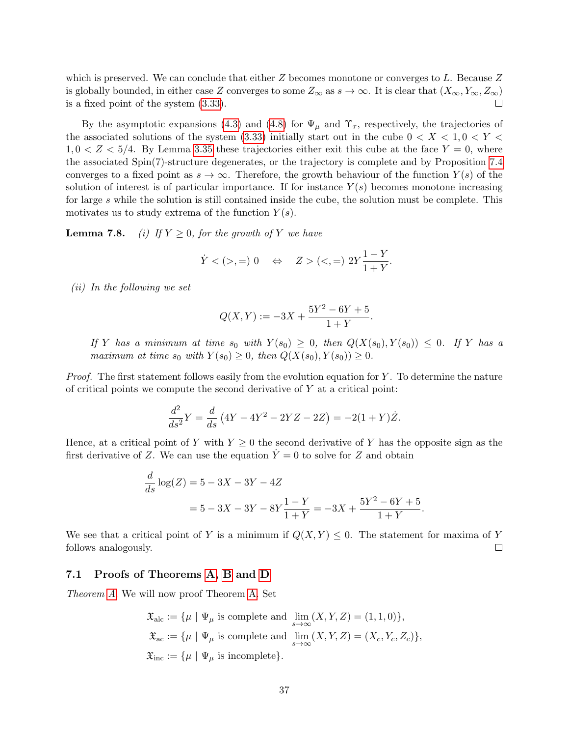which is preserved. We can conclude that either $Z$ becomes monotone or converges to $L$. Because $Z$ is globally bounded, in either case $Z$ converges to some $Z_\infty$ as $s \to \infty$. It is clear that $(X_\infty, Y_\infty, Z_\infty)$ is a fixed point of the system (3.33). □

By the asymptotic expansions (4.3) and (4.8) for $\Psi_\mu$ and $\Upsilon_\tau$, respectively, the trajectories of the associated solutions of the system (3.33) initially start out in the cube $0 < X < 1, 0 < Y < 1, 0 < Z < 5/4$. By Lemma 3.35 these trajectories either exit this cube at the face $Y = 0$, where the associated Spin(7)-structure degenerates, or the trajectory is complete and by Proposition 7.4 converges to a fixed point as $s \to \infty$. Therefore, the growth behaviour of the function $Y(s)$ of the solution of interest is of particular importance. If for instance $Y(s)$ becomes monotone increasing for large $s$ while the solution is still contained inside the cube, the solution must be complete. This motivates us to study extrema of the function $Y(s)$.

**Lemma 7.8.** *(i) If $Y \geq 0$, for the growth of $Y$ we have*

$$\dot{Y} < (>,=)\ 0 \quad \Leftrightarrow \quad Z > (<,=)\ 2Y\frac{1-Y}{1+Y}.$$

*(ii) In the following we set*

$$Q(X,Y) := -3X + \frac{5Y^2 - 6Y + 5}{1+Y}.$$

*If $Y$ has a minimum at time $s_0$ with $Y(s_0) \geq 0$, then $Q(X(s_0), Y(s_0)) \leq 0$. If $Y$ has a maximum at time $s_0$ with $Y(s_0) \geq 0$, then $Q(X(s_0), Y(s_0)) \geq 0$.*

*Proof.* The first statement follows easily from the evolution equation for $Y$. To determine the nature of critical points we compute the second derivative of $Y$ at a critical point:

$$\frac{d^2}{ds^2}Y = \frac{d}{ds}\left(4Y - 4Y^2 - 2YZ - 2Z\right) = -2(1+Y)\dot{Z}.$$

Hence, at a critical point of $Y$ with $Y \geq 0$ the second derivative of $Y$ has the opposite sign as the first derivative of $Z$. We can use the equation $\dot{Y} = 0$ to solve for $Z$ and obtain

$$\begin{aligned}
\frac{d}{ds}\log(Z) &= 5 - 3X - 3Y - 4Z \\
&= 5 - 3X - 3Y - 8Y\frac{1-Y}{1+Y} = -3X + \frac{5Y^2 - 6Y + 5}{1+Y}.
\end{aligned}$$

We see that a critical point of $Y$ is a minimum if $Q(X,Y) \leq 0$. The statement for maxima of $Y$ follows analogously. □

### 7.1 Proofs of Theorems A, B and D

*Theorem A.* We will now proof Theorem A. Set

$$\begin{aligned}
\mathfrak{X}_{\text{alc}} &:= \{\mu \mid \Psi_\mu \text{ is complete and } \lim_{s\to\infty}(X,Y,Z) = (1,1,0)\}, \\
\mathfrak{X}_{\text{ac}} &:= \{\mu \mid \Psi_\mu \text{ is complete and } \lim_{s\to\infty}(X,Y,Z) = (X_c, Y_c, Z_c)\}, \\
\mathfrak{X}_{\text{inc}} &:= \{\mu \mid \Psi_\mu \text{ is incomplete}\}.
\end{aligned}$$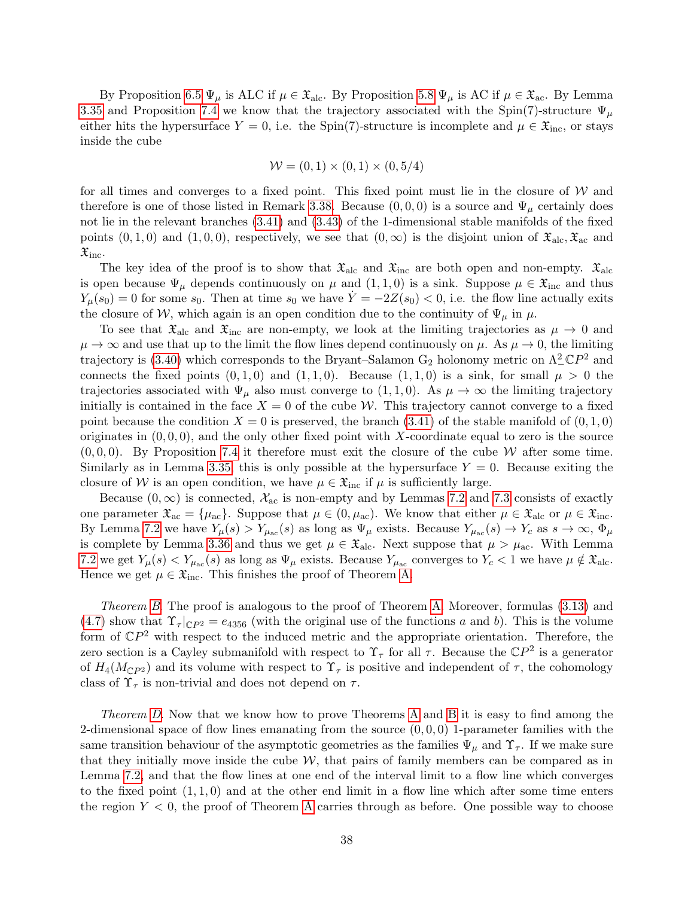By Proposition 6.5 $\Psi_\mu$ is ALC if $\mu \in \mathfrak{X}_{\rm alc}$. By Proposition 5.8 $\Psi_\mu$ is AC if $\mu \in \mathfrak{X}_{\rm ac}$. By Lemma 3.35 and Proposition 7.4 we know that the trajectory associated with the Spin(7)-structure $\Psi_\mu$ either hits the hypersurface $Y = 0$, i.e. the Spin(7)-structure is incomplete and $\mu \in \mathfrak{X}_{\rm inc}$, or stays inside the cube

$$\mathcal{W} = (0,1) \times (0,1) \times (0, 5/4)$$

for all times and converges to a fixed point. This fixed point must lie in the closure of $\mathcal{W}$ and therefore is one of those listed in Remark 3.38. Because $(0,0,0)$ is a source and $\Psi_\mu$ certainly does not lie in the relevant branches (3.41) and (3.43) of the 1-dimensional stable manifolds of the fixed points $(0,1,0)$ and $(1,0,0)$, respectively, we see that $(0,\infty)$ is the disjoint union of $\mathfrak{X}_{\rm alc}, \mathfrak{X}_{\rm ac}$ and $\mathfrak{X}_{\rm inc}$.

The key idea of the proof is to show that $\mathfrak{X}_{\rm alc}$ and $\mathfrak{X}_{\rm inc}$ are both open and non-empty. $\mathfrak{X}_{\rm alc}$ is open because $\Psi_\mu$ depends continuously on $\mu$ and $(1,1,0)$ is a sink. Suppose $\mu \in \mathfrak{X}_{\rm inc}$ and thus $Y_\mu(s_0) = 0$ for some $s_0$. Then at time $s_0$ we have $\dot{Y} = -2Z(s_0) < 0$, i.e. the flow line actually exits the closure of $\mathcal{W}$, which again is an open condition due to the continuity of $\Psi_\mu$ in $\mu$.

To see that $\mathfrak{X}_{\rm alc}$ and $\mathfrak{X}_{\rm inc}$ are non-empty, we look at the limiting trajectories as $\mu \to 0$ and $\mu \to \infty$ and use that up to the limit the flow lines depend continuously on $\mu$. As $\mu \to 0$, the limiting trajectory is (3.40) which corresponds to the Bryant–Salamon $\mathrm{G}_2$ holonomy metric on $\Lambda^2_- \mathbb{C}P^2$ and connects the fixed points $(0,1,0)$ and $(1,1,0)$. Because $(1,1,0)$ is a sink, for small $\mu > 0$ the trajectories associated with $\Psi_\mu$ also must converge to $(1,1,0)$. As $\mu \to \infty$ the limiting trajectory initially is contained in the face $X = 0$ of the cube $\mathcal{W}$. This trajectory cannot converge to a fixed point because the condition $X = 0$ is preserved, the branch (3.41) of the stable manifold of $(0,1,0)$ originates in $(0,0,0)$, and the only other fixed point with $X$-coordinate equal to zero is the source $(0,0,0)$. By Proposition 7.4 it therefore must exit the closure of the cube $\mathcal{W}$ after some time. Similarly as in Lemma 3.35, this is only possible at the hypersurface $Y = 0$. Because exiting the closure of $\mathcal{W}$ is an open condition, we have $\mu \in \mathfrak{X}_{\rm inc}$ if $\mu$ is sufficiently large.

Because $(0,\infty)$ is connected, $\mathcal{X}_{\rm ac}$ is non-empty and by Lemmas 7.2 and 7.3 consists of exactly one parameter $\mathfrak{X}_{\rm ac} = \{\mu_{\rm ac}\}$. Suppose that $\mu \in (0, \mu_{\rm ac})$. We know that either $\mu \in \mathfrak{X}_{\rm alc}$ or $\mu \in \mathfrak{X}_{\rm inc}$. By Lemma 7.2 we have $Y_\mu(s) > Y_{\mu_{\rm ac}}(s)$ as long as $\Psi_\mu$ exists. Because $Y_{\mu_{\rm ac}}(s) \to Y_c$ as $s \to \infty$, $\Phi_\mu$ is complete by Lemma 3.36 and thus we get $\mu \in \mathfrak{X}_{\rm alc}$. Next suppose that $\mu > \mu_{\rm ac}$. With Lemma 7.2 we get $Y_\mu(s) < Y_{\mu_{\rm ac}}(s)$ as long as $\Psi_\mu$ exists. Because $Y_{\mu_{\rm ac}}$ converges to $Y_c < 1$ we have $\mu \notin \mathfrak{X}_{\rm alc}$. Hence we get $\mu \in \mathfrak{X}_{\rm inc}$. This finishes the proof of Theorem A.

*Theorem B.* The proof is analogous to the proof of Theorem A. Moreover, formulas (3.13) and (4.7) show that $\Upsilon_\tau|_{\mathbb{C}P^2} = e_{4356}$ (with the original use of the functions $a$ and $b$). This is the volume form of $\mathbb{C}P^2$ with respect to the induced metric and the appropriate orientation. Therefore, the zero section is a Cayley submanifold with respect to $\Upsilon_\tau$ for all $\tau$. Because the $\mathbb{C}P^2$ is a generator of $H_4(M_{\mathbb{C}P^2})$ and its volume with respect to $\Upsilon_\tau$ is positive and independent of $\tau$, the cohomology class of $\Upsilon_\tau$ is non-trivial and does not depend on $\tau$.

*Theorem D.* Now that we know how to prove Theorems A and B it is easy to find among the 2-dimensional space of flow lines emanating from the source $(0,0,0)$ 1-parameter families with the same transition behaviour of the asymptotic geometries as the families $\Psi_\mu$ and $\Upsilon_\tau$. If we make sure that they initially move inside the cube $\mathcal{W}$, that pairs of family members can be compared as in Lemma 7.2, and that the flow lines at one end of the interval limit to a flow line which converges to the fixed point $(1,1,0)$ and at the other end limit in a flow line which after some time enters the region $Y < 0$, the proof of Theorem A carries through as before. One possible way to choose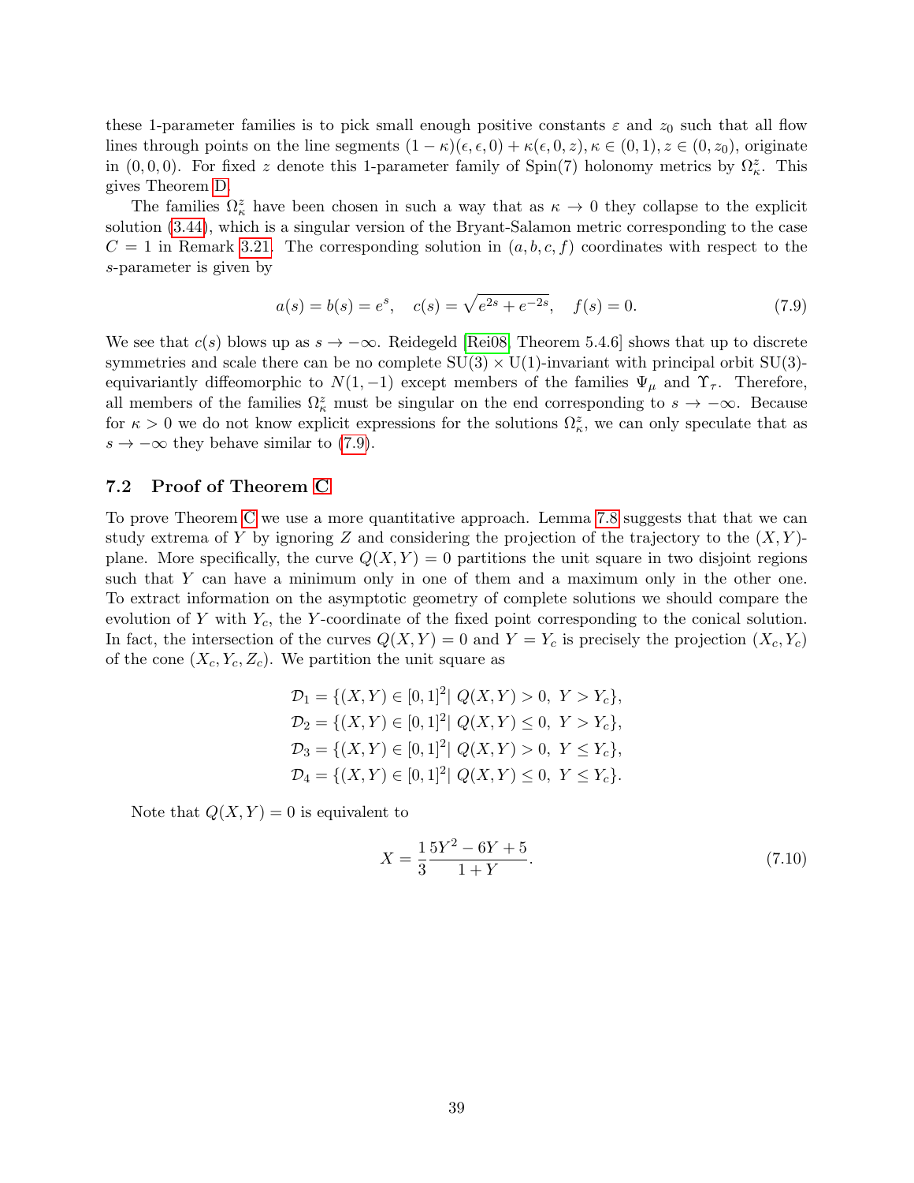these 1-parameter families is to pick small enough positive constants $\varepsilon$ and $z_0$ such that all flow lines through points on the line segments $(1-\kappa)(\epsilon,\epsilon,0)+\kappa(\epsilon,0,z), \kappa \in (0,1), z \in (0,z_0)$, originate in $(0,0,0)$. For fixed $z$ denote this 1-parameter family of Spin(7) holonomy metrics by $\Omega^z_\kappa$. This gives Theorem D.

The families $\Omega^z_\kappa$ have been chosen in such a way that as $\kappa \to 0$ they collapse to the explicit solution (3.44), which is a singular version of the Bryant-Salamon metric corresponding to the case $C = 1$ in Remark 3.21. The corresponding solution in $(a, b, c, f)$ coordinates with respect to the $s$-parameter is given by

$$a(s) = b(s) = e^s, \quad c(s) = \sqrt{e^{2s} + e^{-2s}}, \quad f(s) = 0. \tag{7.9}$$

We see that $c(s)$ blows up as $s \to -\infty$. Reidegeld [Rei08, Theorem 5.4.6] shows that up to discrete symmetries and scale there can be no complete $\mathrm{SU}(3) \times \mathrm{U}(1)$-invariant with principal orbit $\mathrm{SU}(3)$-equivariantly diffeomorphic to $N(1,-1)$ except members of the families $\Psi_\mu$ and $\Upsilon_\tau$. Therefore, all members of the families $\Omega^z_\kappa$ must be singular on the end corresponding to $s \to -\infty$. Because for $\kappa > 0$ we do not know explicit expressions for the solutions $\Omega^z_\kappa$, we can only speculate that as $s \to -\infty$ they behave similar to (7.9).

## 7.2 Proof of Theorem C

To prove Theorem C we use a more quantitative approach. Lemma 7.8 suggests that that we can study extrema of $Y$ by ignoring $Z$ and considering the projection of the trajectory to the $(X, Y)$-plane. More specifically, the curve $Q(X, Y) = 0$ partitions the unit square in two disjoint regions such that $Y$ can have a minimum only in one of them and a maximum only in the other one. To extract information on the asymptotic geometry of complete solutions we should compare the evolution of $Y$ with $Y_c$, the $Y$-coordinate of the fixed point corresponding to the conical solution. In fact, the intersection of the curves $Q(X, Y) = 0$ and $Y = Y_c$ is precisely the projection $(X_c, Y_c)$ of the cone $(X_c, Y_c, Z_c)$. We partition the unit square as

$$\begin{aligned}
\mathcal{D}_1 &= \{(X,Y) \in [0,1]^2 |\ Q(X,Y) > 0,\ Y > Y_c\},\\
\mathcal{D}_2 &= \{(X,Y) \in [0,1]^2 |\ Q(X,Y) \leq 0,\ Y > Y_c\},\\
\mathcal{D}_3 &= \{(X,Y) \in [0,1]^2 |\ Q(X,Y) > 0,\ Y \leq Y_c\},\\
\mathcal{D}_4 &= \{(X,Y) \in [0,1]^2 |\ Q(X,Y) \leq 0,\ Y \leq Y_c\}.
\end{aligned}$$

Note that $Q(X, Y) = 0$ is equivalent to

$$X = \frac{1}{3}\frac{5Y^2 - 6Y + 5}{1 + Y}. \tag{7.10}$$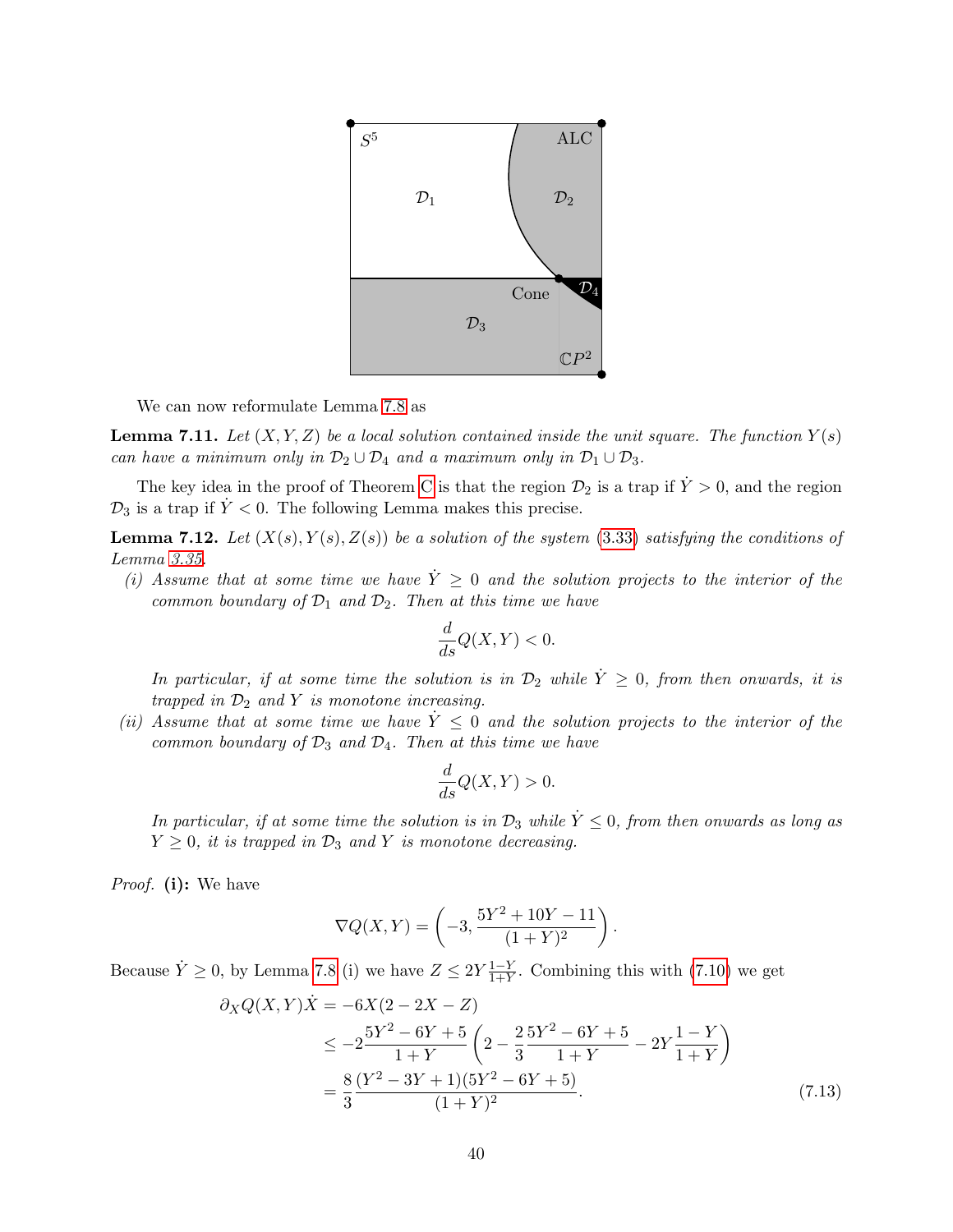We can now reformulate Lemma 7.8 as

**Lemma 7.11.** *Let $(X, Y, Z)$ be a local solution contained inside the unit square. The function $Y(s)$ can have a minimum only in $\mathcal{D}_2 \cup \mathcal{D}_4$ and a maximum only in $\mathcal{D}_1 \cup \mathcal{D}_3$.*

The key idea in the proof of Theorem C is that the region $\mathcal{D}_2$ is a trap if $\dot{Y} > 0$, and the region $\mathcal{D}_3$ is a trap if $\dot{Y} < 0$. The following Lemma makes this precise.

**Lemma 7.12.** *Let $(X(s), Y(s), Z(s))$ be a solution of the system (3.33) satisfying the conditions of Lemma 3.35.*

*(i) Assume that at some time we have $\dot{Y} \geq 0$ and the solution projects to the interior of the common boundary of $\mathcal{D}_1$ and $\mathcal{D}_2$. Then at this time we have*

$$\frac{d}{ds} Q(X, Y) < 0.$$

*In particular, if at some time the solution is in $\mathcal{D}_2$ while $\dot{Y} \geq 0$, from then onwards, it is trapped in $\mathcal{D}_2$ and $Y$ is monotone increasing.*

*(ii) Assume that at some time we have $\dot{Y} \leq 0$ and the solution projects to the interior of the common boundary of $\mathcal{D}_3$ and $\mathcal{D}_4$. Then at this time we have*

$$\frac{d}{ds} Q(X, Y) > 0.$$

*In particular, if at some time the solution is in $\mathcal{D}_3$ while $\dot{Y} \leq 0$, from then onwards as long as $Y \geq 0$, it is trapped in $\mathcal{D}_3$ and $Y$ is monotone decreasing.*

*Proof.* **(i):** We have

$$\nabla Q(X, Y) = \left( -3, \frac{5Y^2 + 10Y - 11}{(1+Y)^2} \right).$$

Because $\dot{Y} \geq 0$, by Lemma 7.8 (i) we have $Z \leq 2Y \frac{1-Y}{1+Y}$. Combining this with (7.10) we get

$$\begin{aligned}
\partial_X Q(X, Y) \dot{X} &= -6X(2 - 2X - Z) \\
&\leq -2 \frac{5Y^2 - 6Y + 5}{1+Y} \left( 2 - \frac{2}{3} \frac{5Y^2 - 6Y + 5}{1+Y} - 2Y \frac{1-Y}{1+Y} \right) \\
&= \frac{8}{3} \frac{(Y^2 - 3Y + 1)(5Y^2 - 6Y + 5)}{(1+Y)^2}.
\end{aligned} \tag{7.13}$$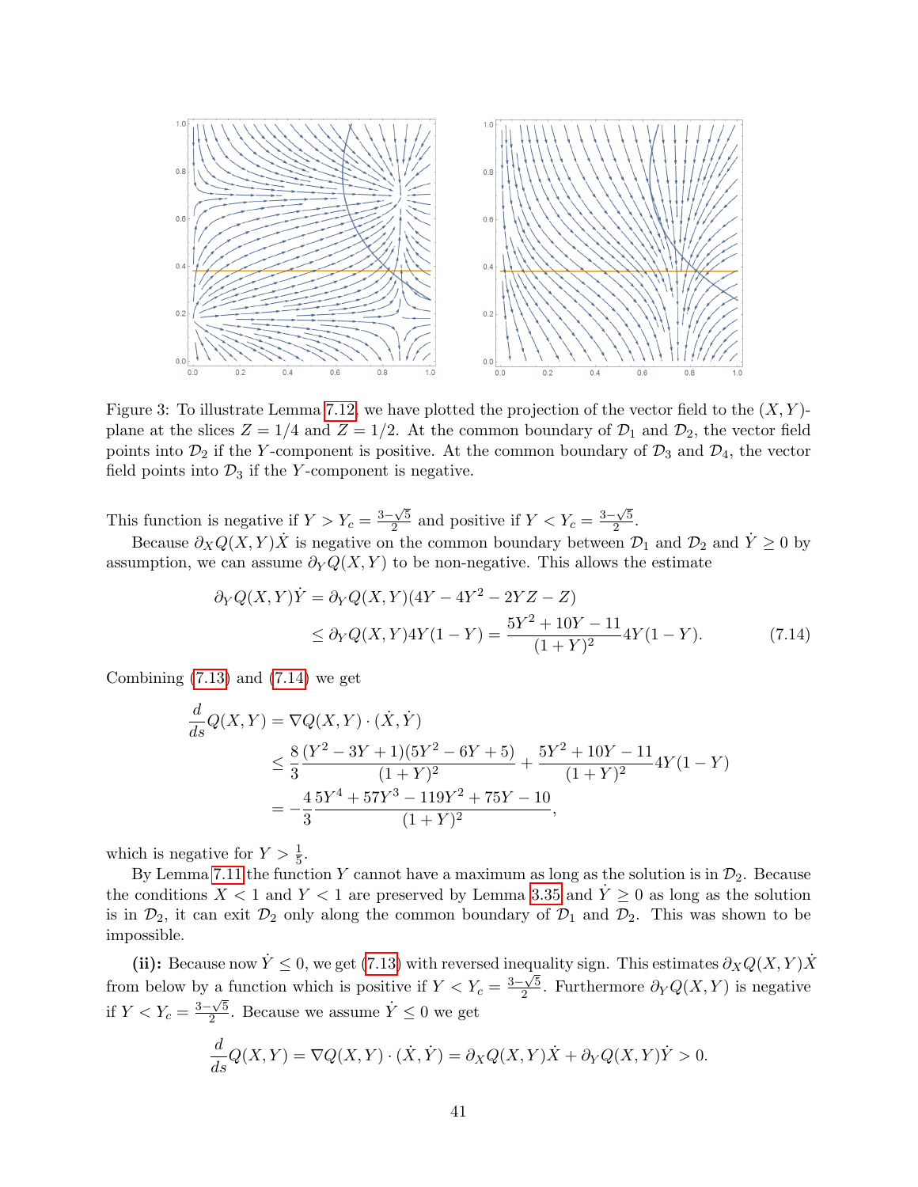Figure 3: To illustrate Lemma 7.12, we have plotted the projection of the vector field to the $(X, Y)$-plane at the slices $Z = 1/4$ and $Z = 1/2$. At the common boundary of $\mathcal{D}_1$ and $\mathcal{D}_2$, the vector field points into $\mathcal{D}_2$ if the $Y$-component is positive. At the common boundary of $\mathcal{D}_3$ and $\mathcal{D}_4$, the vector field points into $\mathcal{D}_3$ if the $Y$-component is negative.

This function is negative if $Y > Y_c = \frac{3-\sqrt{5}}{2}$ and positive if $Y < Y_c = \frac{3-\sqrt{5}}{2}$.

Because $\partial_X Q(X,Y)\dot{X}$ is negative on the common boundary between $\mathcal{D}_1$ and $\mathcal{D}_2$ and $\dot{Y} \geq 0$ by assumption, we can assume $\partial_Y Q(X,Y)$ to be non-negative. This allows the estimate

$$
\begin{aligned}
\partial_Y Q(X,Y)\dot{Y} &= \partial_Y Q(X,Y)(4Y - 4Y^2 - 2YZ - Z) \\
&\leq \partial_Y Q(X,Y) 4Y(1-Y) = \frac{5Y^2 + 10Y - 11}{(1+Y)^2} 4Y(1-Y). \qquad (7.14)
\end{aligned}
$$

Combining (7.13) and (7.14) we get

$$
\begin{aligned}
\frac{d}{ds} Q(X,Y) &= \nabla Q(X,Y) \cdot (\dot{X}, \dot{Y}) \\
&\leq \frac{8}{3} \frac{(Y^2 - 3Y + 1)(5Y^2 - 6Y + 5)}{(1+Y)^2} + \frac{5Y^2 + 10Y - 11}{(1+Y)^2} 4Y(1-Y) \\
&= -\frac{4}{3} \frac{5Y^4 + 57Y^3 - 119Y^2 + 75Y - 10}{(1+Y)^2},
\end{aligned}
$$

which is negative for $Y > \frac{1}{5}$.

By Lemma 7.11 the function $Y$ cannot have a maximum as long as the solution is in $\mathcal{D}_2$. Because the conditions $X < 1$ and $Y < 1$ are preserved by Lemma 3.35 and $\dot{Y} \geq 0$ as long as the solution is in $\mathcal{D}_2$, it can exit $\mathcal{D}_2$ only along the common boundary of $\mathcal{D}_1$ and $\mathcal{D}_2$. This was shown to be impossible.

**(ii):** Because now $\dot{Y} \leq 0$, we get (7.13) with reversed inequality sign. This estimates $\partial_X Q(X,Y)\dot{X}$ from below by a function which is positive if $Y < Y_c = \frac{3-\sqrt{5}}{2}$. Furthermore $\partial_Y Q(X,Y)$ is negative if $Y < Y_c = \frac{3-\sqrt{5}}{2}$. Because we assume $\dot{Y} \leq 0$ we get

$$
\frac{d}{ds} Q(X,Y) = \nabla Q(X,Y) \cdot (\dot{X}, \dot{Y}) = \partial_X Q(X,Y)\dot{X} + \partial_Y Q(X,Y)\dot{Y} > 0.
$$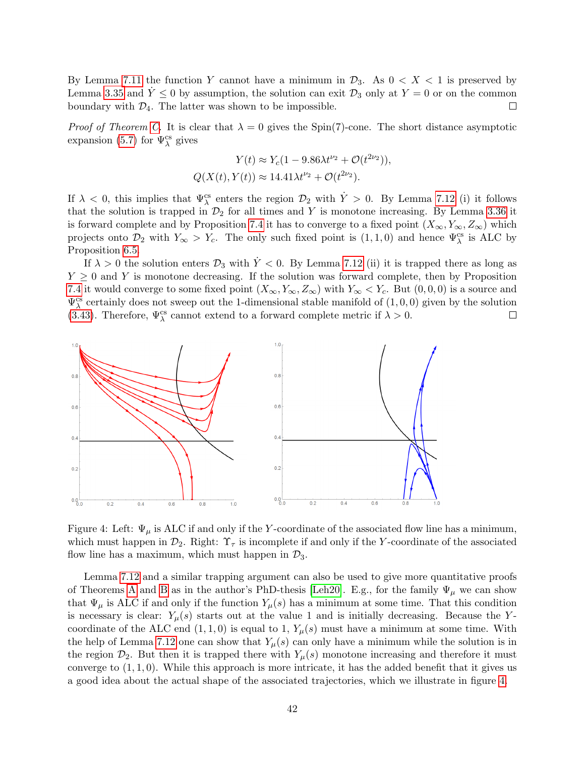By Lemma 7.11 the function $Y$ cannot have a minimum in $\mathcal{D}_3$. As $0 < X < 1$ is preserved by Lemma 3.35 and $\dot{Y} \leq 0$ by assumption, the solution can exit $\mathcal{D}_3$ only at $Y = 0$ or on the common boundary with $\mathcal{D}_4$. The latter was shown to be impossible. $\square$

*Proof of Theorem C.* It is clear that $\lambda = 0$ gives the Spin(7)-cone. The short distance asymptotic expansion (5.7) for $\Psi^{\text{cs}}_\lambda$ gives

$$Y(t) \approx Y_c(1 - 9.86\lambda t^{\nu_2} + \mathcal{O}(t^{2\nu_2})),$$
$$Q(X(t), Y(t)) \approx 14.41\lambda t^{\nu_2} + \mathcal{O}(t^{2\nu_2}).$$

If $\lambda < 0$, this implies that $\Psi^{\text{cs}}_\lambda$ enters the region $\mathcal{D}_2$ with $\dot{Y} > 0$. By Lemma 7.12 (i) it follows that the solution is trapped in $\mathcal{D}_2$ for all times and $Y$ is monotone increasing. By Lemma 3.36 it is forward complete and by Proposition 7.4 it has to converge to a fixed point $(X_\infty, Y_\infty, Z_\infty)$ which projects onto $\mathcal{D}_2$ with $Y_\infty > Y_c$. The only such fixed point is $(1, 1, 0)$ and hence $\Psi^{\text{cs}}_\lambda$ is ALC by Proposition 6.5.

If $\lambda > 0$ the solution enters $\mathcal{D}_3$ with $\dot{Y} < 0$. By Lemma 7.12 (ii) it is trapped there as long as $Y \geq 0$ and $Y$ is monotone decreasing. If the solution was forward complete, then by Proposition 7.4 it would converge to some fixed point $(X_\infty, Y_\infty, Z_\infty)$ with $Y_\infty < Y_c$. But $(0, 0, 0)$ is a source and $\Psi^{\text{cs}}_\lambda$ certainly does not sweep out the 1-dimensional stable manifold of $(1, 0, 0)$ given by the solution (3.43). Therefore, $\Psi^{\text{cs}}_\lambda$ cannot extend to a forward complete metric if $\lambda > 0$. $\square$

Figure 4: Left: $\Psi_\mu$ is ALC if and only if the $Y$-coordinate of the associated flow line has a minimum, which must happen in $\mathcal{D}_2$. Right: $\Upsilon_\tau$ is incomplete if and only if the $Y$-coordinate of the associated flow line has a maximum, which must happen in $\mathcal{D}_3$.

Lemma 7.12 and a similar trapping argument can also be used to give more quantitative proofs of Theorems A and B as in the author's PhD-thesis [Leh20]. E.g., for the family $\Psi_\mu$ we can show that $\Psi_\mu$ is ALC if and only if the function $Y_\mu(s)$ has a minimum at some time. That this condition is necessary is clear: $Y_\mu(s)$ starts out at the value 1 and is initially decreasing. Because the $Y$-coordinate of the ALC end $(1, 1, 0)$ is equal to 1, $Y_\mu(s)$ must have a minimum at some time. With the help of Lemma 7.12 one can show that $Y_\mu(s)$ can only have a minimum while the solution is in the region $\mathcal{D}_2$. But then it is trapped there with $Y_\mu(s)$ monotone increasing and therefore it must converge to $(1, 1, 0)$. While this approach is more intricate, it has the added benefit that it gives us a good idea about the actual shape of the associated trajectories, which we illustrate in figure 4.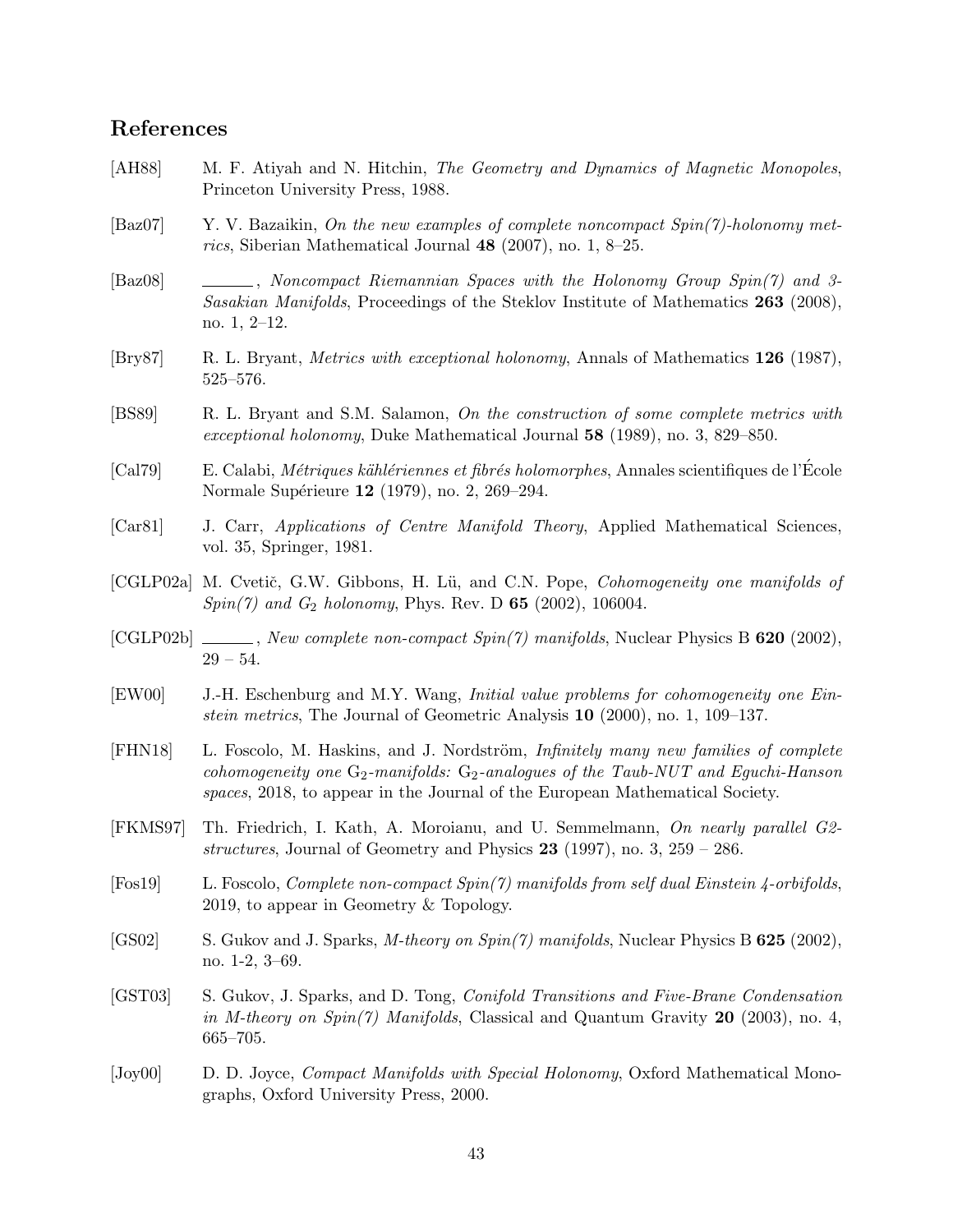## References

[AH88] M. F. Atiyah and N. Hitchin, *The Geometry and Dynamics of Magnetic Monopoles*, Princeton University Press, 1988.

[Baz07] Y. V. Bazaikin, *On the new examples of complete noncompact Spin(7)-holonomy metrics*, Siberian Mathematical Journal **48** (2007), no. 1, 8–25.

[Baz08] ______, *Noncompact Riemannian Spaces with the Holonomy Group Spin(7) and 3-Sasakian Manifolds*, Proceedings of the Steklov Institute of Mathematics **263** (2008), no. 1, 2–12.

[Bry87] R. L. Bryant, *Metrics with exceptional holonomy*, Annals of Mathematics **126** (1987), 525–576.

[BS89] R. L. Bryant and S.M. Salamon, *On the construction of some complete metrics with exceptional holonomy*, Duke Mathematical Journal **58** (1989), no. 3, 829–850.

[Cal79] E. Calabi, *Métriques kählériennes et fibrés holomorphes*, Annales scientifiques de l'École Normale Supérieure **12** (1979), no. 2, 269–294.

[Car81] J. Carr, *Applications of Centre Manifold Theory*, Applied Mathematical Sciences, vol. 35, Springer, 1981.

[CGLP02a] M. Cvetič, G.W. Gibbons, H. Lü, and C.N. Pope, *Cohomogeneity one manifolds of Spin(7) and $G_2$ holonomy*, Phys. Rev. D **65** (2002), 106004.

[CGLP02b] ______, *New complete non-compact Spin(7) manifolds*, Nuclear Physics B **620** (2002), 29 – 54.

[EW00] J.-H. Eschenburg and M.Y. Wang, *Initial value problems for cohomogeneity one Einstein metrics*, The Journal of Geometric Analysis **10** (2000), no. 1, 109–137.

[FHN18] L. Foscolo, M. Haskins, and J. Nordström, *Infinitely many new families of complete cohomogeneity one $G_2$-manifolds: $G_2$-analogues of the Taub-NUT and Eguchi-Hanson spaces*, 2018, to appear in the Journal of the European Mathematical Society.

[FKMS97] Th. Friedrich, I. Kath, A. Moroianu, and U. Semmelmann, *On nearly parallel G2-structures*, Journal of Geometry and Physics **23** (1997), no. 3, 259 – 286.

[Fos19] L. Foscolo, *Complete non-compact Spin(7) manifolds from self dual Einstein 4-orbifolds*, 2019, to appear in Geometry & Topology.

[GS02] S. Gukov and J. Sparks, *M-theory on Spin(7) manifolds*, Nuclear Physics B **625** (2002), no. 1-2, 3–69.

[GST03] S. Gukov, J. Sparks, and D. Tong, *Conifold Transitions and Five-Brane Condensation in M-theory on Spin(7) Manifolds*, Classical and Quantum Gravity **20** (2003), no. 4, 665–705.

[Joy00] D. D. Joyce, *Compact Manifolds with Special Holonomy*, Oxford Mathematical Monographs, Oxford University Press, 2000.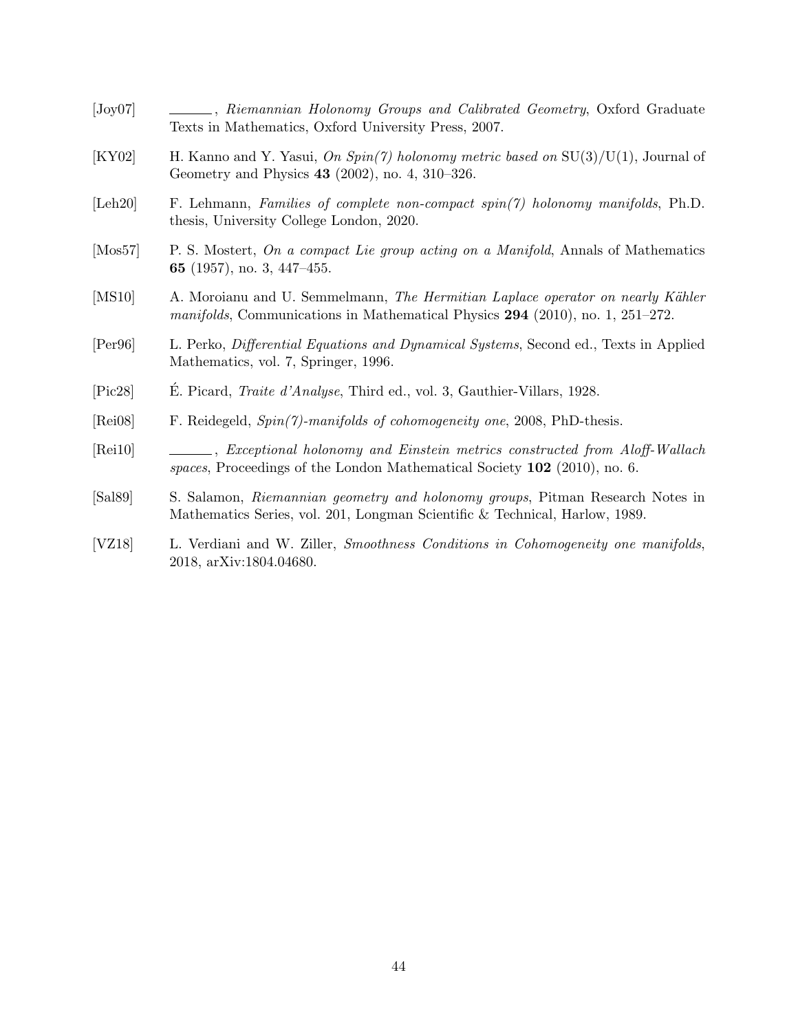[Joy07] ———, *Riemannian Holonomy Groups and Calibrated Geometry*, Oxford Graduate Texts in Mathematics, Oxford University Press, 2007.

[KY02] H. Kanno and Y. Yasui, *On Spin(7) holonomy metric based on* $\mathrm{SU}(3)/\mathrm{U}(1)$, Journal of Geometry and Physics **43** (2002), no. 4, 310–326.

[Leh20] F. Lehmann, *Families of complete non-compact spin(7) holonomy manifolds*, Ph.D. thesis, University College London, 2020.

[Mos57] P. S. Mostert, *On a compact Lie group acting on a Manifold*, Annals of Mathematics **65** (1957), no. 3, 447–455.

[MS10] A. Moroianu and U. Semmelmann, *The Hermitian Laplace operator on nearly Kähler manifolds*, Communications in Mathematical Physics **294** (2010), no. 1, 251–272.

[Per96] L. Perko, *Differential Equations and Dynamical Systems*, Second ed., Texts in Applied Mathematics, vol. 7, Springer, 1996.

[Pic28] É. Picard, *Traite d'Analyse*, Third ed., vol. 3, Gauthier-Villars, 1928.

[Rei08] F. Reidegeld, *Spin(7)-manifolds of cohomogeneity one*, 2008, PhD-thesis.

[Rei10] ———, *Exceptional holonomy and Einstein metrics constructed from Aloff-Wallach spaces*, Proceedings of the London Mathematical Society **102** (2010), no. 6.

[Sal89] S. Salamon, *Riemannian geometry and holonomy groups*, Pitman Research Notes in Mathematics Series, vol. 201, Longman Scientific & Technical, Harlow, 1989.

[VZ18] L. Verdiani and W. Ziller, *Smoothness Conditions in Cohomogeneity one manifolds*, 2018, arXiv:1804.04680.